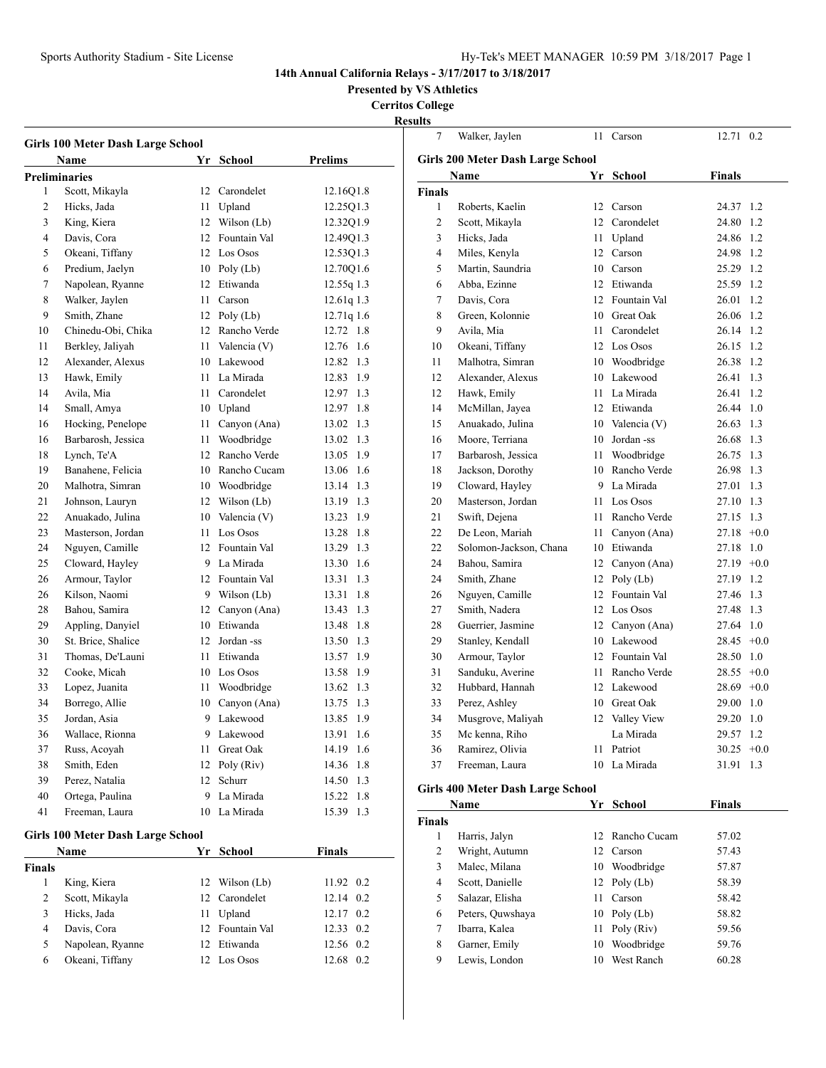**14th Annual California Relays - 3/17/2017 to 3/18/2017**

**Presented by VS Athletics**

**Cerritos College**

**Results**

### Girls 100 Meter Dash Large School

**Preliminaries**

| | Name | Yr | School | Prelims | |
|---|---|---|---|---|---|
| 1 | Scott, Mikayla | 12 | Carondelet | 12.16Q | 1.8 |
| 2 | Hicks, Jada | 11 | Upland | 12.25Q | 1.3 |
| 3 | King, Kiera | 12 | Wilson (Lb) | 12.32Q | 1.9 |
| 4 | Davis, Cora | 12 | Fountain Val | 12.49Q | 1.3 |
| 5 | Okeani, Tiffany | 12 | Los Osos | 12.53Q | 1.3 |
| 6 | Predium, Jaelyn | 10 | Poly (Lb) | 12.70Q | 1.6 |
| 7 | Napolean, Ryanne | 12 | Etiwanda | 12.55q | 1.3 |
| 8 | Walker, Jaylen | 11 | Carson | 12.61q | 1.3 |
| 9 | Smith, Zhane | 12 | Poly (Lb) | 12.71q | 1.6 |
| 10 | Chinedu-Obi, Chika | 12 | Rancho Verde | 12.72 | 1.8 |
| 11 | Berkley, Jaliyah | 11 | Valencia (V) | 12.76 | 1.6 |
| 12 | Alexander, Alexus | 10 | Lakewood | 12.82 | 1.3 |
| 13 | Hawk, Emily | 11 | La Mirada | 12.83 | 1.9 |
| 14 | Avila, Mia | 11 | Carondelet | 12.97 | 1.3 |
| 14 | Small, Amya | 10 | Upland | 12.97 | 1.8 |
| 16 | Hocking, Penelope | 11 | Canyon (Ana) | 13.02 | 1.3 |
| 16 | Barbarosh, Jessica | 11 | Woodbridge | 13.02 | 1.3 |
| 18 | Lynch, Te'A | 12 | Rancho Verde | 13.05 | 1.9 |
| 19 | Banahene, Felicia | 10 | Rancho Cucam | 13.06 | 1.6 |
| 20 | Malhotra, Simran | 10 | Woodbridge | 13.14 | 1.3 |
| 21 | Johnson, Lauryn | 12 | Wilson (Lb) | 13.19 | 1.3 |
| 22 | Anuakado, Julina | 10 | Valencia (V) | 13.23 | 1.9 |
| 23 | Masterson, Jordan | 11 | Los Osos | 13.28 | 1.8 |
| 24 | Nguyen, Camille | 12 | Fountain Val | 13.29 | 1.3 |
| 25 | Cloward, Hayley | 9 | La Mirada | 13.30 | 1.6 |
| 26 | Armour, Taylor | 12 | Fountain Val | 13.31 | 1.3 |
| 26 | Kilson, Naomi | 9 | Wilson (Lb) | 13.31 | 1.8 |
| 28 | Bahou, Samira | 12 | Canyon (Ana) | 13.43 | 1.3 |
| 29 | Appling, Danyiel | 10 | Etiwanda | 13.48 | 1.8 |
| 30 | St. Brice, Shalice | 12 | Jordan -ss | 13.50 | 1.3 |
| 31 | Thomas, De'Launi | 11 | Etiwanda | 13.57 | 1.9 |
| 32 | Cooke, Micah | 10 | Los Osos | 13.58 | 1.9 |
| 33 | Lopez, Juanita | 11 | Woodbridge | 13.62 | 1.3 |
| 34 | Borrego, Allie | 10 | Canyon (Ana) | 13.75 | 1.3 |
| 35 | Jordan, Asia | 9 | Lakewood | 13.85 | 1.9 |
| 36 | Wallace, Rionna | 9 | Lakewood | 13.91 | 1.6 |
| 37 | Russ, Acoyah | 11 | Great Oak | 14.19 | 1.6 |
| 38 | Smith, Eden | 12 | Poly (Riv) | 14.36 | 1.8 |
| 39 | Perez, Natalia | 12 | Schurr | 14.50 | 1.3 |
| 40 | Ortega, Paulina | 9 | La Mirada | 15.22 | 1.8 |
| 41 | Freeman, Laura | 10 | La Mirada | 15.39 | 1.3 |

### Girls 100 Meter Dash Large School

**Finals**

| | Name | Yr | School | Finals | |
|---|---|---|---|---|---|
| 1 | King, Kiera | 12 | Wilson (Lb) | 11.92 | 0.2 |
| 2 | Scott, Mikayla | 12 | Carondelet | 12.14 | 0.2 |
| 3 | Hicks, Jada | 11 | Upland | 12.17 | 0.2 |
| 4 | Davis, Cora | 12 | Fountain Val | 12.33 | 0.2 |
| 5 | Napolean, Ryanne | 12 | Etiwanda | 12.56 | 0.2 |
| 6 | Okeani, Tiffany | 12 | Los Osos | 12.68 | 0.2 |
| 7 | Walker, Jaylen | 11 | Carson | 12.71 | 0.2 |

### Girls 200 Meter Dash Large School

**Finals**

| | Name | Yr | School | Finals | |
|---|---|---|---|---|---|
| 1 | Roberts, Kaelin | 12 | Carson | 24.37 | 1.2 |
| 2 | Scott, Mikayla | 12 | Carondelet | 24.80 | 1.2 |
| 3 | Hicks, Jada | 11 | Upland | 24.86 | 1.2 |
| 4 | Miles, Kenyla | 12 | Carson | 24.98 | 1.2 |
| 5 | Martin, Saundria | 10 | Carson | 25.29 | 1.2 |
| 6 | Abba, Ezinne | 12 | Etiwanda | 25.59 | 1.2 |
| 7 | Davis, Cora | 12 | Fountain Val | 26.01 | 1.2 |
| 8 | Green, Kolonnie | 10 | Great Oak | 26.06 | 1.2 |
| 9 | Avila, Mia | 11 | Carondelet | 26.14 | 1.2 |
| 10 | Okeani, Tiffany | 12 | Los Osos | 26.15 | 1.2 |
| 11 | Malhotra, Simran | 10 | Woodbridge | 26.38 | 1.2 |
| 12 | Alexander, Alexus | 10 | Lakewood | 26.41 | 1.3 |
| 12 | Hawk, Emily | 11 | La Mirada | 26.41 | 1.2 |
| 14 | McMillan, Jayea | 12 | Etiwanda | 26.44 | 1.0 |
| 15 | Anuakado, Julina | 10 | Valencia (V) | 26.63 | 1.3 |
| 16 | Moore, Terriana | 10 | Jordan -ss | 26.68 | 1.3 |
| 17 | Barbarosh, Jessica | 11 | Woodbridge | 26.75 | 1.3 |
| 18 | Jackson, Dorothy | 10 | Rancho Verde | 26.98 | 1.3 |
| 19 | Cloward, Hayley | 9 | La Mirada | 27.01 | 1.3 |
| 20 | Masterson, Jordan | 11 | Los Osos | 27.10 | 1.3 |
| 21 | Swift, Dejena | 11 | Rancho Verde | 27.15 | 1.3 |
| 22 | De Leon, Mariah | 11 | Canyon (Ana) | 27.18 | +0.0 |
| 22 | Solomon-Jackson, Chana | 10 | Etiwanda | 27.18 | 1.0 |
| 24 | Bahou, Samira | 12 | Canyon (Ana) | 27.19 | +0.0 |
| 24 | Smith, Zhane | 12 | Poly (Lb) | 27.19 | 1.2 |
| 26 | Nguyen, Camille | 12 | Fountain Val | 27.46 | 1.3 |
| 27 | Smith, Nadera | 12 | Los Osos | 27.48 | 1.3 |
| 28 | Guerrier, Jasmine | 12 | Canyon (Ana) | 27.64 | 1.0 |
| 29 | Stanley, Kendall | 10 | Lakewood | 28.45 | +0.0 |
| 30 | Armour, Taylor | 12 | Fountain Val | 28.50 | 1.0 |
| 31 | Sanduku, Averine | 11 | Rancho Verde | 28.55 | +0.0 |
| 32 | Hubbard, Hannah | 12 | Lakewood | 28.69 | +0.0 |
| 33 | Perez, Ashley | 10 | Great Oak | 29.00 | 1.0 |
| 34 | Musgrove, Maliyah | 12 | Valley View | 29.20 | 1.0 |
| 35 | Mc kenna, Riho | | La Mirada | 29.57 | 1.2 |
| 36 | Ramirez, Olivia | 11 | Patriot | 30.25 | +0.0 |
| 37 | Freeman, Laura | 10 | La Mirada | 31.91 | 1.3 |

### Girls 400 Meter Dash Large School

**Finals**

| | Name | Yr | School | Finals |
|---|---|---|---|---|
| 1 | Harris, Jalyn | 12 | Rancho Cucam | 57.02 |
| 2 | Wright, Autumn | 12 | Carson | 57.43 |
| 3 | Malec, Milana | 10 | Woodbridge | 57.87 |
| 4 | Scott, Danielle | 12 | Poly (Lb) | 58.39 |
| 5 | Salazar, Elisha | 11 | Carson | 58.42 |
| 6 | Peters, Quwshaya | 10 | Poly (Lb) | 58.82 |
| 7 | Ibarra, Kalea | 11 | Poly (Riv) | 59.56 |
| 8 | Garner, Emily | 10 | Woodbridge | 59.76 |
| 9 | Lewis, London | 10 | West Ranch | 60.28 |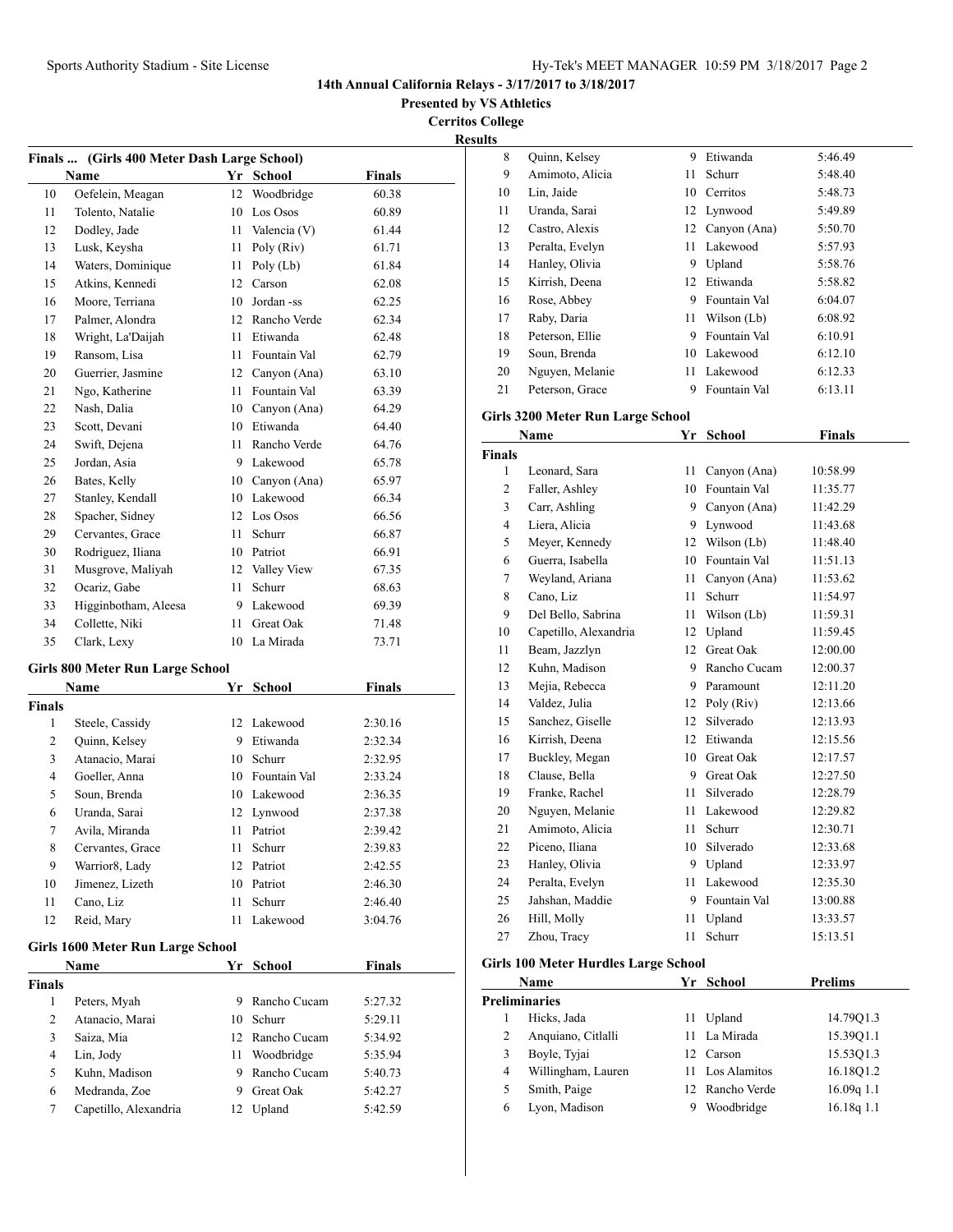**14th Annual California Relays - 3/17/2017 to 3/18/2017**

**Presented by VS Athletics**

**Cerritos College**

**Results**

### Finals ... (Girls 400 Meter Dash Large School)

| | Name | Yr | School | Finals |
|---|---|---|---|---|
| 10 | Oefelein, Meagan | 12 | Woodbridge | 60.38 |
| 11 | Tolento, Natalie | 10 | Los Osos | 60.89 |
| 12 | Dodley, Jade | 11 | Valencia (V) | 61.44 |
| 13 | Lusk, Keysha | 11 | Poly (Riv) | 61.71 |
| 14 | Waters, Dominique | 11 | Poly (Lb) | 61.84 |
| 15 | Atkins, Kennedi | 12 | Carson | 62.08 |
| 16 | Moore, Terriana | 10 | Jordan -ss | 62.25 |
| 17 | Palmer, Alondra | 12 | Rancho Verde | 62.34 |
| 18 | Wright, La'Daijah | 11 | Etiwanda | 62.48 |
| 19 | Ransom, Lisa | 11 | Fountain Val | 62.79 |
| 20 | Guerrier, Jasmine | 12 | Canyon (Ana) | 63.10 |
| 21 | Ngo, Katherine | 11 | Fountain Val | 63.39 |
| 22 | Nash, Dalia | 10 | Canyon (Ana) | 64.29 |
| 23 | Scott, Devani | 10 | Etiwanda | 64.40 |
| 24 | Swift, Dejena | 11 | Rancho Verde | 64.76 |
| 25 | Jordan, Asia | 9 | Lakewood | 65.78 |
| 26 | Bates, Kelly | 10 | Canyon (Ana) | 65.97 |
| 27 | Stanley, Kendall | 10 | Lakewood | 66.34 |
| 28 | Spacher, Sidney | 12 | Los Osos | 66.56 |
| 29 | Cervantes, Grace | 11 | Schurr | 66.87 |
| 30 | Rodriguez, Iliana | 10 | Patriot | 66.91 |
| 31 | Musgrove, Maliyah | 12 | Valley View | 67.35 |
| 32 | Ocariz, Gabe | 11 | Schurr | 68.63 |
| 33 | Higginbotham, Aleesa | 9 | Lakewood | 69.39 |
| 34 | Collette, Niki | 11 | Great Oak | 71.48 |
| 35 | Clark, Lexy | 10 | La Mirada | 73.71 |

### Girls 800 Meter Run Large School

| | Name | Yr | School | Finals |
|---|---|---|---|---|
| **Finals** | | | | |
| 1 | Steele, Cassidy | 12 | Lakewood | 2:30.16 |
| 2 | Quinn, Kelsey | 9 | Etiwanda | 2:32.34 |
| 3 | Atanacio, Marai | 10 | Schurr | 2:32.95 |
| 4 | Goeller, Anna | 10 | Fountain Val | 2:33.24 |
| 5 | Soun, Brenda | 10 | Lakewood | 2:36.35 |
| 6 | Uranda, Sarai | 12 | Lynwood | 2:37.38 |
| 7 | Avila, Miranda | 11 | Patriot | 2:39.42 |
| 8 | Cervantes, Grace | 11 | Schurr | 2:39.83 |
| 9 | Warrior8, Lady | 12 | Patriot | 2:42.55 |
| 10 | Jimenez, Lizeth | 10 | Patriot | 2:46.30 |
| 11 | Cano, Liz | 11 | Schurr | 2:46.40 |
| 12 | Reid, Mary | 11 | Lakewood | 3:04.76 |

### Girls 1600 Meter Run Large School

| | Name | Yr | School | Finals |
|---|---|---|---|---|
| **Finals** | | | | |
| 1 | Peters, Myah | 9 | Rancho Cucam | 5:27.32 |
| 2 | Atanacio, Marai | 10 | Schurr | 5:29.11 |
| 3 | Saiza, Mia | 12 | Rancho Cucam | 5:34.92 |
| 4 | Lin, Jody | 11 | Woodbridge | 5:35.94 |
| 5 | Kuhn, Madison | 9 | Rancho Cucam | 5:40.73 |
| 6 | Medranda, Zoe | 9 | Great Oak | 5:42.27 |
| 7 | Capetillo, Alexandria | 12 | Upland | 5:42.59 |
| 8 | Quinn, Kelsey | 9 | Etiwanda | 5:46.49 |
| 9 | Amimoto, Alicia | 11 | Schurr | 5:48.40 |
| 10 | Lin, Jaide | 10 | Cerritos | 5:48.73 |
| 11 | Uranda, Sarai | 12 | Lynwood | 5:49.89 |
| 12 | Castro, Alexis | 12 | Canyon (Ana) | 5:50.70 |
| 13 | Peralta, Evelyn | 11 | Lakewood | 5:57.93 |
| 14 | Hanley, Olivia | 9 | Upland | 5:58.76 |
| 15 | Kirrish, Deena | 12 | Etiwanda | 5:58.82 |
| 16 | Rose, Abbey | 9 | Fountain Val | 6:04.07 |
| 17 | Raby, Daria | 11 | Wilson (Lb) | 6:08.92 |
| 18 | Peterson, Ellie | 9 | Fountain Val | 6:10.91 |
| 19 | Soun, Brenda | 10 | Lakewood | 6:12.10 |
| 20 | Nguyen, Melanie | 11 | Lakewood | 6:12.33 |
| 21 | Peterson, Grace | 9 | Fountain Val | 6:13.11 |

### Girls 3200 Meter Run Large School

| | Name | Yr | School | Finals |
|---|---|---|---|---|
| **Finals** | | | | |
| 1 | Leonard, Sara | 11 | Canyon (Ana) | 10:58.99 |
| 2 | Faller, Ashley | 10 | Fountain Val | 11:35.77 |
| 3 | Carr, Ashling | 9 | Canyon (Ana) | 11:42.29 |
| 4 | Liera, Alicia | 9 | Lynwood | 11:43.68 |
| 5 | Meyer, Kennedy | 12 | Wilson (Lb) | 11:48.40 |
| 6 | Guerra, Isabella | 10 | Fountain Val | 11:51.13 |
| 7 | Weyland, Ariana | 11 | Canyon (Ana) | 11:53.62 |
| 8 | Cano, Liz | 11 | Schurr | 11:54.97 |
| 9 | Del Bello, Sabrina | 11 | Wilson (Lb) | 11:59.31 |
| 10 | Capetillo, Alexandria | 12 | Upland | 11:59.45 |
| 11 | Beam, Jazzlyn | 12 | Great Oak | 12:00.00 |
| 12 | Kuhn, Madison | 9 | Rancho Cucam | 12:00.37 |
| 13 | Mejia, Rebecca | 9 | Paramount | 12:11.20 |
| 14 | Valdez, Julia | 12 | Poly (Riv) | 12:13.66 |
| 15 | Sanchez, Giselle | 12 | Silverado | 12:13.93 |
| 16 | Kirrish, Deena | 12 | Etiwanda | 12:15.56 |
| 17 | Buckley, Megan | 10 | Great Oak | 12:17.57 |
| 18 | Clause, Bella | 9 | Great Oak | 12:27.50 |
| 19 | Franke, Rachel | 11 | Silverado | 12:28.79 |
| 20 | Nguyen, Melanie | 11 | Lakewood | 12:29.82 |
| 21 | Amimoto, Alicia | 11 | Schurr | 12:30.71 |
| 22 | Piceno, Iliana | 10 | Silverado | 12:33.68 |
| 23 | Hanley, Olivia | 9 | Upland | 12:33.97 |
| 24 | Peralta, Evelyn | 11 | Lakewood | 12:35.30 |
| 25 | Jahshan, Maddie | 9 | Fountain Val | 13:00.88 |
| 26 | Hill, Molly | 11 | Upland | 13:33.57 |
| 27 | Zhou, Tracy | 11 | Schurr | 15:13.51 |

### Girls 100 Meter Hurdles Large School

| | Name | Yr | School | Prelims |
|---|---|---|---|---|
| **Preliminaries** | | | | |
| 1 | Hicks, Jada | 11 | Upland | 14.79Q1.3 |
| 2 | Anquiano, Citlalli | 11 | La Mirada | 15.39Q1.1 |
| 3 | Boyle, Tyjai | 12 | Carson | 15.53Q1.3 |
| 4 | Willingham, Lauren | 11 | Los Alamitos | 16.18Q1.2 |
| 5 | Smith, Paige | 12 | Rancho Verde | 16.09q 1.1 |
| 6 | Lyon, Madison | 9 | Woodbridge | 16.18q 1.1 |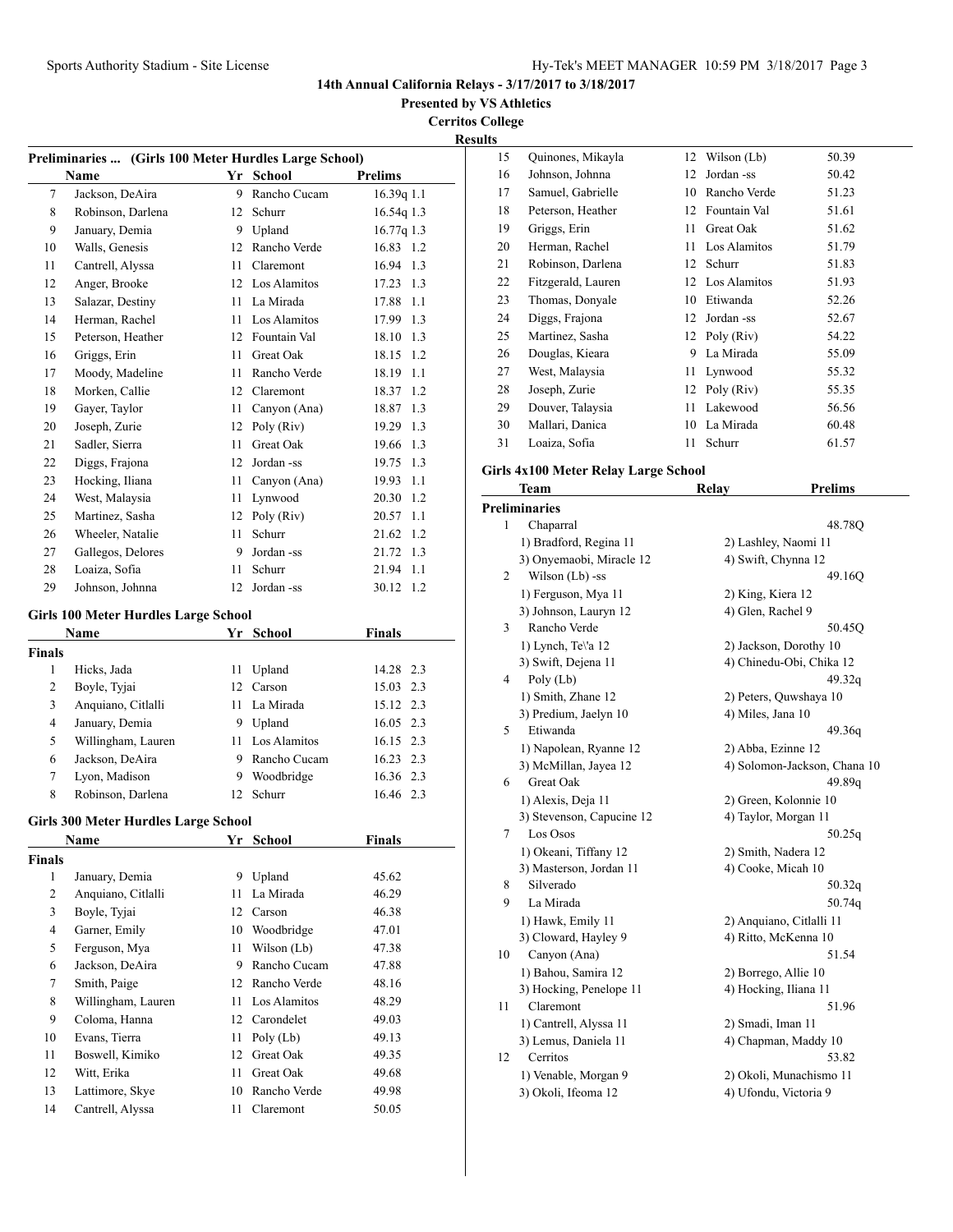# 14th Annual California Relays - 3/17/2017 to 3/18/2017

**Presented by VS Athletics**

**Cerritos College**

**Results**

### Preliminaries ... (Girls 100 Meter Hurdles Large School)

| | Name | Yr | School | Prelims | |
|---|---|---|---|---|---|
| 7 | Jackson, DeAira | 9 | Rancho Cucam | 16.39q | 1.1 |
| 8 | Robinson, Darlena | 12 | Schurr | 16.54q | 1.3 |
| 9 | January, Demia | 9 | Upland | 16.77q | 1.3 |
| 10 | Walls, Genesis | 12 | Rancho Verde | 16.83 | 1.2 |
| 11 | Cantrell, Alyssa | 11 | Claremont | 16.94 | 1.3 |
| 12 | Anger, Brooke | 12 | Los Alamitos | 17.23 | 1.3 |
| 13 | Salazar, Destiny | 11 | La Mirada | 17.88 | 1.1 |
| 14 | Herman, Rachel | 11 | Los Alamitos | 17.99 | 1.3 |
| 15 | Peterson, Heather | 12 | Fountain Val | 18.10 | 1.3 |
| 16 | Griggs, Erin | 11 | Great Oak | 18.15 | 1.2 |
| 17 | Moody, Madeline | 11 | Rancho Verde | 18.19 | 1.1 |
| 18 | Morken, Callie | 12 | Claremont | 18.37 | 1.2 |
| 19 | Gayer, Taylor | 11 | Canyon (Ana) | 18.87 | 1.3 |
| 20 | Joseph, Zurie | 12 | Poly (Riv) | 19.29 | 1.3 |
| 21 | Sadler, Sierra | 11 | Great Oak | 19.66 | 1.3 |
| 22 | Diggs, Frajona | 12 | Jordan -ss | 19.75 | 1.3 |
| 23 | Hocking, Iliana | 11 | Canyon (Ana) | 19.93 | 1.1 |
| 24 | West, Malaysia | 11 | Lynwood | 20.30 | 1.2 |
| 25 | Martinez, Sasha | 12 | Poly (Riv) | 20.57 | 1.1 |
| 26 | Wheeler, Natalie | 11 | Schurr | 21.62 | 1.2 |
| 27 | Gallegos, Delores | 9 | Jordan -ss | 21.72 | 1.3 |
| 28 | Loaiza, Sofia | 11 | Schurr | 21.94 | 1.1 |
| 29 | Johnson, Johnna | 12 | Jordan -ss | 30.12 | 1.2 |

### Girls 100 Meter Hurdles Large School

| | Name | Yr | School | Finals | |
|---|---|---|---|---|---|
| **Finals** | | | | | |
| 1 | Hicks, Jada | 11 | Upland | 14.28 | 2.3 |
| 2 | Boyle, Tyjai | 12 | Carson | 15.03 | 2.3 |
| 3 | Anquiano, Citlalli | 11 | La Mirada | 15.12 | 2.3 |
| 4 | January, Demia | 9 | Upland | 16.05 | 2.3 |
| 5 | Willingham, Lauren | 11 | Los Alamitos | 16.15 | 2.3 |
| 6 | Jackson, DeAira | 9 | Rancho Cucam | 16.23 | 2.3 |
| 7 | Lyon, Madison | 9 | Woodbridge | 16.36 | 2.3 |
| 8 | Robinson, Darlena | 12 | Schurr | 16.46 | 2.3 |

### Girls 300 Meter Hurdles Large School

| | Name | Yr | School | Finals |
|---|---|---|---|---|
| **Finals** | | | | |
| 1 | January, Demia | 9 | Upland | 45.62 |
| 2 | Anquiano, Citlalli | 11 | La Mirada | 46.29 |
| 3 | Boyle, Tyjai | 12 | Carson | 46.38 |
| 4 | Garner, Emily | 10 | Woodbridge | 47.01 |
| 5 | Ferguson, Mya | 11 | Wilson (Lb) | 47.38 |
| 6 | Jackson, DeAira | 9 | Rancho Cucam | 47.88 |
| 7 | Smith, Paige | 12 | Rancho Verde | 48.16 |
| 8 | Willingham, Lauren | 11 | Los Alamitos | 48.29 |
| 9 | Coloma, Hanna | 12 | Carondelet | 49.03 |
| 10 | Evans, Tierra | 11 | Poly (Lb) | 49.13 |
| 11 | Boswell, Kimiko | 12 | Great Oak | 49.35 |
| 12 | Witt, Erika | 11 | Great Oak | 49.68 |
| 13 | Lattimore, Skye | 10 | Rancho Verde | 49.98 |
| 14 | Cantrell, Alyssa | 11 | Claremont | 50.05 |
| 15 | Quinones, Mikayla | 12 | Wilson (Lb) | 50.39 |
| 16 | Johnson, Johnna | 12 | Jordan -ss | 50.42 |
| 17 | Samuel, Gabrielle | 10 | Rancho Verde | 51.23 |
| 18 | Peterson, Heather | 12 | Fountain Val | 51.61 |
| 19 | Griggs, Erin | 11 | Great Oak | 51.62 |
| 20 | Herman, Rachel | 11 | Los Alamitos | 51.79 |
| 21 | Robinson, Darlena | 12 | Schurr | 51.83 |
| 22 | Fitzgerald, Lauren | 12 | Los Alamitos | 51.93 |
| 23 | Thomas, Donyale | 10 | Etiwanda | 52.26 |
| 24 | Diggs, Frajona | 12 | Jordan -ss | 52.67 |
| 25 | Martinez, Sasha | 12 | Poly (Riv) | 54.22 |
| 26 | Douglas, Kieara | 9 | La Mirada | 55.09 |
| 27 | West, Malaysia | 11 | Lynwood | 55.32 |
| 28 | Joseph, Zurie | 12 | Poly (Riv) | 55.35 |
| 29 | Douver, Talaysia | 11 | Lakewood | 56.56 |
| 30 | Mallari, Danica | 10 | La Mirada | 60.48 |
| 31 | Loaiza, Sofia | 11 | Schurr | 61.57 |

### Girls 4x100 Meter Relay Large School

| | Team | Relay | Prelims |
|---|---|---|---|
| **Preliminaries** | | | |
| 1 | Chaparral | | 48.78Q |
| | 1) Bradford, Regina 11 | 2) Lashley, Naomi 11 | |
| | 3) Onyemaobi, Miracle 12 | 4) Swift, Chynna 12 | |
| 2 | Wilson (Lb) -ss | | 49.16Q |
| | 1) Ferguson, Mya 11 | 2) King, Kiera 12 | |
| | 3) Johnson, Lauryn 12 | 4) Glen, Rachel 9 | |
| 3 | Rancho Verde | | 50.45Q |
| | 1) Lynch, Te\'a 12 | 2) Jackson, Dorothy 10 | |
| | 3) Swift, Dejena 11 | 4) Chinedu-Obi, Chika 12 | |
| 4 | Poly (Lb) | | 49.32q |
| | 1) Smith, Zhane 12 | 2) Peters, Quwshaya 10 | |
| | 3) Predium, Jaelyn 10 | 4) Miles, Jana 10 | |
| 5 | Etiwanda | | 49.36q |
| | 1) Napolean, Ryanne 12 | 2) Abba, Ezinne 12 | |
| | 3) McMillan, Jayea 12 | 4) Solomon-Jackson, Chana 10 | |
| 6 | Great Oak | | 49.89q |
| | 1) Alexis, Deja 11 | 2) Green, Kolonnie 10 | |
| | 3) Stevenson, Capucine 12 | 4) Taylor, Morgan 11 | |
| 7 | Los Osos | | 50.25q |
| | 1) Okeani, Tiffany 12 | 2) Smith, Nadera 12 | |
| | 3) Masterson, Jordan 11 | 4) Cooke, Micah 10 | |
| 8 | Silverado | | 50.32q |
| 9 | La Mirada | | 50.74q |
| | 1) Hawk, Emily 11 | 2) Anquiano, Citlalli 11 | |
| | 3) Cloward, Hayley 9 | 4) Ritto, McKenna 10 | |
| 10 | Canyon (Ana) | | 51.54 |
| | 1) Bahou, Samira 12 | 2) Borrego, Allie 10 | |
| | 3) Hocking, Penelope 11 | 4) Hocking, Iliana 11 | |
| 11 | Claremont | | 51.96 |
| | 1) Cantrell, Alyssa 11 | 2) Smadi, Iman 11 | |
| | 3) Lemus, Daniela 11 | 4) Chapman, Maddy 10 | |
| 12 | Cerritos | | 53.82 |
| | 1) Venable, Morgan 9 | 2) Okoli, Munachismo 11 | |
| | 3) Okoli, Ifeoma 12 | 4) Ufondu, Victoria 9 | |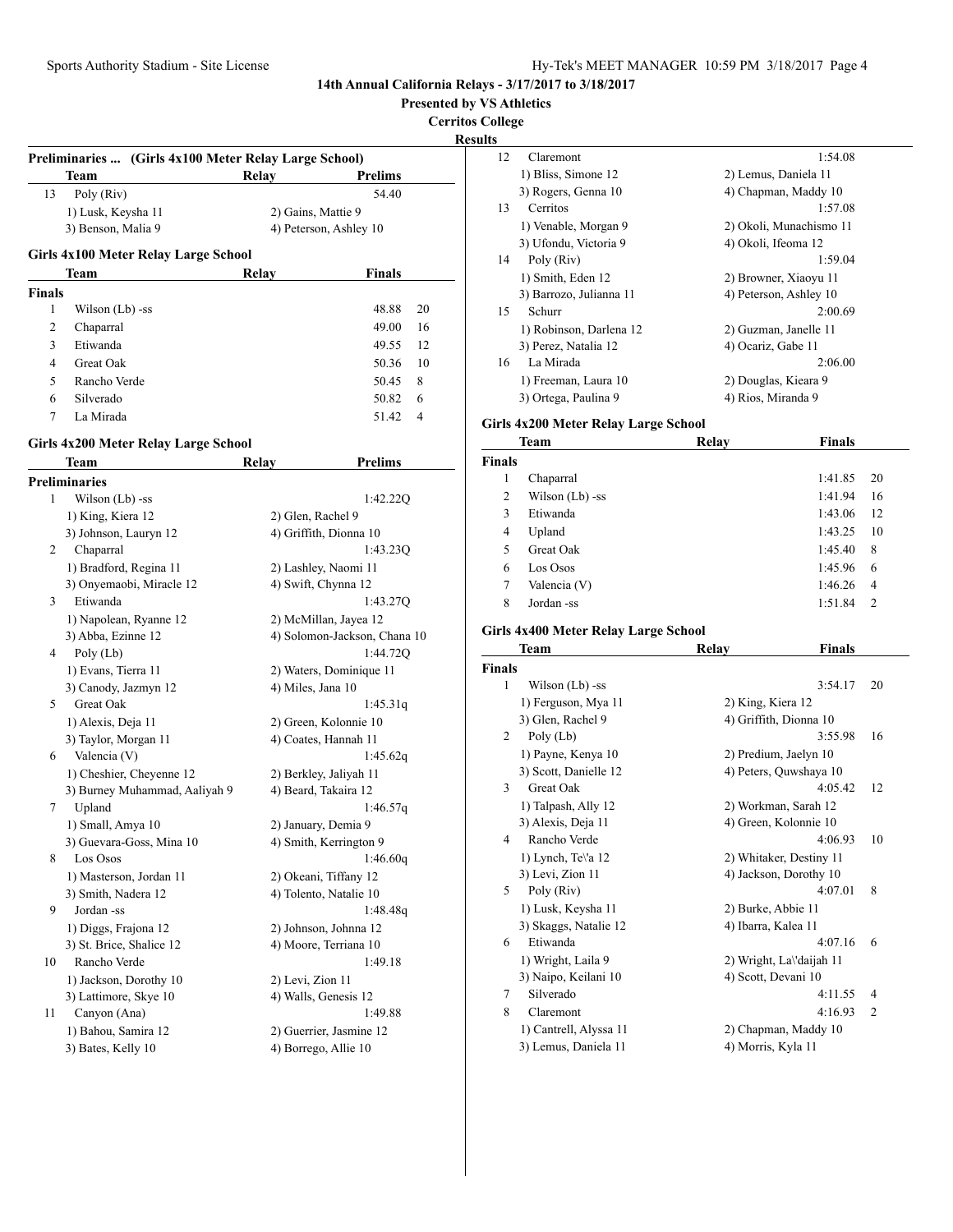14th Annual California Relays - 3/17/2017 to 3/18/2017

Presented by VS Athletics

Cerritos College

Results

### Preliminaries ... (Girls 4x100 Meter Relay Large School)

| | Team | Relay | Prelims |
|---|---|---|---|
| 13 | Poly (Riv) | | 54.40 |
| | 1) Lusk, Keysha 11 | 2) Gains, Mattie 9 | |
| | 3) Benson, Malia 9 | 4) Peterson, Ashley 10 | |

### Girls 4x100 Meter Relay Large School

| | Team | Relay | Finals | |
|---|---|---|---|---|
| **Finals** | | | | |
| 1 | Wilson (Lb) -ss | | 48.88 | 20 |
| 2 | Chaparral | | 49.00 | 16 |
| 3 | Etiwanda | | 49.55 | 12 |
| 4 | Great Oak | | 50.36 | 10 |
| 5 | Rancho Verde | | 50.45 | 8 |
| 6 | Silverado | | 50.82 | 6 |
| 7 | La Mirada | | 51.42 | 4 |

### Girls 4x200 Meter Relay Large School

| | Team | Relay | Prelims |
|---|---|---|---|
| **Preliminaries** | | | |
| 1 | Wilson (Lb) -ss | | 1:42.22Q |
| | 1) King, Kiera 12 | 2) Glen, Rachel 9 | |
| | 3) Johnson, Lauryn 12 | 4) Griffith, Dionna 10 | |
| 2 | Chaparral | | 1:43.23Q |
| | 1) Bradford, Regina 11 | 2) Lashley, Naomi 11 | |
| | 3) Onyemaobi, Miracle 12 | 4) Swift, Chynna 12 | |
| 3 | Etiwanda | | 1:43.27Q |
| | 1) Napolean, Ryanne 12 | 2) McMillan, Jayea 12 | |
| | 3) Abba, Ezinne 12 | 4) Solomon-Jackson, Chana 10 | |
| 4 | Poly (Lb) | | 1:44.72Q |
| | 1) Evans, Tierra 11 | 2) Waters, Dominique 11 | |
| | 3) Canody, Jazmyn 12 | 4) Miles, Jana 10 | |
| 5 | Great Oak | | 1:45.31q |
| | 1) Alexis, Deja 11 | 2) Green, Kolonnie 10 | |
| | 3) Taylor, Morgan 11 | 4) Coates, Hannah 11 | |
| 6 | Valencia (V) | | 1:45.62q |
| | 1) Cheshier, Cheyenne 12 | 2) Berkley, Jaliyah 11 | |
| | 3) Burney Muhammad, Aaliyah 9 | 4) Beard, Takaira 12 | |
| 7 | Upland | | 1:46.57q |
| | 1) Small, Amya 10 | 2) January, Demia 9 | |
| | 3) Guevara-Goss, Mina 10 | 4) Smith, Kerrington 9 | |
| 8 | Los Osos | | 1:46.60q |
| | 1) Masterson, Jordan 11 | 2) Okeani, Tiffany 12 | |
| | 3) Smith, Nadera 12 | 4) Tolento, Natalie 10 | |
| 9 | Jordan -ss | | 1:48.48q |
| | 1) Diggs, Frajona 12 | 2) Johnson, Johnna 12 | |
| | 3) St. Brice, Shalice 12 | 4) Moore, Terriana 10 | |
| 10 | Rancho Verde | | 1:49.18 |
| | 1) Jackson, Dorothy 10 | 2) Levi, Zion 11 | |
| | 3) Lattimore, Skye 10 | 4) Walls, Genesis 12 | |
| 11 | Canyon (Ana) | | 1:49.88 |
| | 1) Bahou, Samira 12 | 2) Guerrier, Jasmine 12 | |
| | 3) Bates, Kelly 10 | 4) Borrego, Allie 10 | |
| 12 | Claremont | | 1:54.08 |
| | 1) Bliss, Simone 12 | 2) Lemus, Daniela 11 | |
| | 3) Rogers, Genna 10 | 4) Chapman, Maddy 10 | |
| 13 | Cerritos | | 1:57.08 |
| | 1) Venable, Morgan 9 | 2) Okoli, Munachismo 11 | |
| | 3) Ufondu, Victoria 9 | 4) Okoli, Ifeoma 12 | |
| 14 | Poly (Riv) | | 1:59.04 |
| | 1) Smith, Eden 12 | 2) Browner, Xiaoyu 11 | |
| | 3) Barrozo, Julianna 11 | 4) Peterson, Ashley 10 | |
| 15 | Schurr | | 2:00.69 |
| | 1) Robinson, Darlena 12 | 2) Guzman, Janelle 11 | |
| | 3) Perez, Natalia 12 | 4) Ocariz, Gabe 11 | |
| 16 | La Mirada | | 2:06.00 |
| | 1) Freeman, Laura 10 | 2) Douglas, Kieara 9 | |
| | 3) Ortega, Paulina 9 | 4) Rios, Miranda 9 | |

### Girls 4x200 Meter Relay Large School

| | Team | Relay | Finals | |
|---|---|---|---|---|
| **Finals** | | | | |
| 1 | Chaparral | | 1:41.85 | 20 |
| 2 | Wilson (Lb) -ss | | 1:41.94 | 16 |
| 3 | Etiwanda | | 1:43.06 | 12 |
| 4 | Upland | | 1:43.25 | 10 |
| 5 | Great Oak | | 1:45.40 | 8 |
| 6 | Los Osos | | 1:45.96 | 6 |
| 7 | Valencia (V) | | 1:46.26 | 4 |
| 8 | Jordan -ss | | 1:51.84 | 2 |

### Girls 4x400 Meter Relay Large School

| | Team | Relay | Finals | |
|---|---|---|---|---|
| **Finals** | | | | |
| 1 | Wilson (Lb) -ss | | 3:54.17 | 20 |
| | 1) Ferguson, Mya 11 | 2) King, Kiera 12 | | |
| | 3) Glen, Rachel 9 | 4) Griffith, Dionna 10 | | |
| 2 | Poly (Lb) | | 3:55.98 | 16 |
| | 1) Payne, Kenya 10 | 2) Predium, Jaelyn 10 | | |
| | 3) Scott, Danielle 12 | 4) Peters, Quwshaya 10 | | |
| 3 | Great Oak | | 4:05.42 | 12 |
| | 1) Talpash, Ally 12 | 2) Workman, Sarah 12 | | |
| | 3) Alexis, Deja 11 | 4) Green, Kolonnie 10 | | |
| 4 | Rancho Verde | | 4:06.93 | 10 |
| | 1) Lynch, Te\'a 12 | 2) Whitaker, Destiny 11 | | |
| | 3) Levi, Zion 11 | 4) Jackson, Dorothy 10 | | |
| 5 | Poly (Riv) | | 4:07.01 | 8 |
| | 1) Lusk, Keysha 11 | 2) Burke, Abbie 11 | | |
| | 3) Skaggs, Natalie 12 | 4) Ibarra, Kalea 11 | | |
| 6 | Etiwanda | | 4:07.16 | 6 |
| | 1) Wright, Laila 9 | 2) Wright, La\'daijah 11 | | |
| | 3) Naipo, Keilani 10 | 4) Scott, Devani 10 | | |
| 7 | Silverado | | 4:11.55 | 4 |
| 8 | Claremont | | 4:16.93 | 2 |
| | 1) Cantrell, Alyssa 11 | 2) Chapman, Maddy 10 | | |
| | 3) Lemus, Daniela 11 | 4) Morris, Kyla 11 | | |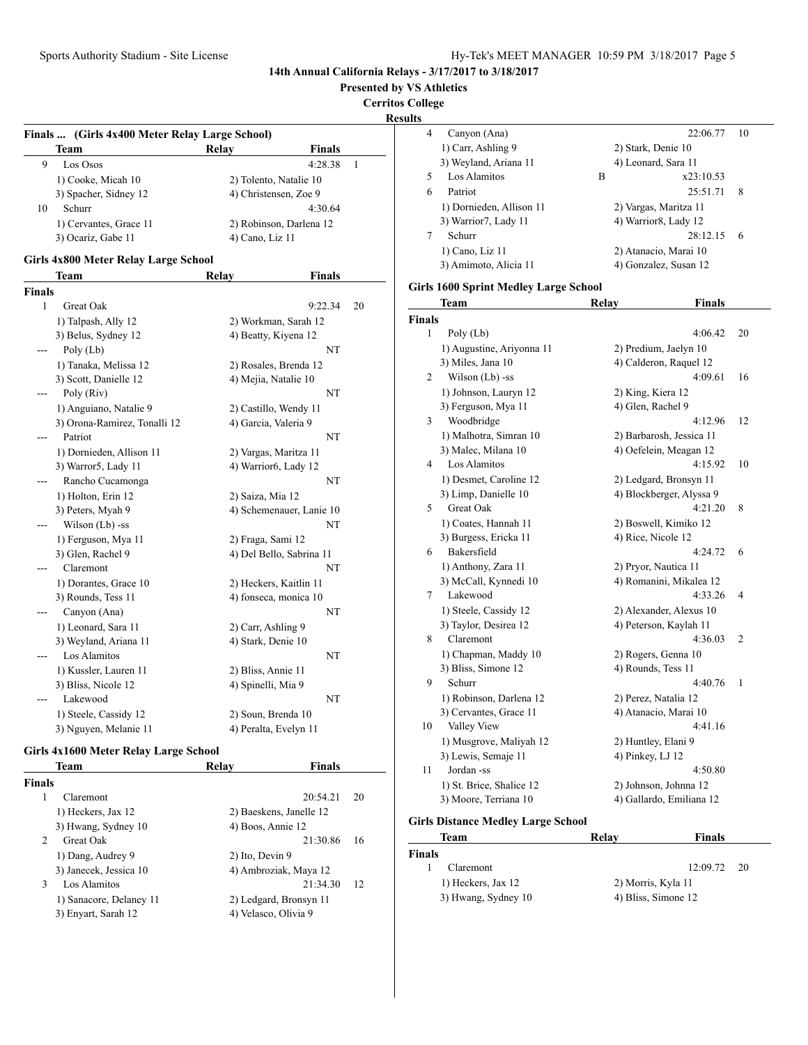14th Annual California Relays - 3/17/2017 to 3/18/2017

Presented by VS Athletics

Cerritos College

Results

### Finals ... (Girls 4x400 Meter Relay Large School)

| | Team | Relay | Finals | |
|---|---|---|---|---|
| 9 | Los Osos | | 4:28.38 | 1 |
| | 1) Cooke, Micah 10 | 2) Tolento, Natalie 10 | | |
| | 3) Spacher, Sidney 12 | 4) Christensen, Zoe 9 | | |
| 10 | Schurr | | 4:30.64 | |
| | 1) Cervantes, Grace 11 | 2) Robinson, Darlena 12 | | |
| | 3) Ocariz, Gabe 11 | 4) Cano, Liz 11 | | |

### Girls 4x800 Meter Relay Large School

| | Team | Relay | Finals | |
|---|---|---|---|---|
| **Finals** | | | | |
| 1 | Great Oak | | 9:22.34 | 20 |
| | 1) Talpash, Ally 12 | 2) Workman, Sarah 12 | | |
| | 3) Belus, Sydney 12 | 4) Beatty, Kiyena 12 | | |
| --- | Poly (Lb) | | NT | |
| | 1) Tanaka, Melissa 12 | 2) Rosales, Brenda 12 | | |
| | 3) Scott, Danielle 12 | 4) Mejia, Natalie 10 | | |
| --- | Poly (Riv) | | NT | |
| | 1) Anguiano, Natalie 9 | 2) Castillo, Wendy 11 | | |
| | 3) Orona-Ramirez, Tonalli 12 | 4) Garcia, Valeria 9 | | |
| --- | Patriot | | NT | |
| | 1) Dornieden, Allison 11 | 2) Vargas, Maritza 11 | | |
| | 3) Warror5, Lady 11 | 4) Warrior6, Lady 12 | | |
| --- | Rancho Cucamonga | | NT | |
| | 1) Holton, Erin 12 | 2) Saiza, Mia 12 | | |
| | 3) Peters, Myah 9 | 4) Schemenauer, Lanie 10 | | |
| --- | Wilson (Lb) -ss | | NT | |
| | 1) Ferguson, Mya 11 | 2) Fraga, Sami 12 | | |
| | 3) Glen, Rachel 9 | 4) Del Bello, Sabrina 11 | | |
| --- | Claremont | | NT | |
| | 1) Dorantes, Grace 10 | 2) Heckers, Kaitlin 11 | | |
| | 3) Rounds, Tess 11 | 4) fonseca, monica 10 | | |
| --- | Canyon (Ana) | | NT | |
| | 1) Leonard, Sara 11 | 2) Carr, Ashling 9 | | |
| | 3) Weyland, Ariana 11 | 4) Stark, Denie 10 | | |
| --- | Los Alamitos | | NT | |
| | 1) Kussler, Lauren 11 | 2) Bliss, Annie 11 | | |
| | 3) Bliss, Nicole 12 | 4) Spinelli, Mia 9 | | |
| --- | Lakewood | | NT | |
| | 1) Steele, Cassidy 12 | 2) Soun, Brenda 10 | | |
| | 3) Nguyen, Melanie 11 | 4) Peralta, Evelyn 11 | | |

### Girls 4x1600 Meter Relay Large School

| | Team | Relay | Finals | |
|---|---|---|---|---|
| **Finals** | | | | |
| 1 | Claremont | | 20:54.21 | 20 |
| | 1) Heckers, Jax 12 | 2) Baeskens, Janelle 12 | | |
| | 3) Hwang, Sydney 10 | 4) Boos, Annie 12 | | |
| 2 | Great Oak | | 21:30.86 | 16 |
| | 1) Dang, Audrey 9 | 2) Ito, Devin 9 | | |
| | 3) Janecek, Jessica 10 | 4) Ambroziak, Maya 12 | | |
| 3 | Los Alamitos | | 21:34.30 | 12 |
| | 1) Sanacore, Delaney 11 | 2) Ledgard, Bronsyn 11 | | |
| | 3) Enyart, Sarah 12 | 4) Velasco, Olivia 9 | | |
| 4 | Canyon (Ana) | | 22:06.77 | 10 |
| | 1) Carr, Ashling 9 | 2) Stark, Denie 10 | | |
| | 3) Weyland, Ariana 11 | 4) Leonard, Sara 11 | | |
| 5 | Los Alamitos | B | x23:10.53 | |
| 6 | Patriot | | 25:51.71 | 8 |
| | 1) Dornieden, Allison 11 | 2) Vargas, Maritza 11 | | |
| | 3) Warrior7, Lady 11 | 4) Warrior8, Lady 12 | | |
| 7 | Schurr | | 28:12.15 | 6 |
| | 1) Cano, Liz 11 | 2) Atanacio, Marai 10 | | |
| | 3) Amimoto, Alicia 11 | 4) Gonzalez, Susan 12 | | |

### Girls 1600 Sprint Medley Large School

| | Team | Relay | Finals | |
|---|---|---|---|---|
| **Finals** | | | | |
| 1 | Poly (Lb) | | 4:06.42 | 20 |
| | 1) Augustine, Ariyonna 11 | 2) Predium, Jaelyn 10 | | |
| | 3) Miles, Jana 10 | 4) Calderon, Raquel 12 | | |
| 2 | Wilson (Lb) -ss | | 4:09.61 | 16 |
| | 1) Johnson, Lauryn 12 | 2) King, Kiera 12 | | |
| | 3) Ferguson, Mya 11 | 4) Glen, Rachel 9 | | |
| 3 | Woodbridge | | 4:12.96 | 12 |
| | 1) Malhotra, Simran 10 | 2) Barbarosh, Jessica 11 | | |
| | 3) Malec, Milana 10 | 4) Oefelein, Meagan 12 | | |
| 4 | Los Alamitos | | 4:15.92 | 10 |
| | 1) Desmet, Caroline 12 | 2) Ledgard, Bronsyn 11 | | |
| | 3) Limp, Danielle 10 | 4) Blockberger, Alyssa 9 | | |
| 5 | Great Oak | | 4:21.20 | 8 |
| | 1) Coates, Hannah 11 | 2) Boswell, Kimiko 12 | | |
| | 3) Burgess, Ericka 11 | 4) Rice, Nicole 12 | | |
| 6 | Bakersfield | | 4:24.72 | 6 |
| | 1) Anthony, Zara 11 | 2) Pryor, Nautica 11 | | |
| | 3) McCall, Kynnedi 10 | 4) Romanini, Mikalea 12 | | |
| 7 | Lakewood | | 4:33.26 | 4 |
| | 1) Steele, Cassidy 12 | 2) Alexander, Alexus 10 | | |
| | 3) Taylor, Desirea 12 | 4) Peterson, Kaylah 11 | | |
| 8 | Claremont | | 4:36.03 | 2 |
| | 1) Chapman, Maddy 10 | 2) Rogers, Genna 10 | | |
| | 3) Bliss, Simone 12 | 4) Rounds, Tess 11 | | |
| 9 | Schurr | | 4:40.76 | 1 |
| | 1) Robinson, Darlena 12 | 2) Perez, Natalia 12 | | |
| | 3) Cervantes, Grace 11 | 4) Atanacio, Marai 10 | | |
| 10 | Valley View | | 4:41.16 | |
| | 1) Musgrove, Maliyah 12 | 2) Huntley, Elani 9 | | |
| | 3) Lewis, Semaje 11 | 4) Pinkey, LJ 12 | | |
| 11 | Jordan -ss | | 4:50.80 | |
| | 1) St. Brice, Shalice 12 | 2) Johnson, Johnna 12 | | |
| | 3) Moore, Terriana 10 | 4) Gallardo, Emiliana 12 | | |

### Girls Distance Medley Large School

| | Team | Relay | Finals | |
|---|---|---|---|---|
| **Finals** | | | | |
| 1 | Claremont | | 12:09.72 | 20 |
| | 1) Heckers, Jax 12 | 2) Morris, Kyla 11 | | |
| | 3) Hwang, Sydney 10 | 4) Bliss, Simone 12 | | |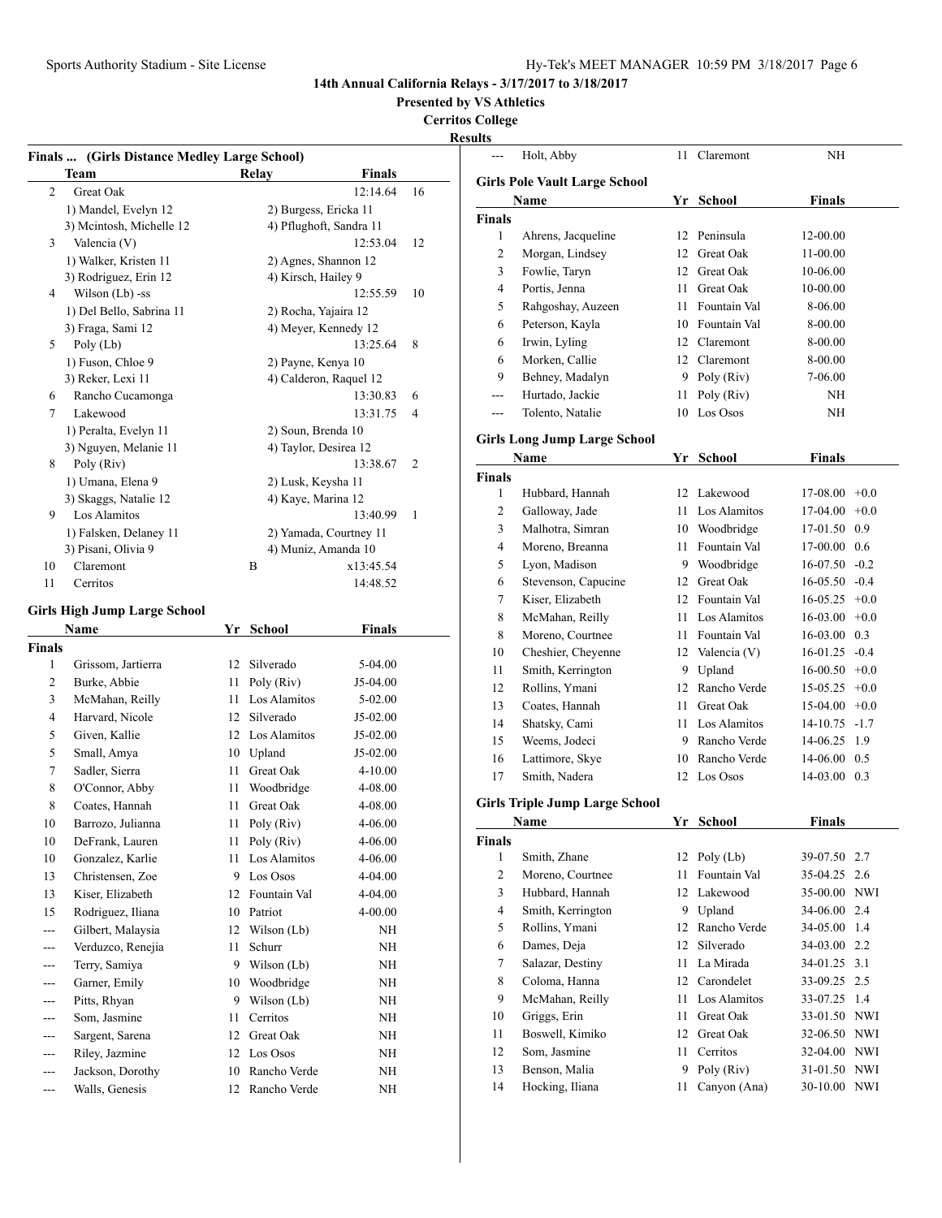# 14th Annual California Relays - 3/17/2017 to 3/18/2017

**Presented by VS Athletics**

**Cerritos College**

**Results**

## Finals ... (Girls Distance Medley Large School)

| | Team | Relay | Finals | |
|---|---|---|---|---|
| 2 | Great Oak | | 12:14.64 | 16 |
| | 1) Mandel, Evelyn 12 | 2) Burgess, Ericka 11 | | |
| | 3) Mcintosh, Michelle 12 | 4) Pflughoft, Sandra 11 | | |
| 3 | Valencia (V) | | 12:53.04 | 12 |
| | 1) Walker, Kristen 11 | 2) Agnes, Shannon 12 | | |
| | 3) Rodriguez, Erin 12 | 4) Kirsch, Hailey 9 | | |
| 4 | Wilson (Lb) -ss | | 12:55.59 | 10 |
| | 1) Del Bello, Sabrina 11 | 2) Rocha, Yajaira 12 | | |
| | 3) Fraga, Sami 12 | 4) Meyer, Kennedy 12 | | |
| 5 | Poly (Lb) | | 13:25.64 | 8 |
| | 1) Fuson, Chloe 9 | 2) Payne, Kenya 10 | | |
| | 3) Reker, Lexi 11 | 4) Calderon, Raquel 12 | | |
| 6 | Rancho Cucamonga | | 13:30.83 | 6 |
| 7 | Lakewood | | 13:31.75 | 4 |
| | 1) Peralta, Evelyn 11 | 2) Soun, Brenda 10 | | |
| | 3) Nguyen, Melanie 11 | 4) Taylor, Desirea 12 | | |
| 8 | Poly (Riv) | | 13:38.67 | 2 |
| | 1) Umana, Elena 9 | 2) Lusk, Keysha 11 | | |
| | 3) Skaggs, Natalie 12 | 4) Kaye, Marina 12 | | |
| 9 | Los Alamitos | | 13:40.99 | 1 |
| | 1) Falsken, Delaney 11 | 2) Yamada, Courtney 11 | | |
| | 3) Pisani, Olivia 9 | 4) Muniz, Amanda 10 | | |
| 10 | Claremont | B | x13:45.54 | |
| 11 | Cerritos | | 14:48.52 | |

## Girls High Jump Large School

| | Name | Yr | School | Finals |
|---|---|---|---|---|
| **Finals** | | | | |
| 1 | Grissom, Jartierra | 12 | Silverado | 5-04.00 |
| 2 | Burke, Abbie | 11 | Poly (Riv) | J5-04.00 |
| 3 | McMahan, Reilly | 11 | Los Alamitos | 5-02.00 |
| 4 | Harvard, Nicole | 12 | Silverado | J5-02.00 |
| 5 | Given, Kallie | 12 | Los Alamitos | J5-02.00 |
| 5 | Small, Amya | 10 | Upland | J5-02.00 |
| 7 | Sadler, Sierra | 11 | Great Oak | 4-10.00 |
| 8 | O'Connor, Abby | 11 | Woodbridge | 4-08.00 |
| 8 | Coates, Hannah | 11 | Great Oak | 4-08.00 |
| 10 | Barrozo, Julianna | 11 | Poly (Riv) | 4-06.00 |
| 10 | DeFrank, Lauren | 11 | Poly (Riv) | 4-06.00 |
| 10 | Gonzalez, Karlie | 11 | Los Alamitos | 4-06.00 |
| 13 | Christensen, Zoe | 9 | Los Osos | 4-04.00 |
| 13 | Kiser, Elizabeth | 12 | Fountain Val | 4-04.00 |
| 15 | Rodriguez, Iliana | 10 | Patriot | 4-00.00 |
| --- | Gilbert, Malaysia | 12 | Wilson (Lb) | NH |
| --- | Verduzco, Renejia | 11 | Schurr | NH |
| --- | Terry, Samiya | 9 | Wilson (Lb) | NH |
| --- | Garner, Emily | 10 | Woodbridge | NH |
| --- | Pitts, Rhyan | 9 | Wilson (Lb) | NH |
| --- | Som, Jasmine | 11 | Cerritos | NH |
| --- | Sargent, Sarena | 12 | Great Oak | NH |
| --- | Riley, Jazmine | 12 | Los Osos | NH |
| --- | Jackson, Dorothy | 10 | Rancho Verde | NH |
| --- | Walls, Genesis | 12 | Rancho Verde | NH |
| --- | Holt, Abby | 11 | Claremont | NH |

## Girls Pole Vault Large School

| | Name | Yr | School | Finals |
|---|---|---|---|---|
| **Finals** | | | | |
| 1 | Ahrens, Jacqueline | 12 | Peninsula | 12-00.00 |
| 2 | Morgan, Lindsey | 12 | Great Oak | 11-00.00 |
| 3 | Fowlie, Taryn | 12 | Great Oak | 10-06.00 |
| 4 | Portis, Jenna | 11 | Great Oak | 10-00.00 |
| 5 | Rahgoshay, Auzeen | 11 | Fountain Val | 8-06.00 |
| 6 | Peterson, Kayla | 10 | Fountain Val | 8-00.00 |
| 6 | Irwin, Lyling | 12 | Claremont | 8-00.00 |
| 6 | Morken, Callie | 12 | Claremont | 8-00.00 |
| 9 | Behney, Madalyn | 9 | Poly (Riv) | 7-06.00 |
| --- | Hurtado, Jackie | 11 | Poly (Riv) | NH |
| --- | Tolento, Natalie | 10 | Los Osos | NH |

## Girls Long Jump Large School

| | Name | Yr | School | Finals | |
|---|---|---|---|---|---|
| **Finals** | | | | | |
| 1 | Hubbard, Hannah | 12 | Lakewood | 17-08.00 | +0.0 |
| 2 | Galloway, Jade | 11 | Los Alamitos | 17-04.00 | +0.0 |
| 3 | Malhotra, Simran | 10 | Woodbridge | 17-01.50 | 0.9 |
| 4 | Moreno, Breanna | 11 | Fountain Val | 17-00.00 | 0.6 |
| 5 | Lyon, Madison | 9 | Woodbridge | 16-07.50 | -0.2 |
| 6 | Stevenson, Capucine | 12 | Great Oak | 16-05.50 | -0.4 |
| 7 | Kiser, Elizabeth | 12 | Fountain Val | 16-05.25 | +0.0 |
| 8 | McMahan, Reilly | 11 | Los Alamitos | 16-03.00 | +0.0 |
| 8 | Moreno, Courtnee | 11 | Fountain Val | 16-03.00 | 0.3 |
| 10 | Cheshier, Cheyenne | 12 | Valencia (V) | 16-01.25 | -0.4 |
| 11 | Smith, Kerrington | 9 | Upland | 16-00.50 | +0.0 |
| 12 | Rollins, Ymani | 12 | Rancho Verde | 15-05.25 | +0.0 |
| 13 | Coates, Hannah | 11 | Great Oak | 15-04.00 | +0.0 |
| 14 | Shatsky, Cami | 11 | Los Alamitos | 14-10.75 | -1.7 |
| 15 | Weems, Jodeci | 9 | Rancho Verde | 14-06.25 | 1.9 |
| 16 | Lattimore, Skye | 10 | Rancho Verde | 14-06.00 | 0.5 |
| 17 | Smith, Nadera | 12 | Los Osos | 14-03.00 | 0.3 |

## Girls Triple Jump Large School

| | Name | Yr | School | Finals | |
|---|---|---|---|---|---|
| **Finals** | | | | | |
| 1 | Smith, Zhane | 12 | Poly (Lb) | 39-07.50 | 2.7 |
| 2 | Moreno, Courtnee | 11 | Fountain Val | 35-04.25 | 2.6 |
| 3 | Hubbard, Hannah | 12 | Lakewood | 35-00.00 | NWI |
| 4 | Smith, Kerrington | 9 | Upland | 34-06.00 | 2.4 |
| 5 | Rollins, Ymani | 12 | Rancho Verde | 34-05.00 | 1.4 |
| 6 | Dames, Deja | 12 | Silverado | 34-03.00 | 2.2 |
| 7 | Salazar, Destiny | 11 | La Mirada | 34-01.25 | 3.1 |
| 8 | Coloma, Hanna | 12 | Carondelet | 33-09.25 | 2.5 |
| 9 | McMahan, Reilly | 11 | Los Alamitos | 33-07.25 | 1.4 |
| 10 | Griggs, Erin | 11 | Great Oak | 33-01.50 | NWI |
| 11 | Boswell, Kimiko | 12 | Great Oak | 32-06.50 | NWI |
| 12 | Som, Jasmine | 11 | Cerritos | 32-04.00 | NWI |
| 13 | Benson, Malia | 9 | Poly (Riv) | 31-01.50 | NWI |
| 14 | Hocking, Iliana | 11 | Canyon (Ana) | 30-10.00 | NWI |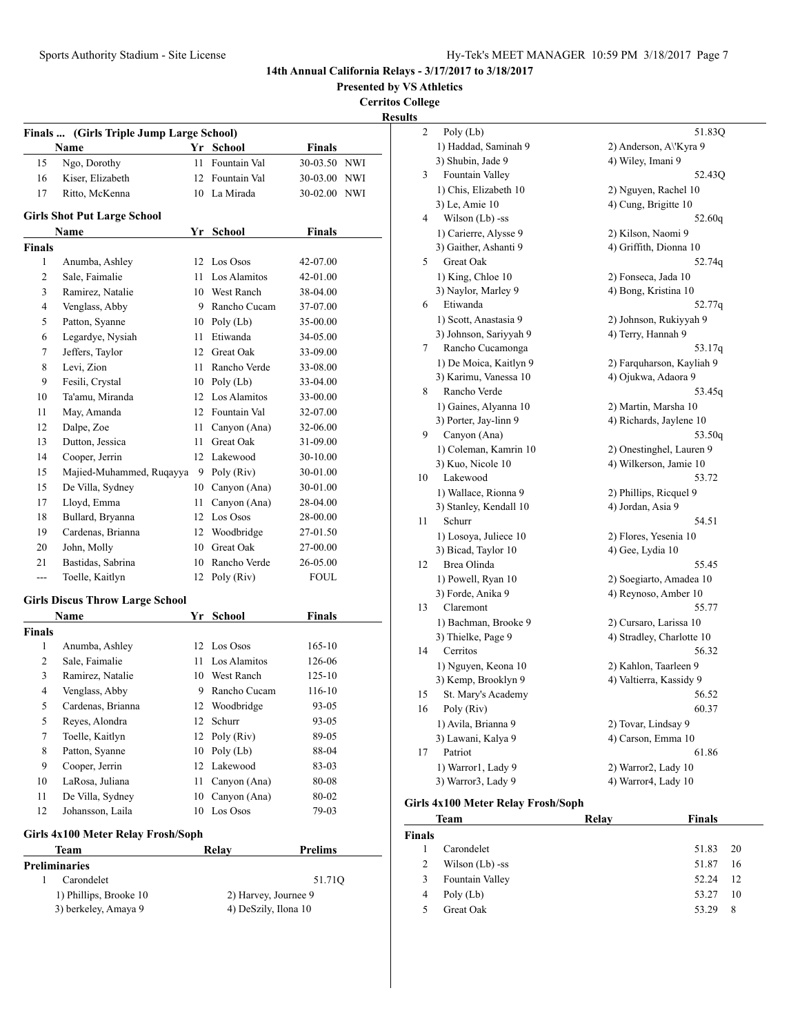**14th Annual California Relays - 3/17/2017 to 3/18/2017**

**Presented by VS Athletics**

**Cerritos College**

**Results**

### Finals ... (Girls Triple Jump Large School)

| | Name | Yr | School | Finals | |
|---|---|---|---|---|---|
| 15 | Ngo, Dorothy | 11 | Fountain Val | 30-03.50 | NWI |
| 16 | Kiser, Elizabeth | 12 | Fountain Val | 30-03.00 | NWI |
| 17 | Ritto, McKenna | 10 | La Mirada | 30-02.00 | NWI |

### Girls Shot Put Large School

| | Name | Yr | School | Finals |
|---|---|---|---|---|
| **Finals** | | | | |
| 1 | Anumba, Ashley | 12 | Los Osos | 42-07.00 |
| 2 | Sale, Faimalie | 11 | Los Alamitos | 42-01.00 |
| 3 | Ramirez, Natalie | 10 | West Ranch | 38-04.00 |
| 4 | Venglass, Abby | 9 | Rancho Cucam | 37-07.00 |
| 5 | Patton, Syanne | 10 | Poly (Lb) | 35-00.00 |
| 6 | Legardye, Nysiah | 11 | Etiwanda | 34-05.00 |
| 7 | Jeffers, Taylor | 12 | Great Oak | 33-09.00 |
| 8 | Levi, Zion | 11 | Rancho Verde | 33-08.00 |
| 9 | Fesili, Crystal | 10 | Poly (Lb) | 33-04.00 |
| 10 | Ta'amu, Miranda | 12 | Los Alamitos | 33-00.00 |
| 11 | May, Amanda | 12 | Fountain Val | 32-07.00 |
| 12 | Dalpe, Zoe | 11 | Canyon (Ana) | 32-06.00 |
| 13 | Dutton, Jessica | 11 | Great Oak | 31-09.00 |
| 14 | Cooper, Jerrin | 12 | Lakewood | 30-10.00 |
| 15 | Majied-Muhammed, Ruqayya | 9 | Poly (Riv) | 30-01.00 |
| 15 | De Villa, Sydney | 10 | Canyon (Ana) | 30-01.00 |
| 17 | Lloyd, Emma | 11 | Canyon (Ana) | 28-04.00 |
| 18 | Bullard, Bryanna | 12 | Los Osos | 28-00.00 |
| 19 | Cardenas, Brianna | 12 | Woodbridge | 27-01.50 |
| 20 | John, Molly | 10 | Great Oak | 27-00.00 |
| 21 | Bastidas, Sabrina | 10 | Rancho Verde | 26-05.00 |
| --- | Toelle, Kaitlyn | 12 | Poly (Riv) | FOUL |

### Girls Discus Throw Large School

| | Name | Yr | School | Finals |
|---|---|---|---|---|
| **Finals** | | | | |
| 1 | Anumba, Ashley | 12 | Los Osos | 165-10 |
| 2 | Sale, Faimalie | 11 | Los Alamitos | 126-06 |
| 3 | Ramirez, Natalie | 10 | West Ranch | 125-10 |
| 4 | Venglass, Abby | 9 | Rancho Cucam | 116-10 |
| 5 | Cardenas, Brianna | 12 | Woodbridge | 93-05 |
| 5 | Reyes, Alondra | 12 | Schurr | 93-05 |
| 7 | Toelle, Kaitlyn | 12 | Poly (Riv) | 89-05 |
| 8 | Patton, Syanne | 10 | Poly (Lb) | 88-04 |
| 9 | Cooper, Jerrin | 12 | Lakewood | 83-03 |
| 10 | LaRosa, Juliana | 11 | Canyon (Ana) | 80-08 |
| 11 | De Villa, Sydney | 10 | Canyon (Ana) | 80-02 |
| 12 | Johansson, Laila | 10 | Los Osos | 79-03 |

### Girls 4x100 Meter Relay Frosh/Soph

| | Team | Relay | Prelims |
|---|---|---|---|
| **Preliminaries** | | | |
| 1 | Carondelet | | 51.71Q |
| | 1) Phillips, Brooke 10 | 2) Harvey, Journee 9 | |
| | 3) berkeley, Amaya 9 | 4) DeSzily, Ilona 10 | |
| 2 | Poly (Lb) | | 51.83Q |
| | 1) Haddad, Saminah 9 | 2) Anderson, A\'Kyra 9 | |
| | 3) Shubin, Jade 9 | 4) Wiley, Imani 9 | |
| 3 | Fountain Valley | | 52.43Q |
| | 1) Chis, Elizabeth 10 | 2) Nguyen, Rachel 10 | |
| | 3) Le, Amie 10 | 4) Cung, Brigitte 10 | |
| 4 | Wilson (Lb) -ss | | 52.60q |
| | 1) Carierre, Alysse 9 | 2) Kilson, Naomi 9 | |
| | 3) Gaither, Ashanti 9 | 4) Griffith, Dionna 10 | |
| 5 | Great Oak | | 52.74q |
| | 1) King, Chloe 10 | 2) Fonseca, Jada 10 | |
| | 3) Naylor, Marley 9 | 4) Bong, Kristina 10 | |
| 6 | Etiwanda | | 52.77q |
| | 1) Scott, Anastasia 9 | 2) Johnson, Rukiyyah 9 | |
| | 3) Johnson, Sariyyah 9 | 4) Terry, Hannah 9 | |
| 7 | Rancho Cucamonga | | 53.17q |
| | 1) De Moica, Kaitlyn 9 | 2) Farquharson, Kayliah 9 | |
| | 3) Karimu, Vanessa 10 | 4) Ojukwa, Adaora 9 | |
| 8 | Rancho Verde | | 53.45q |
| | 1) Gaines, Alyanna 10 | 2) Martin, Marsha 10 | |
| | 3) Porter, Jay-linn 9 | 4) Richards, Jaylene 10 | |
| 9 | Canyon (Ana) | | 53.50q |
| | 1) Coleman, Kamrin 10 | 2) Onestinghel, Lauren 9 | |
| | 3) Kuo, Nicole 10 | 4) Wilkerson, Jamie 10 | |
| 10 | Lakewood | | 53.72 |
| | 1) Wallace, Rionna 9 | 2) Phillips, Ricquel 9 | |
| | 3) Stanley, Kendall 10 | 4) Jordan, Asia 9 | |
| 11 | Schurr | | 54.51 |
| | 1) Losoya, Juliece 10 | 2) Flores, Yesenia 10 | |
| | 3) Bicad, Taylor 10 | 4) Gee, Lydia 10 | |
| 12 | Brea Olinda | | 55.45 |
| | 1) Powell, Ryan 10 | 2) Soegiarto, Amadea 10 | |
| | 3) Forde, Anika 9 | 4) Reynoso, Amber 10 | |
| 13 | Claremont | | 55.77 |
| | 1) Bachman, Brooke 9 | 2) Cursaro, Larissa 10 | |
| | 3) Thielke, Page 9 | 4) Stradley, Charlotte 10 | |
| 14 | Cerritos | | 56.32 |
| | 1) Nguyen, Keona 10 | 2) Kahlon, Taarleen 9 | |
| | 3) Kemp, Brooklyn 9 | 4) Valtierra, Kassidy 9 | |
| 15 | St. Mary's Academy | | 56.52 |
| 16 | Poly (Riv) | | 60.37 |
| | 1) Avila, Brianna 9 | 2) Tovar, Lindsay 9 | |
| | 3) Lawani, Kalya 9 | 4) Carson, Emma 10 | |
| 17 | Patriot | | 61.86 |
| | 1) Warror1, Lady 9 | 2) Warror2, Lady 10 | |
| | 3) Warror3, Lady 9 | 4) Warror4, Lady 10 | |

### Girls 4x100 Meter Relay Frosh/Soph

| | Team | Relay | Finals | |
|---|---|---|---|---|
| **Finals** | | | | |
| 1 | Carondelet | | 51.83 | 20 |
| 2 | Wilson (Lb) -ss | | 51.87 | 16 |
| 3 | Fountain Valley | | 52.24 | 12 |
| 4 | Poly (Lb) | | 53.27 | 10 |
| 5 | Great Oak | | 53.29 | 8 |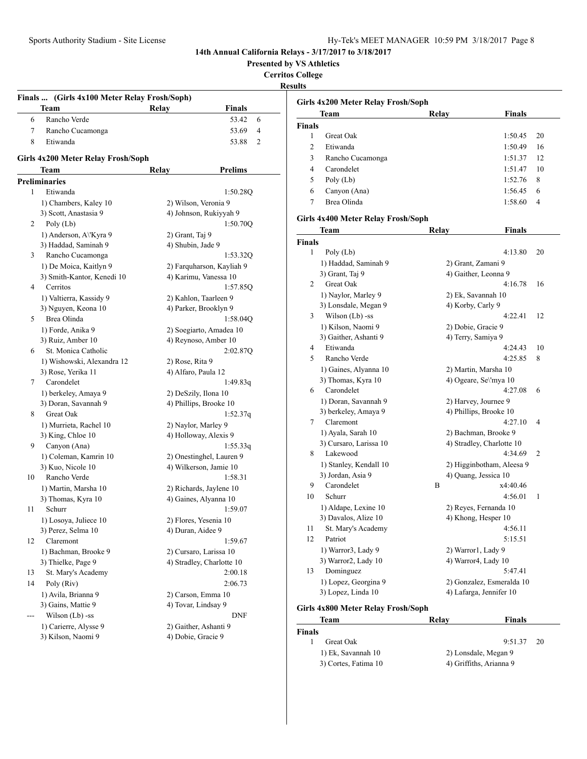# 14th Annual California Relays - 3/17/2017 to 3/18/2017

**Presented by VS Athletics**

**Cerritos College**

**Results**

### Finals ... (Girls 4x100 Meter Relay Frosh/Soph)

| | Team | Relay | Finals | |
|---|---|---|---|---|
| 6 | Rancho Verde | | 53.42 | 6 |
| 7 | Rancho Cucamonga | | 53.69 | 4 |
| 8 | Etiwanda | | 53.88 | 2 |

### Girls 4x200 Meter Relay Frosh/Soph

| | Team | Relay | Prelims |
|---|---|---|---|
| **Preliminaries** | | | |
| 1 | Etiwanda | | 1:50.28Q |
| | 1) Chambers, Kaley 10 | 2) Wilson, Veronia 9 | |
| | 3) Scott, Anastasia 9 | 4) Johnson, Rukiyyah 9 | |
| 2 | Poly (Lb) | | 1:50.70Q |
| | 1) Anderson, A\'Kyra 9 | 2) Grant, Taj 9 | |
| | 3) Haddad, Saminah 9 | 4) Shubin, Jade 9 | |
| 3 | Rancho Cucamonga | | 1:53.32Q |
| | 1) De Moica, Kaitlyn 9 | 2) Farquharson, Kayliah 9 | |
| | 3) Smith-Kantor, Kenedi 10 | 4) Karimu, Vanessa 10 | |
| 4 | Cerritos | | 1:57.85Q |
| | 1) Valtierra, Kassidy 9 | 2) Kahlon, Taarleen 9 | |
| | 3) Nguyen, Keona 10 | 4) Parker, Brooklyn 9 | |
| 5 | Brea Olinda | | 1:58.04Q |
| | 1) Forde, Anika 9 | 2) Soegiarto, Amadea 10 | |
| | 3) Ruiz, Amber 10 | 4) Reynoso, Amber 10 | |
| 6 | St. Monica Catholic | | 2:02.87Q |
| | 1) Wishowski, Alexandra 12 | 2) Rose, Rita 9 | |
| | 3) Rose, Yerika 11 | 4) Alfaro, Paula 12 | |
| 7 | Carondelet | | 1:49.83q |
| | 1) berkeley, Amaya 9 | 2) DeSzily, Ilona 10 | |
| | 3) Doran, Savannah 9 | 4) Phillips, Brooke 10 | |
| 8 | Great Oak | | 1:52.37q |
| | 1) Murrieta, Rachel 10 | 2) Naylor, Marley 9 | |
| | 3) King, Chloe 10 | 4) Holloway, Alexis 9 | |
| 9 | Canyon (Ana) | | 1:55.33q |
| | 1) Coleman, Kamrin 10 | 2) Onestinghel, Lauren 9 | |
| | 3) Kuo, Nicole 10 | 4) Wilkerson, Jamie 10 | |
| 10 | Rancho Verde | | 1:58.31 |
| | 1) Martin, Marsha 10 | 2) Richards, Jaylene 10 | |
| | 3) Thomas, Kyra 10 | 4) Gaines, Alyanna 10 | |
| 11 | Schurr | | 1:59.07 |
| | 1) Losoya, Juliece 10 | 2) Flores, Yesenia 10 | |
| | 3) Perez, Selma 10 | 4) Duran, Aidee 9 | |
| 12 | Claremont | | 1:59.67 |
| | 1) Bachman, Brooke 9 | 2) Cursaro, Larissa 10 | |
| | 3) Thielke, Page 9 | 4) Stradley, Charlotte 10 | |
| 13 | St. Mary's Academy | | 2:00.18 |
| 14 | Poly (Riv) | | 2:06.73 |
| | 1) Avila, Brianna 9 | 2) Carson, Emma 10 | |
| | 3) Gains, Mattie 9 | 4) Tovar, Lindsay 9 | |
| --- | Wilson (Lb) -ss | | DNF |
| | 1) Carierre, Alysse 9 | 2) Gaither, Ashanti 9 | |
| | 3) Kilson, Naomi 9 | 4) Dobie, Gracie 9 | |

### Girls 4x200 Meter Relay Frosh/Soph

| | Team | Relay | Finals | |
|---|---|---|---|---|
| **Finals** | | | | |
| 1 | Great Oak | | 1:50.45 | 20 |
| 2 | Etiwanda | | 1:50.49 | 16 |
| 3 | Rancho Cucamonga | | 1:51.37 | 12 |
| 4 | Carondelet | | 1:51.47 | 10 |
| 5 | Poly (Lb) | | 1:52.76 | 8 |
| 6 | Canyon (Ana) | | 1:56.45 | 6 |
| 7 | Brea Olinda | | 1:58.60 | 4 |

### Girls 4x400 Meter Relay Frosh/Soph

| | Team | Relay | Finals | |
|---|---|---|---|---|
| **Finals** | | | | |
| 1 | Poly (Lb) | | 4:13.80 | 20 |
| | 1) Haddad, Saminah 9 | 2) Grant, Zamani 9 | | |
| | 3) Grant, Taj 9 | 4) Gaither, Leonna 9 | | |
| 2 | Great Oak | | 4:16.78 | 16 |
| | 1) Naylor, Marley 9 | 2) Ek, Savannah 10 | | |
| | 3) Lonsdale, Megan 9 | 4) Korby, Carly 9 | | |
| 3 | Wilson (Lb) -ss | | 4:22.41 | 12 |
| | 1) Kilson, Naomi 9 | 2) Dobie, Gracie 9 | | |
| | 3) Gaither, Ashanti 9 | 4) Terry, Samiya 9 | | |
| 4 | Etiwanda | | 4:24.43 | 10 |
| 5 | Rancho Verde | | 4:25.85 | 8 |
| | 1) Gaines, Alyanna 10 | 2) Martin, Marsha 10 | | |
| | 3) Thomas, Kyra 10 | 4) Ogeare, Se\'mya 10 | | |
| 6 | Carondelet | | 4:27.08 | 6 |
| | 1) Doran, Savannah 9 | 2) Harvey, Journee 9 | | |
| | 3) berkeley, Amaya 9 | 4) Phillips, Brooke 10 | | |
| 7 | Claremont | | 4:27.10 | 4 |
| | 1) Ayala, Sarah 10 | 2) Bachman, Brooke 9 | | |
| | 3) Cursaro, Larissa 10 | 4) Stradley, Charlotte 10 | | |
| 8 | Lakewood | | 4:34.69 | 2 |
| | 1) Stanley, Kendall 10 | 2) Higginbotham, Aleesa 9 | | |
| | 3) Jordan, Asia 9 | 4) Quang, Jessica 10 | | |
| 9 | Carondelet | B | x4:40.46 | |
| 10 | Schurr | | 4:56.01 | 1 |
| | 1) Aldape, Lexine 10 | 2) Reyes, Fernanda 10 | | |
| | 3) Davalos, Alize 10 | 4) Khong, Hesper 10 | | |
| 11 | St. Mary's Academy | | 4:56.11 | |
| 12 | Patriot | | 5:15.51 | |
| | 1) Warror3, Lady 9 | 2) Warror1, Lady 9 | | |
| | 3) Warror2, Lady 10 | 4) Warror4, Lady 10 | | |
| 13 | Dominguez | | 5:47.41 | |
| | 1) Lopez, Georgina 9 | 2) Gonzalez, Esmeralda 10 | | |
| | 3) Lopez, Linda 10 | 4) Lafarga, Jennifer 10 | | |

### Girls 4x800 Meter Relay Frosh/Soph

| | Team | Relay | Finals | |
|---|---|---|---|---|
| **Finals** | | | | |
| 1 | Great Oak | | 9:51.37 | 20 |
| | 1) Ek, Savannah 10 | 2) Lonsdale, Megan 9 | | |
| | 3) Cortes, Fatima 10 | 4) Griffiths, Arianna 9 | | |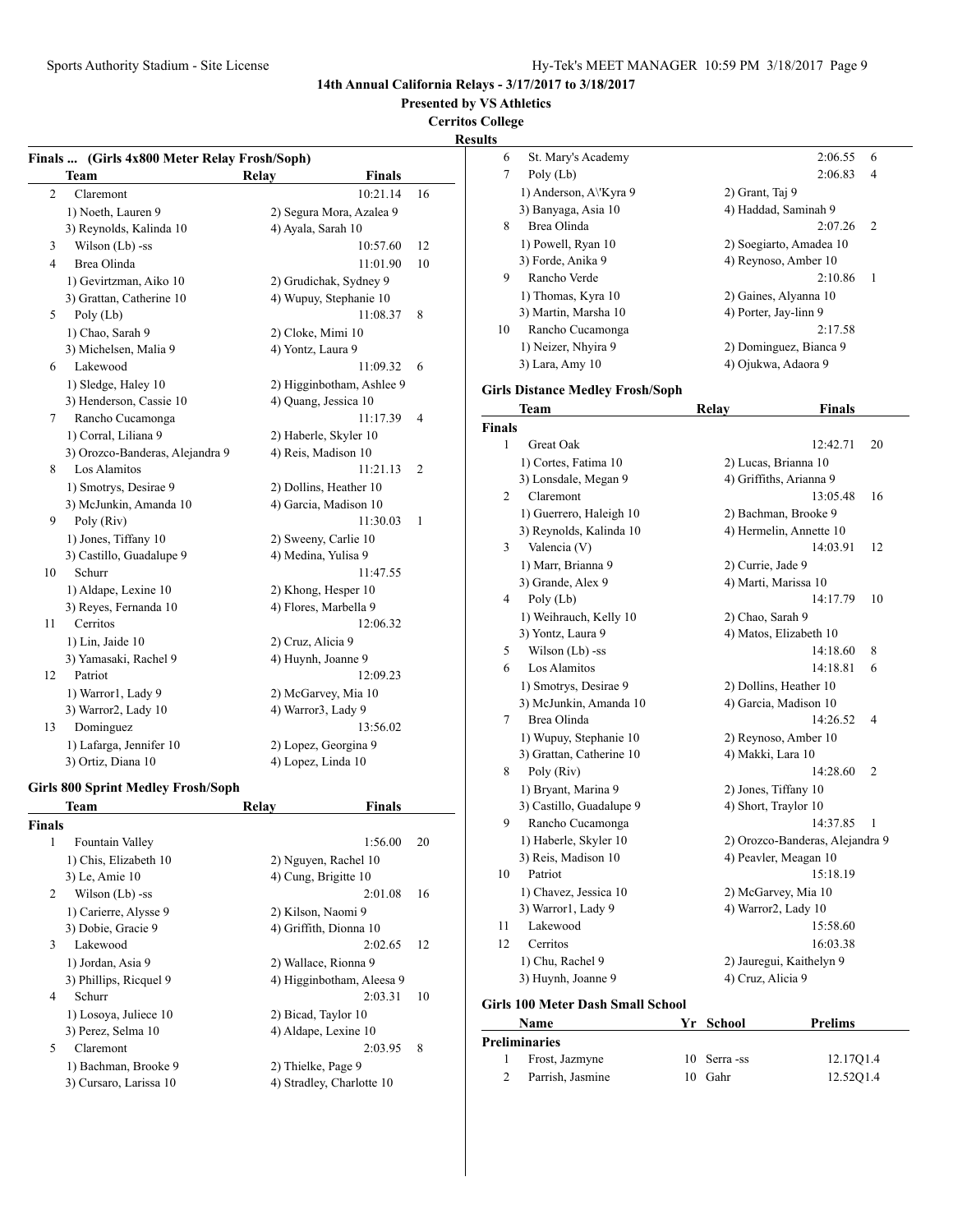14th Annual California Relays - 3/17/2017 to 3/18/2017

Presented by VS Athletics

Cerritos College

Results

### Finals ... (Girls 4x800 Meter Relay Frosh/Soph)

| | Team | Relay | Finals | |
|---|---|---|---|---|
| 2 | Claremont | | 10:21.14 | 16 |
| | 1) Noeth, Lauren 9 | 2) Segura Mora, Azalea 9 | | |
| | 3) Reynolds, Kalinda 10 | 4) Ayala, Sarah 10 | | |
| 3 | Wilson (Lb) -ss | | 10:57.60 | 12 |
| 4 | Brea Olinda | | 11:01.90 | 10 |
| | 1) Gevirtzman, Aiko 10 | 2) Grudichak, Sydney 9 | | |
| | 3) Grattan, Catherine 10 | 4) Wupuy, Stephanie 10 | | |
| 5 | Poly (Lb) | | 11:08.37 | 8 |
| | 1) Chao, Sarah 9 | 2) Cloke, Mimi 10 | | |
| | 3) Michelsen, Malia 9 | 4) Yontz, Laura 9 | | |
| 6 | Lakewood | | 11:09.32 | 6 |
| | 1) Sledge, Haley 10 | 2) Higginbotham, Ashlee 9 | | |
| | 3) Henderson, Cassie 10 | 4) Quang, Jessica 10 | | |
| 7 | Rancho Cucamonga | | 11:17.39 | 4 |
| | 1) Corral, Liliana 9 | 2) Haberle, Skyler 10 | | |
| | 3) Orozco-Banderas, Alejandra 9 | 4) Reis, Madison 10 | | |
| 8 | Los Alamitos | | 11:21.13 | 2 |
| | 1) Smotrys, Desirae 9 | 2) Dollins, Heather 10 | | |
| | 3) McJunkin, Amanda 10 | 4) Garcia, Madison 10 | | |
| 9 | Poly (Riv) | | 11:30.03 | 1 |
| | 1) Jones, Tiffany 10 | 2) Sweeny, Carlie 10 | | |
| | 3) Castillo, Guadalupe 9 | 4) Medina, Yulisa 9 | | |
| 10 | Schurr | | 11:47.55 | |
| | 1) Aldape, Lexine 10 | 2) Khong, Hesper 10 | | |
| | 3) Reyes, Fernanda 10 | 4) Flores, Marbella 9 | | |
| 11 | Cerritos | | 12:06.32 | |
| | 1) Lin, Jaide 10 | 2) Cruz, Alicia 9 | | |
| | 3) Yamasaki, Rachel 9 | 4) Huynh, Joanne 9 | | |
| 12 | Patriot | | 12:09.23 | |
| | 1) Warror1, Lady 9 | 2) McGarvey, Mia 10 | | |
| | 3) Warror2, Lady 10 | 4) Warror3, Lady 9 | | |
| 13 | Dominguez | | 13:56.02 | |
| | 1) Lafarga, Jennifer 10 | 2) Lopez, Georgina 9 | | |
| | 3) Ortiz, Diana 10 | 4) Lopez, Linda 10 | | |

### Girls 800 Sprint Medley Frosh/Soph

| | Team | Relay | Finals | |
|---|---|---|---|---|
| **Finals** | | | | |
| 1 | Fountain Valley | | 1:56.00 | 20 |
| | 1) Chis, Elizabeth 10 | 2) Nguyen, Rachel 10 | | |
| | 3) Le, Amie 10 | 4) Cung, Brigitte 10 | | |
| 2 | Wilson (Lb) -ss | | 2:01.08 | 16 |
| | 1) Carierre, Alysse 9 | 2) Kilson, Naomi 9 | | |
| | 3) Dobie, Gracie 9 | 4) Griffith, Dionna 10 | | |
| 3 | Lakewood | | 2:02.65 | 12 |
| | 1) Jordan, Asia 9 | 2) Wallace, Rionna 9 | | |
| | 3) Phillips, Ricquel 9 | 4) Higginbotham, Aleesa 9 | | |
| 4 | Schurr | | 2:03.31 | 10 |
| | 1) Losoya, Juliece 10 | 2) Bicad, Taylor 10 | | |
| | 3) Perez, Selma 10 | 4) Aldape, Lexine 10 | | |
| 5 | Claremont | | 2:03.95 | 8 |
| | 1) Bachman, Brooke 9 | 2) Thielke, Page 9 | | |
| | 3) Cursaro, Larissa 10 | 4) Stradley, Charlotte 10 | | |
| 6 | St. Mary's Academy | | 2:06.55 | 6 |
| 7 | Poly (Lb) | | 2:06.83 | 4 |
| | 1) Anderson, A\'Kyra 9 | 2) Grant, Taj 9 | | |
| | 3) Banyaga, Asia 10 | 4) Haddad, Saminah 9 | | |
| 8 | Brea Olinda | | 2:07.26 | 2 |
| | 1) Powell, Ryan 10 | 2) Soegiarto, Amadea 10 | | |
| | 3) Forde, Anika 9 | 4) Reynoso, Amber 10 | | |
| 9 | Rancho Verde | | 2:10.86 | 1 |
| | 1) Thomas, Kyra 10 | 2) Gaines, Alyanna 10 | | |
| | 3) Martin, Marsha 10 | 4) Porter, Jay-linn 9 | | |
| 10 | Rancho Cucamonga | | 2:17.58 | |
| | 1) Neizer, Nhyira 9 | 2) Dominguez, Bianca 9 | | |
| | 3) Lara, Amy 10 | 4) Ojukwa, Adaora 9 | | |

### Girls Distance Medley Frosh/Soph

| | Team | Relay | Finals | |
|---|---|---|---|---|
| **Finals** | | | | |
| 1 | Great Oak | | 12:42.71 | 20 |
| | 1) Cortes, Fatima 10 | 2) Lucas, Brianna 10 | | |
| | 3) Lonsdale, Megan 9 | 4) Griffiths, Arianna 9 | | |
| 2 | Claremont | | 13:05.48 | 16 |
| | 1) Guerrero, Haleigh 10 | 2) Bachman, Brooke 9 | | |
| | 3) Reynolds, Kalinda 10 | 4) Hermelin, Annette 10 | | |
| 3 | Valencia (V) | | 14:03.91 | 12 |
| | 1) Marr, Brianna 9 | 2) Currie, Jade 9 | | |
| | 3) Grande, Alex 9 | 4) Marti, Marissa 10 | | |
| 4 | Poly (Lb) | | 14:17.79 | 10 |
| | 1) Weihrauch, Kelly 10 | 2) Chao, Sarah 9 | | |
| | 3) Yontz, Laura 9 | 4) Matos, Elizabeth 10 | | |
| 5 | Wilson (Lb) -ss | | 14:18.60 | 8 |
| 6 | Los Alamitos | | 14:18.81 | 6 |
| | 1) Smotrys, Desirae 9 | 2) Dollins, Heather 10 | | |
| | 3) McJunkin, Amanda 10 | 4) Garcia, Madison 10 | | |
| 7 | Brea Olinda | | 14:26.52 | 4 |
| | 1) Wupuy, Stephanie 10 | 2) Reynoso, Amber 10 | | |
| | 3) Grattan, Catherine 10 | 4) Makki, Lara 10 | | |
| 8 | Poly (Riv) | | 14:28.60 | 2 |
| | 1) Bryant, Marina 9 | 2) Jones, Tiffany 10 | | |
| | 3) Castillo, Guadalupe 9 | 4) Short, Traylor 10 | | |
| 9 | Rancho Cucamonga | | 14:37.85 | 1 |
| | 1) Haberle, Skyler 10 | 2) Orozco-Banderas, Alejandra 9 | | |
| | 3) Reis, Madison 10 | 4) Peavler, Meagan 10 | | |
| 10 | Patriot | | 15:18.19 | |
| | 1) Chavez, Jessica 10 | 2) McGarvey, Mia 10 | | |
| | 3) Warror1, Lady 9 | 4) Warror2, Lady 10 | | |
| 11 | Lakewood | | 15:58.60 | |
| 12 | Cerritos | | 16:03.38 | |
| | 1) Chu, Rachel 9 | 2) Jauregui, Kaithelyn 9 | | |
| | 3) Huynh, Joanne 9 | 4) Cruz, Alicia 9 | | |

### Girls 100 Meter Dash Small School

| | Name | Yr | School | Prelims |
|---|---|---|---|---|
| **Preliminaries** | | | | |
| 1 | Frost, Jazmyne | 10 | Serra -ss | 12.17Q1.4 |
| 2 | Parrish, Jasmine | 10 | Gahr | 12.52Q1.4 |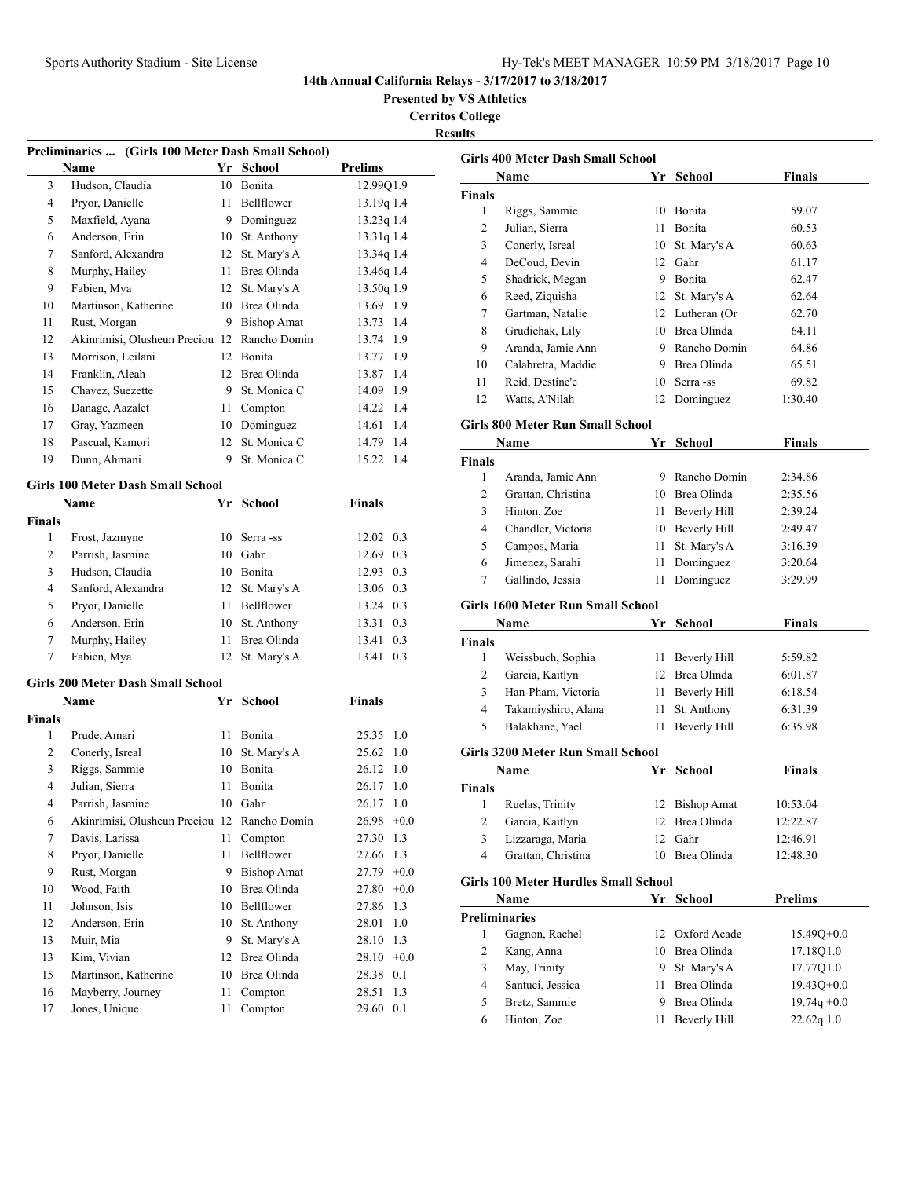**14th Annual California Relays - 3/17/2017 to 3/18/2017**

**Presented by VS Athletics**

**Cerritos College**

**Results**

### Preliminaries ... (Girls 100 Meter Dash Small School)

| | Name | Yr | School | Prelims |
|---|---|---|---|---|
| 3 | Hudson, Claudia | 10 | Bonita | 12.99Q1.9 |
| 4 | Pryor, Danielle | 11 | Bellflower | 13.19q 1.4 |
| 5 | Maxfield, Ayana | 9 | Dominguez | 13.23q 1.4 |
| 6 | Anderson, Erin | 10 | St. Anthony | 13.31q 1.4 |
| 7 | Sanford, Alexandra | 12 | St. Mary's A | 13.34q 1.4 |
| 8 | Murphy, Hailey | 11 | Brea Olinda | 13.46q 1.4 |
| 9 | Fabien, Mya | 12 | St. Mary's A | 13.50q 1.9 |
| 10 | Martinson, Katherine | 10 | Brea Olinda | 13.69 1.9 |
| 11 | Rust, Morgan | 9 | Bishop Amat | 13.73 1.4 |
| 12 | Akinrimisi, Olusheun Preciou | 12 | Rancho Domin | 13.74 1.9 |
| 13 | Morrison, Leilani | 12 | Bonita | 13.77 1.9 |
| 14 | Franklin, Aleah | 12 | Brea Olinda | 13.87 1.4 |
| 15 | Chavez, Suezette | 9 | St. Monica C | 14.09 1.9 |
| 16 | Danage, Aazalet | 11 | Compton | 14.22 1.4 |
| 17 | Gray, Yazmeen | 10 | Dominguez | 14.61 1.4 |
| 18 | Pascual, Kamori | 12 | St. Monica C | 14.79 1.4 |
| 19 | Dunn, Ahmani | 9 | St. Monica C | 15.22 1.4 |

### Girls 100 Meter Dash Small School

| | Name | Yr | School | Finals |
|---|---|---|---|---|
| **Finals** | | | | |
| 1 | Frost, Jazmyne | 10 | Serra -ss | 12.02 0.3 |
| 2 | Parrish, Jasmine | 10 | Gahr | 12.69 0.3 |
| 3 | Hudson, Claudia | 10 | Bonita | 12.93 0.3 |
| 4 | Sanford, Alexandra | 12 | St. Mary's A | 13.06 0.3 |
| 5 | Pryor, Danielle | 11 | Bellflower | 13.24 0.3 |
| 6 | Anderson, Erin | 10 | St. Anthony | 13.31 0.3 |
| 7 | Murphy, Hailey | 11 | Brea Olinda | 13.41 0.3 |
| 7 | Fabien, Mya | 12 | St. Mary's A | 13.41 0.3 |

### Girls 200 Meter Dash Small School

| | Name | Yr | School | Finals |
|---|---|---|---|---|
| **Finals** | | | | |
| 1 | Prude, Amari | 11 | Bonita | 25.35 1.0 |
| 2 | Conerly, Isreal | 10 | St. Mary's A | 25.62 1.0 |
| 3 | Riggs, Sammie | 10 | Bonita | 26.12 1.0 |
| 4 | Julian, Sierra | 11 | Bonita | 26.17 1.0 |
| 4 | Parrish, Jasmine | 10 | Gahr | 26.17 1.0 |
| 6 | Akinrimisi, Olusheun Preciou | 12 | Rancho Domin | 26.98 +0.0 |
| 7 | Davis, Larissa | 11 | Compton | 27.30 1.3 |
| 8 | Pryor, Danielle | 11 | Bellflower | 27.66 1.3 |
| 9 | Rust, Morgan | 9 | Bishop Amat | 27.79 +0.0 |
| 10 | Wood, Faith | 10 | Brea Olinda | 27.80 +0.0 |
| 11 | Johnson, Isis | 10 | Bellflower | 27.86 1.3 |
| 12 | Anderson, Erin | 10 | St. Anthony | 28.01 1.0 |
| 13 | Muir, Mia | 9 | St. Mary's A | 28.10 1.3 |
| 13 | Kim, Vivian | 12 | Brea Olinda | 28.10 +0.0 |
| 15 | Martinson, Katherine | 10 | Brea Olinda | 28.38 0.1 |
| 16 | Mayberry, Journey | 11 | Compton | 28.51 1.3 |
| 17 | Jones, Unique | 11 | Compton | 29.60 0.1 |

### Girls 400 Meter Dash Small School

| | Name | Yr | School | Finals |
|---|---|---|---|---|
| **Finals** | | | | |
| 1 | Riggs, Sammie | 10 | Bonita | 59.07 |
| 2 | Julian, Sierra | 11 | Bonita | 60.53 |
| 3 | Conerly, Isreal | 10 | St. Mary's A | 60.63 |
| 4 | DeCoud, Devin | 12 | Gahr | 61.17 |
| 5 | Shadrick, Megan | 9 | Bonita | 62.47 |
| 6 | Reed, Ziquisha | 12 | St. Mary's A | 62.64 |
| 7 | Gartman, Natalie | 12 | Lutheran (Or | 62.70 |
| 8 | Grudichak, Lily | 10 | Brea Olinda | 64.11 |
| 9 | Aranda, Jamie Ann | 9 | Rancho Domin | 64.86 |
| 10 | Calabretta, Maddie | 9 | Brea Olinda | 65.51 |
| 11 | Reid, Destine'e | 10 | Serra -ss | 69.82 |
| 12 | Watts, A'Nilah | 12 | Dominguez | 1:30.40 |

### Girls 800 Meter Run Small School

| | Name | Yr | School | Finals |
|---|---|---|---|---|
| **Finals** | | | | |
| 1 | Aranda, Jamie Ann | 9 | Rancho Domin | 2:34.86 |
| 2 | Grattan, Christina | 10 | Brea Olinda | 2:35.56 |
| 3 | Hinton, Zoe | 11 | Beverly Hill | 2:39.24 |
| 4 | Chandler, Victoria | 10 | Beverly Hill | 2:49.47 |
| 5 | Campos, Maria | 11 | St. Mary's A | 3:16.39 |
| 6 | Jimenez, Sarahi | 11 | Dominguez | 3:20.64 |
| 7 | Gallindo, Jessia | 11 | Dominguez | 3:29.99 |

### Girls 1600 Meter Run Small School

| | Name | Yr | School | Finals |
|---|---|---|---|---|
| **Finals** | | | | |
| 1 | Weissbuch, Sophia | 11 | Beverly Hill | 5:59.82 |
| 2 | Garcia, Kaitlyn | 12 | Brea Olinda | 6:01.87 |
| 3 | Han-Pham, Victoria | 11 | Beverly Hill | 6:18.54 |
| 4 | Takamiyshiro, Alana | 11 | St. Anthony | 6:31.39 |
| 5 | Balakhane, Yael | 11 | Beverly Hill | 6:35.98 |

### Girls 3200 Meter Run Small School

| | Name | Yr | School | Finals |
|---|---|---|---|---|
| **Finals** | | | | |
| 1 | Ruelas, Trinity | 12 | Bishop Amat | 10:53.04 |
| 2 | Garcia, Kaitlyn | 12 | Brea Olinda | 12:22.87 |
| 3 | Lizzaraga, Maria | 12 | Gahr | 12:46.91 |
| 4 | Grattan, Christina | 10 | Brea Olinda | 12:48.30 |

### Girls 100 Meter Hurdles Small School

| | Name | Yr | School | Prelims |
|---|---|---|---|---|
| **Preliminaries** | | | | |
| 1 | Gagnon, Rachel | 12 | Oxford Acade | 15.49Q+0.0 |
| 2 | Kang, Anna | 10 | Brea Olinda | 17.18Q1.0 |
| 3 | May, Trinity | 9 | St. Mary's A | 17.77Q1.0 |
| 4 | Santuci, Jessica | 11 | Brea Olinda | 19.43Q+0.0 |
| 5 | Bretz, Sammie | 9 | Brea Olinda | 19.74q +0.0 |
| 6 | Hinton, Zoe | 11 | Beverly Hill | 22.62q 1.0 |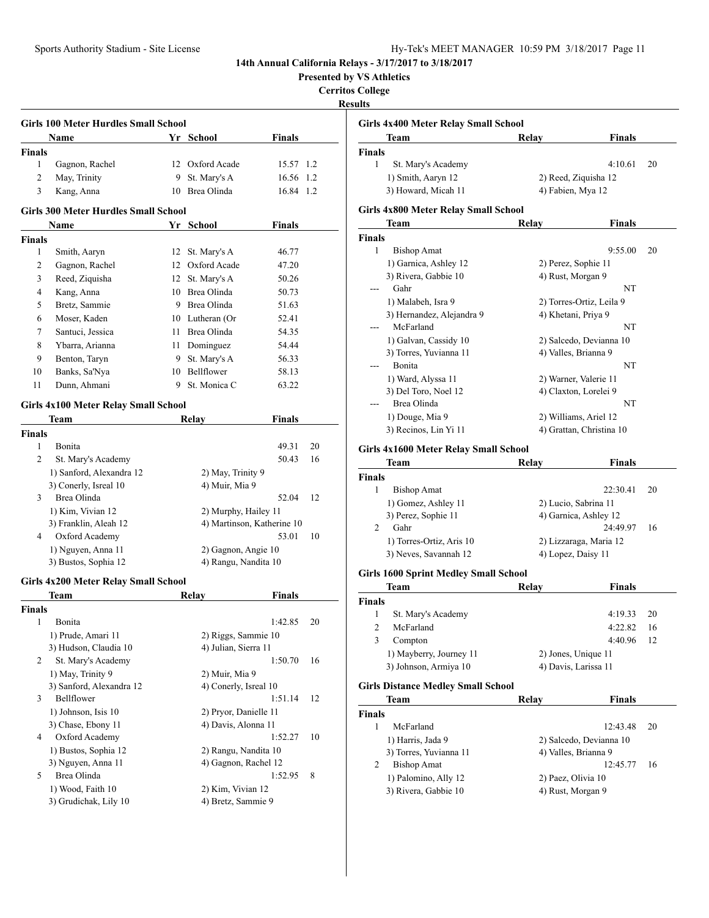14th Annual California Relays - 3/17/2017 to 3/18/2017

Presented by VS Athletics

Cerritos College

Results

### Girls 100 Meter Hurdles Small School

| | Name | Yr | School | Finals | |
|---|---|---|---|---|---|
| **Finals** | | | | | |
| 1 | Gagnon, Rachel | 12 | Oxford Acade | 15.57 | 1.2 |
| 2 | May, Trinity | 9 | St. Mary's A | 16.56 | 1.2 |
| 3 | Kang, Anna | 10 | Brea Olinda | 16.84 | 1.2 |

### Girls 300 Meter Hurdles Small School

| | Name | Yr | School | Finals |
|---|---|---|---|---|
| **Finals** | | | | |
| 1 | Smith, Aaryn | 12 | St. Mary's A | 46.77 |
| 2 | Gagnon, Rachel | 12 | Oxford Acade | 47.20 |
| 3 | Reed, Ziquisha | 12 | St. Mary's A | 50.26 |
| 4 | Kang, Anna | 10 | Brea Olinda | 50.73 |
| 5 | Bretz, Sammie | 9 | Brea Olinda | 51.63 |
| 6 | Moser, Kaden | 10 | Lutheran (Or | 52.41 |
| 7 | Santuci, Jessica | 11 | Brea Olinda | 54.35 |
| 8 | Ybarra, Arianna | 11 | Dominguez | 54.44 |
| 9 | Benton, Taryn | 9 | St. Mary's A | 56.33 |
| 10 | Banks, Sa'Nya | 10 | Bellflower | 58.13 |
| 11 | Dunn, Ahmani | 9 | St. Monica C | 63.22 |

### Girls 4x100 Meter Relay Small School

| | Team | Relay | Finals | |
|---|---|---|---|---|
| **Finals** | | | | |
| 1 | Bonita | | 49.31 | 20 |
| 2 | St. Mary's Academy | | 50.43 | 16 |
| | 1) Sanford, Alexandra 12 | 2) May, Trinity 9 | | |
| | 3) Conerly, Isreal 10 | 4) Muir, Mia 9 | | |
| 3 | Brea Olinda | | 52.04 | 12 |
| | 1) Kim, Vivian 12 | 2) Murphy, Hailey 11 | | |
| | 3) Franklin, Aleah 12 | 4) Martinson, Katherine 10 | | |
| 4 | Oxford Academy | | 53.01 | 10 |
| | 1) Nguyen, Anna 11 | 2) Gagnon, Angie 10 | | |
| | 3) Bustos, Sophia 12 | 4) Rangu, Nandita 10 | | |

### Girls 4x200 Meter Relay Small School

| | Team | Relay | Finals | |
|---|---|---|---|---|
| **Finals** | | | | |
| 1 | Bonita | | 1:42.85 | 20 |
| | 1) Prude, Amari 11 | 2) Riggs, Sammie 10 | | |
| | 3) Hudson, Claudia 10 | 4) Julian, Sierra 11 | | |
| 2 | St. Mary's Academy | | 1:50.70 | 16 |
| | 1) May, Trinity 9 | 2) Muir, Mia 9 | | |
| | 3) Sanford, Alexandra 12 | 4) Conerly, Isreal 10 | | |
| 3 | Bellflower | | 1:51.14 | 12 |
| | 1) Johnson, Isis 10 | 2) Pryor, Danielle 11 | | |
| | 3) Chase, Ebony 11 | 4) Davis, Alonna 11 | | |
| 4 | Oxford Academy | | 1:52.27 | 10 |
| | 1) Bustos, Sophia 12 | 2) Rangu, Nandita 10 | | |
| | 3) Nguyen, Anna 11 | 4) Gagnon, Rachel 12 | | |
| 5 | Brea Olinda | | 1:52.95 | 8 |
| | 1) Wood, Faith 10 | 2) Kim, Vivian 12 | | |
| | 3) Grudichak, Lily 10 | 4) Bretz, Sammie 9 | | |

### Girls 4x400 Meter Relay Small School

| | Team | Relay | Finals | |
|---|---|---|---|---|
| **Finals** | | | | |
| 1 | St. Mary's Academy | | 4:10.61 | 20 |
| | 1) Smith, Aaryn 12 | 2) Reed, Ziquisha 12 | | |
| | 3) Howard, Micah 11 | 4) Fabien, Mya 12 | | |

### Girls 4x800 Meter Relay Small School

| | Team | Relay | Finals | |
|---|---|---|---|---|
| **Finals** | | | | |
| 1 | Bishop Amat | | 9:55.00 | 20 |
| | 1) Garnica, Ashley 12 | 2) Perez, Sophie 11 | | |
| | 3) Rivera, Gabbie 10 | 4) Rust, Morgan 9 | | |
| --- | Gahr | | NT | |
| | 1) Malabeh, Isra 9 | 2) Torres-Ortiz, Leila 9 | | |
| | 3) Hernandez, Alejandra 9 | 4) Khetani, Priya 9 | | |
| --- | McFarland | | NT | |
| | 1) Galvan, Cassidy 10 | 2) Salcedo, Devianna 10 | | |
| | 3) Torres, Yuvianna 11 | 4) Valles, Brianna 9 | | |
| --- | Bonita | | NT | |
| | 1) Ward, Alyssa 11 | 2) Warner, Valerie 11 | | |
| | 3) Del Toro, Noel 12 | 4) Claxton, Lorelei 9 | | |
| --- | Brea Olinda | | NT | |
| | 1) Douge, Mia 9 | 2) Williams, Ariel 12 | | |
| | 3) Recinos, Lin Yi 11 | 4) Grattan, Christina 10 | | |

### Girls 4x1600 Meter Relay Small School

| | Team | Relay | Finals | |
|---|---|---|---|---|
| **Finals** | | | | |
| 1 | Bishop Amat | | 22:30.41 | 20 |
| | 1) Gomez, Ashley 11 | 2) Lucio, Sabrina 11 | | |
| | 3) Perez, Sophie 11 | 4) Garnica, Ashley 12 | | |
| 2 | Gahr | | 24:49.97 | 16 |
| | 1) Torres-Ortiz, Aris 10 | 2) Lizzaraga, Maria 12 | | |
| | 3) Neves, Savannah 12 | 4) Lopez, Daisy 11 | | |

### Girls 1600 Sprint Medley Small School

| | Team | Relay | Finals | |
|---|---|---|---|---|
| **Finals** | | | | |
| 1 | St. Mary's Academy | | 4:19.33 | 20 |
| 2 | McFarland | | 4:22.82 | 16 |
| 3 | Compton | | 4:40.96 | 12 |
| | 1) Mayberry, Journey 11 | 2) Jones, Unique 11 | | |
| | 3) Johnson, Armiya 10 | 4) Davis, Larissa 11 | | |

### Girls Distance Medley Small School

| | Team | Relay | Finals | |
|---|---|---|---|---|
| **Finals** | | | | |
| 1 | McFarland | | 12:43.48 | 20 |
| | 1) Harris, Jada 9 | 2) Salcedo, Devianna 10 | | |
| | 3) Torres, Yuvianna 11 | 4) Valles, Brianna 9 | | |
| 2 | Bishop Amat | | 12:45.77 | 16 |
| | 1) Palomino, Ally 12 | 2) Paez, Olivia 10 | | |
| | 3) Rivera, Gabbie 10 | 4) Rust, Morgan 9 | | |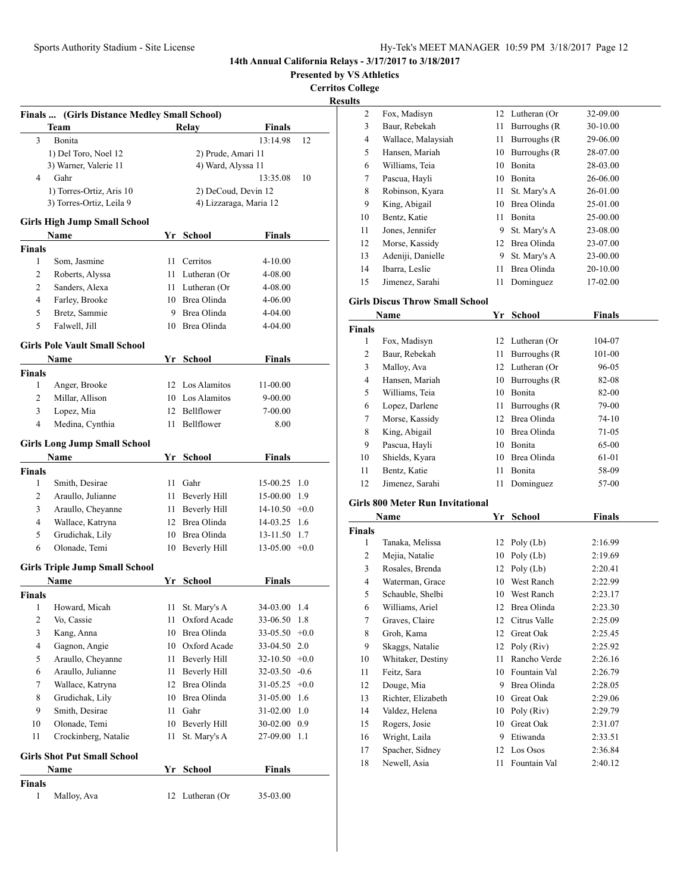14th Annual California Relays - 3/17/2017 to 3/18/2017

Presented by VS Athletics

Cerritos College

Results

### Finals ... (Girls Distance Medley Small School)

| | Team | Relay | Finals | |
|---|---|---|---|---|
| 3 | Bonita | | 13:14.98 | 12 |
| | 1) Del Toro, Noel 12 | 2) Prude, Amari 11 | | |
| | 3) Warner, Valerie 11 | 4) Ward, Alyssa 11 | | |
| 4 | Gahr | | 13:35.08 | 10 |
| | 1) Torres-Ortiz, Aris 10 | 2) DeCoud, Devin 12 | | |
| | 3) Torres-Ortiz, Leila 9 | 4) Lizzaraga, Maria 12 | | |

### Girls High Jump Small School

| | Name | Yr | School | Finals |
|---|---|---|---|---|
| **Finals** | | | | |
| 1 | Som, Jasmine | 11 | Cerritos | 4-10.00 |
| 2 | Roberts, Alyssa | 11 | Lutheran (Or | 4-08.00 |
| 2 | Sanders, Alexa | 11 | Lutheran (Or | 4-08.00 |
| 4 | Farley, Brooke | 10 | Brea Olinda | 4-06.00 |
| 5 | Bretz, Sammie | 9 | Brea Olinda | 4-04.00 |
| 5 | Falwell, Jill | 10 | Brea Olinda | 4-04.00 |

### Girls Pole Vault Small School

| | Name | Yr | School | Finals |
|---|---|---|---|---|
| **Finals** | | | | |
| 1 | Anger, Brooke | 12 | Los Alamitos | 11-00.00 |
| 2 | Millar, Allison | 10 | Los Alamitos | 9-00.00 |
| 3 | Lopez, Mia | 12 | Bellflower | 7-00.00 |
| 4 | Medina, Cynthia | 11 | Bellflower | 8.00 |

### Girls Long Jump Small School

| | Name | Yr | School | Finals | |
|---|---|---|---|---|---|
| **Finals** | | | | | |
| 1 | Smith, Desirae | 11 | Gahr | 15-00.25 | 1.0 |
| 2 | Araullo, Julianne | 11 | Beverly Hill | 15-00.00 | 1.9 |
| 3 | Araullo, Cheyanne | 11 | Beverly Hill | 14-10.50 | +0.0 |
| 4 | Wallace, Katryna | 12 | Brea Olinda | 14-03.25 | 1.6 |
| 5 | Grudichak, Lily | 10 | Brea Olinda | 13-11.50 | 1.7 |
| 6 | Olonade, Temi | 10 | Beverly Hill | 13-05.00 | +0.0 |

### Girls Triple Jump Small School

| | Name | Yr | School | Finals | |
|---|---|---|---|---|---|
| **Finals** | | | | | |
| 1 | Howard, Micah | 11 | St. Mary's A | 34-03.00 | 1.4 |
| 2 | Vo, Cassie | 11 | Oxford Acade | 33-06.50 | 1.8 |
| 3 | Kang, Anna | 10 | Brea Olinda | 33-05.50 | +0.0 |
| 4 | Gagnon, Angie | 10 | Oxford Acade | 33-04.50 | 2.0 |
| 5 | Araullo, Cheyanne | 11 | Beverly Hill | 32-10.50 | +0.0 |
| 6 | Araullo, Julianne | 11 | Beverly Hill | 32-03.50 | -0.6 |
| 7 | Wallace, Katryna | 12 | Brea Olinda | 31-05.25 | +0.0 |
| 8 | Grudichak, Lily | 10 | Brea Olinda | 31-05.00 | 1.6 |
| 9 | Smith, Desirae | 11 | Gahr | 31-02.00 | 1.0 |
| 10 | Olonade, Temi | 10 | Beverly Hill | 30-02.00 | 0.9 |
| 11 | Crockinberg, Natalie | 11 | St. Mary's A | 27-09.00 | 1.1 |

### Girls Shot Put Small School

| | Name | Yr | School | Finals |
|---|---|---|---|---|
| **Finals** | | | | |
| 1 | Malloy, Ava | 12 | Lutheran (Or | 35-03.00 |
| 2 | Fox, Madisyn | 12 | Lutheran (Or | 32-09.00 |
| 3 | Baur, Rebekah | 11 | Burroughs (R | 30-10.00 |
| 4 | Wallace, Malaysiah | 11 | Burroughs (R | 29-06.00 |
| 5 | Hansen, Mariah | 10 | Burroughs (R | 28-07.00 |
| 6 | Williams, Teia | 10 | Bonita | 28-03.00 |
| 7 | Pascua, Hayli | 10 | Bonita | 26-06.00 |
| 8 | Robinson, Kyara | 11 | St. Mary's A | 26-01.00 |
| 9 | King, Abigail | 10 | Brea Olinda | 25-01.00 |
| 10 | Bentz, Katie | 11 | Bonita | 25-00.00 |
| 11 | Jones, Jennifer | 9 | St. Mary's A | 23-08.00 |
| 12 | Morse, Kassidy | 12 | Brea Olinda | 23-07.00 |
| 13 | Adeniji, Danielle | 9 | St. Mary's A | 23-00.00 |
| 14 | Ibarra, Leslie | 11 | Brea Olinda | 20-10.00 |
| 15 | Jimenez, Sarahi | 11 | Dominguez | 17-02.00 |

### Girls Discus Throw Small School

| | Name | Yr | School | Finals |
|---|---|---|---|---|
| **Finals** | | | | |
| 1 | Fox, Madisyn | 12 | Lutheran (Or | 104-07 |
| 2 | Baur, Rebekah | 11 | Burroughs (R | 101-00 |
| 3 | Malloy, Ava | 12 | Lutheran (Or | 96-05 |
| 4 | Hansen, Mariah | 10 | Burroughs (R | 82-08 |
| 5 | Williams, Teia | 10 | Bonita | 82-00 |
| 6 | Lopez, Darlene | 11 | Burroughs (R | 79-00 |
| 7 | Morse, Kassidy | 12 | Brea Olinda | 74-10 |
| 8 | King, Abigail | 10 | Brea Olinda | 71-05 |
| 9 | Pascua, Hayli | 10 | Bonita | 65-00 |
| 10 | Shields, Kyara | 10 | Brea Olinda | 61-01 |
| 11 | Bentz, Katie | 11 | Bonita | 58-09 |
| 12 | Jimenez, Sarahi | 11 | Dominguez | 57-00 |

### Girls 800 Meter Run Invitational

| | Name | Yr | School | Finals |
|---|---|---|---|---|
| **Finals** | | | | |
| 1 | Tanaka, Melissa | 12 | Poly (Lb) | 2:16.99 |
| 2 | Mejia, Natalie | 10 | Poly (Lb) | 2:19.69 |
| 3 | Rosales, Brenda | 12 | Poly (Lb) | 2:20.41 |
| 4 | Waterman, Grace | 10 | West Ranch | 2:22.99 |
| 5 | Schauble, Shelbi | 10 | West Ranch | 2:23.17 |
| 6 | Williams, Ariel | 12 | Brea Olinda | 2:23.30 |
| 7 | Graves, Claire | 12 | Citrus Valle | 2:25.09 |
| 8 | Groh, Kama | 12 | Great Oak | 2:25.45 |
| 9 | Skaggs, Natalie | 12 | Poly (Riv) | 2:25.92 |
| 10 | Whitaker, Destiny | 11 | Rancho Verde | 2:26.16 |
| 11 | Feitz, Sara | 10 | Fountain Val | 2:26.79 |
| 12 | Douge, Mia | 9 | Brea Olinda | 2:28.05 |
| 13 | Richter, Elizabeth | 10 | Great Oak | 2:29.06 |
| 14 | Valdez, Helena | 10 | Poly (Riv) | 2:29.79 |
| 15 | Rogers, Josie | 10 | Great Oak | 2:31.07 |
| 16 | Wright, Laila | 9 | Etiwanda | 2:33.51 |
| 17 | Spacher, Sidney | 12 | Los Osos | 2:36.84 |
| 18 | Newell, Asia | 11 | Fountain Val | 2:40.12 |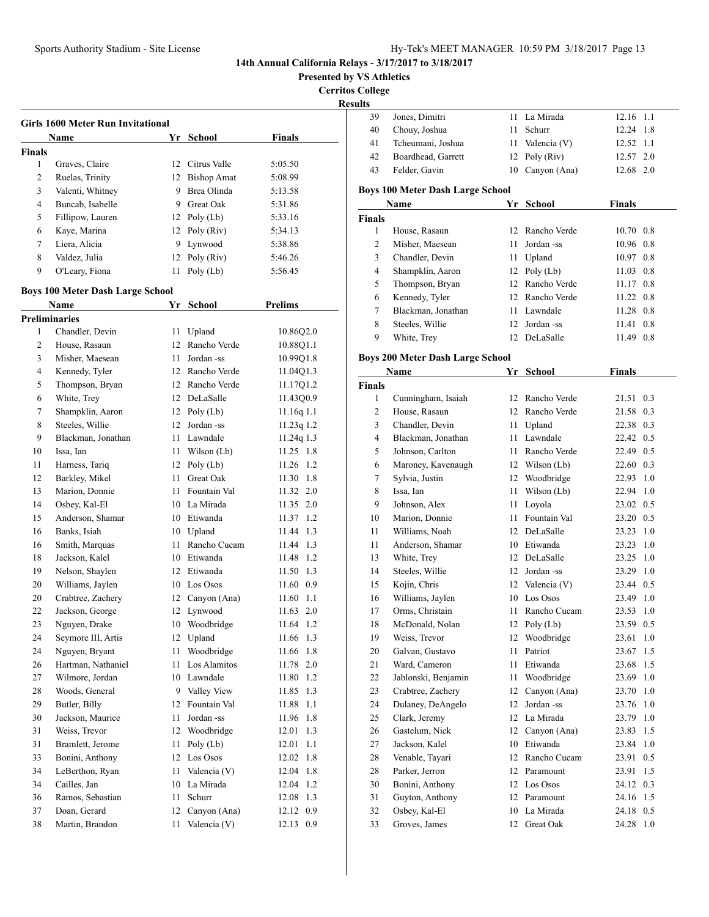## 14th Annual California Relays - 3/17/2017 to 3/18/2017

**Presented by VS Athletics**

**Cerritos College**

**Results**

### Girls 1600 Meter Run Invitational

| | Name | Yr | School | Finals |
|---|---|---|---|---|
| **Finals** | | | | |
| 1 | Graves, Claire | 12 | Citrus Valle | 5:05.50 |
| 2 | Ruelas, Trinity | 12 | Bishop Amat | 5:08.99 |
| 3 | Valenti, Whitney | 9 | Brea Olinda | 5:13.58 |
| 4 | Buncab, Isabelle | 9 | Great Oak | 5:31.86 |
| 5 | Fillipow, Lauren | 12 | Poly (Lb) | 5:33.16 |
| 6 | Kaye, Marina | 12 | Poly (Riv) | 5:34.13 |
| 7 | Liera, Alicia | 9 | Lynwood | 5:38.86 |
| 8 | Valdez, Julia | 12 | Poly (Riv) | 5:46.26 |
| 9 | O'Leary, Fiona | 11 | Poly (Lb) | 5:56.45 |

### Boys 100 Meter Dash Large School

| | Name | Yr | School | Prelims |
|---|---|---|---|---|
| **Preliminaries** | | | | |
| 1 | Chandler, Devin | 11 | Upland | 10.86Q2.0 |
| 2 | House, Rasaun | 12 | Rancho Verde | 10.88Q1.1 |
| 3 | Misher, Maesean | 11 | Jordan -ss | 10.99Q1.8 |
| 4 | Kennedy, Tyler | 12 | Rancho Verde | 11.04Q1.3 |
| 5 | Thompson, Bryan | 12 | Rancho Verde | 11.17Q1.2 |
| 6 | White, Trey | 12 | DeLaSalle | 11.43Q0.9 |
| 7 | Shampklin, Aaron | 12 | Poly (Lb) | 11.16q 1.1 |
| 8 | Steeles, Willie | 12 | Jordan -ss | 11.23q 1.2 |
| 9 | Blackman, Jonathan | 11 | Lawndale | 11.24q 1.3 |
| 10 | Issa, Ian | 11 | Wilson (Lb) | 11.25 1.8 |
| 11 | Harness, Tariq | 12 | Poly (Lb) | 11.26 1.2 |
| 12 | Barkley, Mikel | 11 | Great Oak | 11.30 1.8 |
| 13 | Marion, Donnie | 11 | Fountain Val | 11.32 2.0 |
| 14 | Osbey, Kal-El | 10 | La Mirada | 11.35 2.0 |
| 15 | Anderson, Shamar | 10 | Etiwanda | 11.37 1.2 |
| 16 | Banks, Isiah | 10 | Upland | 11.44 1.3 |
| 16 | Smith, Marquas | 11 | Rancho Cucam | 11.44 1.3 |
| 18 | Jackson, Kalel | 10 | Etiwanda | 11.48 1.2 |
| 19 | Nelson, Shaylen | 12 | Etiwanda | 11.50 1.3 |
| 20 | Williams, Jaylen | 10 | Los Osos | 11.60 0.9 |
| 20 | Crabtree, Zachery | 12 | Canyon (Ana) | 11.60 1.1 |
| 22 | Jackson, George | 12 | Lynwood | 11.63 2.0 |
| 23 | Nguyen, Drake | 10 | Woodbridge | 11.64 1.2 |
| 24 | Seymore III, Artis | 12 | Upland | 11.66 1.3 |
| 24 | Nguyen, Bryant | 11 | Woodbridge | 11.66 1.8 |
| 26 | Hartman, Nathaniel | 11 | Los Alamitos | 11.78 2.0 |
| 27 | Wilmore, Jordan | 10 | Lawndale | 11.80 1.2 |
| 28 | Woods, General | 9 | Valley View | 11.85 1.3 |
| 29 | Butler, Billy | 12 | Fountain Val | 11.88 1.1 |
| 30 | Jackson, Maurice | 11 | Jordan -ss | 11.96 1.8 |
| 31 | Weiss, Trevor | 12 | Woodbridge | 12.01 1.3 |
| 31 | Bramlett, Jerome | 11 | Poly (Lb) | 12.01 1.1 |
| 33 | Bonini, Anthony | 12 | Los Osos | 12.02 1.8 |
| 34 | LeBerthon, Ryan | 11 | Valencia (V) | 12.04 1.8 |
| 34 | Cailles, Jan | 10 | La Mirada | 12.04 1.2 |
| 36 | Ramos, Sebastian | 11 | Schurr | 12.08 1.3 |
| 37 | Doan, Gerard | 12 | Canyon (Ana) | 12.12 0.9 |
| 38 | Martin, Brandon | 11 | Valencia (V) | 12.13 0.9 |
| 39 | Jones, Dimitri | 11 | La Mirada | 12.16 1.1 |
| 40 | Chouy, Joshua | 11 | Schurr | 12.24 1.8 |
| 41 | Tcheumani, Joshua | 11 | Valencia (V) | 12.52 1.1 |
| 42 | Boardhead, Garrett | 12 | Poly (Riv) | 12.57 2.0 |
| 43 | Felder, Gavin | 10 | Canyon (Ana) | 12.68 2.0 |

### Boys 100 Meter Dash Large School

| | Name | Yr | School | Finals |
|---|---|---|---|---|
| **Finals** | | | | |
| 1 | House, Rasaun | 12 | Rancho Verde | 10.70 0.8 |
| 2 | Misher, Maesean | 11 | Jordan -ss | 10.96 0.8 |
| 3 | Chandler, Devin | 11 | Upland | 10.97 0.8 |
| 4 | Shampklin, Aaron | 12 | Poly (Lb) | 11.03 0.8 |
| 5 | Thompson, Bryan | 12 | Rancho Verde | 11.17 0.8 |
| 6 | Kennedy, Tyler | 12 | Rancho Verde | 11.22 0.8 |
| 7 | Blackman, Jonathan | 11 | Lawndale | 11.28 0.8 |
| 8 | Steeles, Willie | 12 | Jordan -ss | 11.41 0.8 |
| 9 | White, Trey | 12 | DeLaSalle | 11.49 0.8 |

### Boys 200 Meter Dash Large School

| | Name | Yr | School | Finals |
|---|---|---|---|---|
| **Finals** | | | | |
| 1 | Cunningham, Isaiah | 12 | Rancho Verde | 21.51 0.3 |
| 2 | House, Rasaun | 12 | Rancho Verde | 21.58 0.3 |
| 3 | Chandler, Devin | 11 | Upland | 22.38 0.3 |
| 4 | Blackman, Jonathan | 11 | Lawndale | 22.42 0.5 |
| 5 | Johnson, Carlton | 11 | Rancho Verde | 22.49 0.5 |
| 6 | Maroney, Kavenaugh | 12 | Wilson (Lb) | 22.60 0.3 |
| 7 | Sylvia, Justin | 12 | Woodbridge | 22.93 1.0 |
| 8 | Issa, Ian | 11 | Wilson (Lb) | 22.94 1.0 |
| 9 | Johnson, Alex | 11 | Loyola | 23.02 0.5 |
| 10 | Marion, Donnie | 11 | Fountain Val | 23.20 0.5 |
| 11 | Williams, Noah | 12 | DeLaSalle | 23.23 1.0 |
| 11 | Anderson, Shamar | 10 | Etiwanda | 23.23 1.0 |
| 13 | White, Trey | 12 | DeLaSalle | 23.25 1.0 |
| 14 | Steeles, Willie | 12 | Jordan -ss | 23.29 1.0 |
| 15 | Kojin, Chris | 12 | Valencia (V) | 23.44 0.5 |
| 16 | Williams, Jaylen | 10 | Los Osos | 23.49 1.0 |
| 17 | Orms, Christain | 11 | Rancho Cucam | 23.53 1.0 |
| 18 | McDonald, Nolan | 12 | Poly (Lb) | 23.59 0.5 |
| 19 | Weiss, Trevor | 12 | Woodbridge | 23.61 1.0 |
| 20 | Galvan, Gustavo | 11 | Patriot | 23.67 1.5 |
| 21 | Ward, Cameron | 11 | Etiwanda | 23.68 1.5 |
| 22 | Jablonski, Benjamin | 11 | Woodbridge | 23.69 1.0 |
| 23 | Crabtree, Zachery | 12 | Canyon (Ana) | 23.70 1.0 |
| 24 | Dulaney, DeAngelo | 12 | Jordan -ss | 23.76 1.0 |
| 25 | Clark, Jeremy | 12 | La Mirada | 23.79 1.0 |
| 26 | Gastelum, Nick | 12 | Canyon (Ana) | 23.83 1.5 |
| 27 | Jackson, Kalel | 10 | Etiwanda | 23.84 1.0 |
| 28 | Venable, Tayari | 12 | Rancho Cucam | 23.91 0.5 |
| 28 | Parker, Jerron | 12 | Paramount | 23.91 1.5 |
| 30 | Bonini, Anthony | 12 | Los Osos | 24.12 0.3 |
| 31 | Guyton, Anthony | 12 | Paramount | 24.16 1.5 |
| 32 | Osbey, Kal-El | 10 | La Mirada | 24.18 0.5 |
| 33 | Groves, James | 12 | Great Oak | 24.28 1.0 |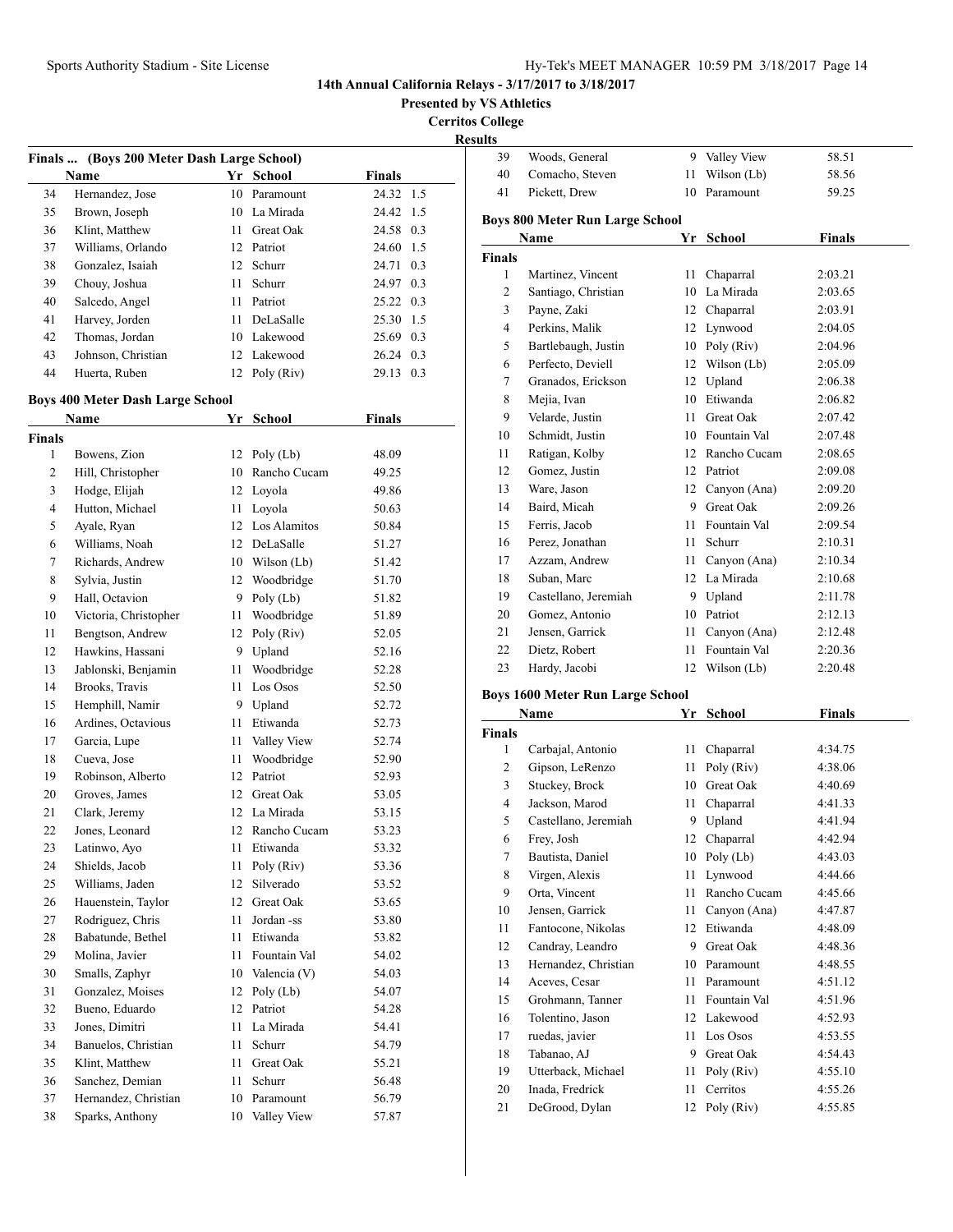**14th Annual California Relays - 3/17/2017 to 3/18/2017**

**Presented by VS Athletics**

**Cerritos College**

**Results**

### Finals ... (Boys 200 Meter Dash Large School)

| | Name | Yr | School | Finals | |
|---|---|---|---|---|---|
| 34 | Hernandez, Jose | 10 | Paramount | 24.32 | 1.5 |
| 35 | Brown, Joseph | 10 | La Mirada | 24.42 | 1.5 |
| 36 | Klint, Matthew | 11 | Great Oak | 24.58 | 0.3 |
| 37 | Williams, Orlando | 12 | Patriot | 24.60 | 1.5 |
| 38 | Gonzalez, Isaiah | 12 | Schurr | 24.71 | 0.3 |
| 39 | Chouy, Joshua | 11 | Schurr | 24.97 | 0.3 |
| 40 | Salcedo, Angel | 11 | Patriot | 25.22 | 0.3 |
| 41 | Harvey, Jorden | 11 | DeLaSalle | 25.30 | 1.5 |
| 42 | Thomas, Jordan | 10 | Lakewood | 25.69 | 0.3 |
| 43 | Johnson, Christian | 12 | Lakewood | 26.24 | 0.3 |
| 44 | Huerta, Ruben | 12 | Poly (Riv) | 29.13 | 0.3 |

### Boys 400 Meter Dash Large School

| | Name | Yr | School | Finals |
|---|---|---|---|---|
| **Finals** | | | | |
| 1 | Bowens, Zion | 12 | Poly (Lb) | 48.09 |
| 2 | Hill, Christopher | 10 | Rancho Cucam | 49.25 |
| 3 | Hodge, Elijah | 12 | Loyola | 49.86 |
| 4 | Hutton, Michael | 11 | Loyola | 50.63 |
| 5 | Ayale, Ryan | 12 | Los Alamitos | 50.84 |
| 6 | Williams, Noah | 12 | DeLaSalle | 51.27 |
| 7 | Richards, Andrew | 10 | Wilson (Lb) | 51.42 |
| 8 | Sylvia, Justin | 12 | Woodbridge | 51.70 |
| 9 | Hall, Octavion | 9 | Poly (Lb) | 51.82 |
| 10 | Victoria, Christopher | 11 | Woodbridge | 51.89 |
| 11 | Bengtson, Andrew | 12 | Poly (Riv) | 52.05 |
| 12 | Hawkins, Hassani | 9 | Upland | 52.16 |
| 13 | Jablonski, Benjamin | 11 | Woodbridge | 52.28 |
| 14 | Brooks, Travis | 11 | Los Osos | 52.50 |
| 15 | Hemphill, Namir | 9 | Upland | 52.72 |
| 16 | Ardines, Octavious | 11 | Etiwanda | 52.73 |
| 17 | Garcia, Lupe | 11 | Valley View | 52.74 |
| 18 | Cueva, Jose | 11 | Woodbridge | 52.90 |
| 19 | Robinson, Alberto | 12 | Patriot | 52.93 |
| 20 | Groves, James | 12 | Great Oak | 53.05 |
| 21 | Clark, Jeremy | 12 | La Mirada | 53.15 |
| 22 | Jones, Leonard | 12 | Rancho Cucam | 53.23 |
| 23 | Latinwo, Ayo | 11 | Etiwanda | 53.32 |
| 24 | Shields, Jacob | 11 | Poly (Riv) | 53.36 |
| 25 | Williams, Jaden | 12 | Silverado | 53.52 |
| 26 | Hauenstein, Taylor | 12 | Great Oak | 53.65 |
| 27 | Rodriguez, Chris | 11 | Jordan -ss | 53.80 |
| 28 | Babatunde, Bethel | 11 | Etiwanda | 53.82 |
| 29 | Molina, Javier | 11 | Fountain Val | 54.02 |
| 30 | Smalls, Zaphyr | 10 | Valencia (V) | 54.03 |
| 31 | Gonzalez, Moises | 12 | Poly (Lb) | 54.07 |
| 32 | Bueno, Eduardo | 12 | Patriot | 54.28 |
| 33 | Jones, Dimitri | 11 | La Mirada | 54.41 |
| 34 | Banuelos, Christian | 11 | Schurr | 54.79 |
| 35 | Klint, Matthew | 11 | Great Oak | 55.21 |
| 36 | Sanchez, Demian | 11 | Schurr | 56.48 |
| 37 | Hernandez, Christian | 10 | Paramount | 56.79 |
| 38 | Sparks, Anthony | 10 | Valley View | 57.87 |
| 39 | Woods, General | 9 | Valley View | 58.51 |
| 40 | Comacho, Steven | 11 | Wilson (Lb) | 58.56 |
| 41 | Pickett, Drew | 10 | Paramount | 59.25 |

### Boys 800 Meter Run Large School

| | Name | Yr | School | Finals |
|---|---|---|---|---|
| **Finals** | | | | |
| 1 | Martinez, Vincent | 11 | Chaparral | 2:03.21 |
| 2 | Santiago, Christian | 10 | La Mirada | 2:03.65 |
| 3 | Payne, Zaki | 12 | Chaparral | 2:03.91 |
| 4 | Perkins, Malik | 12 | Lynwood | 2:04.05 |
| 5 | Bartlebaugh, Justin | 10 | Poly (Riv) | 2:04.96 |
| 6 | Perfecto, Deviell | 12 | Wilson (Lb) | 2:05.09 |
| 7 | Granados, Erickson | 12 | Upland | 2:06.38 |
| 8 | Mejia, Ivan | 10 | Etiwanda | 2:06.82 |
| 9 | Velarde, Justin | 11 | Great Oak | 2:07.42 |
| 10 | Schmidt, Justin | 10 | Fountain Val | 2:07.48 |
| 11 | Ratigan, Kolby | 12 | Rancho Cucam | 2:08.65 |
| 12 | Gomez, Justin | 12 | Patriot | 2:09.08 |
| 13 | Ware, Jason | 12 | Canyon (Ana) | 2:09.20 |
| 14 | Baird, Micah | 9 | Great Oak | 2:09.26 |
| 15 | Ferris, Jacob | 11 | Fountain Val | 2:09.54 |
| 16 | Perez, Jonathan | 11 | Schurr | 2:10.31 |
| 17 | Azzam, Andrew | 11 | Canyon (Ana) | 2:10.34 |
| 18 | Suban, Marc | 12 | La Mirada | 2:10.68 |
| 19 | Castellano, Jeremiah | 9 | Upland | 2:11.78 |
| 20 | Gomez, Antonio | 10 | Patriot | 2:12.13 |
| 21 | Jensen, Garrick | 11 | Canyon (Ana) | 2:12.48 |
| 22 | Dietz, Robert | 11 | Fountain Val | 2:20.36 |
| 23 | Hardy, Jacobi | 12 | Wilson (Lb) | 2:20.48 |

### Boys 1600 Meter Run Large School

| | Name | Yr | School | Finals |
|---|---|---|---|---|
| **Finals** | | | | |
| 1 | Carbajal, Antonio | 11 | Chaparral | 4:34.75 |
| 2 | Gipson, LeRenzo | 11 | Poly (Riv) | 4:38.06 |
| 3 | Stuckey, Brock | 10 | Great Oak | 4:40.69 |
| 4 | Jackson, Marod | 11 | Chaparral | 4:41.33 |
| 5 | Castellano, Jeremiah | 9 | Upland | 4:41.94 |
| 6 | Frey, Josh | 12 | Chaparral | 4:42.94 |
| 7 | Bautista, Daniel | 10 | Poly (Lb) | 4:43.03 |
| 8 | Virgen, Alexis | 11 | Lynwood | 4:44.66 |
| 9 | Orta, Vincent | 11 | Rancho Cucam | 4:45.66 |
| 10 | Jensen, Garrick | 11 | Canyon (Ana) | 4:47.87 |
| 11 | Fantocone, Nikolas | 12 | Etiwanda | 4:48.09 |
| 12 | Candray, Leandro | 9 | Great Oak | 4:48.36 |
| 13 | Hernandez, Christian | 10 | Paramount | 4:48.55 |
| 14 | Aceves, Cesar | 11 | Paramount | 4:51.12 |
| 15 | Grohmann, Tanner | 11 | Fountain Val | 4:51.96 |
| 16 | Tolentino, Jason | 12 | Lakewood | 4:52.93 |
| 17 | ruedas, javier | 11 | Los Osos | 4:53.55 |
| 18 | Tabanao, AJ | 9 | Great Oak | 4:54.43 |
| 19 | Utterback, Michael | 11 | Poly (Riv) | 4:55.10 |
| 20 | Inada, Fredrick | 11 | Cerritos | 4:55.26 |
| 21 | DeGrood, Dylan | 12 | Poly (Riv) | 4:55.85 |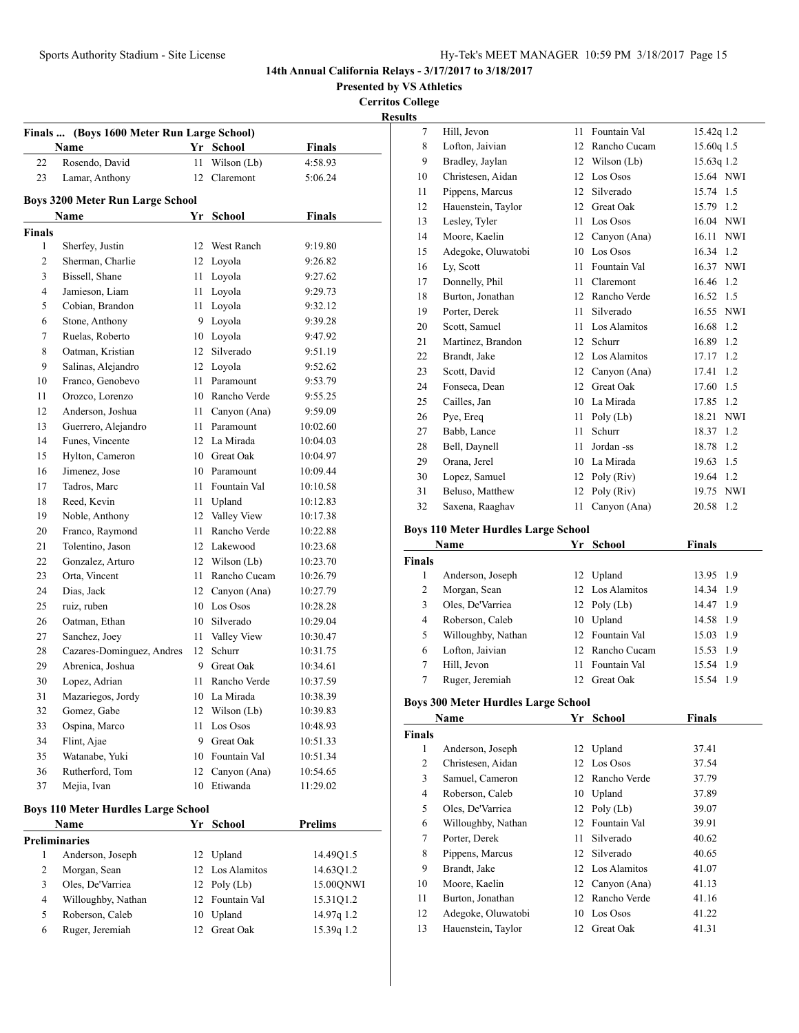**14th Annual California Relays - 3/17/2017 to 3/18/2017**

**Presented by VS Athletics**

**Cerritos College**

**Results**

### Finals ... (Boys 1600 Meter Run Large School)

| | Name | Yr | School | Finals |
|---|---|---|---|---|
| 22 | Rosendo, David | 11 | Wilson (Lb) | 4:58.93 |
| 23 | Lamar, Anthony | 12 | Claremont | 5:06.24 |

### Boys 3200 Meter Run Large School

| | Name | Yr | School | Finals |
|---|---|---|---|---|
| **Finals** | | | | |
| 1 | Sherfey, Justin | 12 | West Ranch | 9:19.80 |
| 2 | Sherman, Charlie | 12 | Loyola | 9:26.82 |
| 3 | Bissell, Shane | 11 | Loyola | 9:27.62 |
| 4 | Jamieson, Liam | 11 | Loyola | 9:29.73 |
| 5 | Cobian, Brandon | 11 | Loyola | 9:32.12 |
| 6 | Stone, Anthony | 9 | Loyola | 9:39.28 |
| 7 | Ruelas, Roberto | 10 | Loyola | 9:47.92 |
| 8 | Oatman, Kristian | 12 | Silverado | 9:51.19 |
| 9 | Salinas, Alejandro | 12 | Loyola | 9:52.62 |
| 10 | Franco, Genobevo | 11 | Paramount | 9:53.79 |
| 11 | Orozco, Lorenzo | 10 | Rancho Verde | 9:55.25 |
| 12 | Anderson, Joshua | 11 | Canyon (Ana) | 9:59.09 |
| 13 | Guerrero, Alejandro | 11 | Paramount | 10:02.60 |
| 14 | Funes, Vincente | 12 | La Mirada | 10:04.03 |
| 15 | Hylton, Cameron | 10 | Great Oak | 10:04.97 |
| 16 | Jimenez, Jose | 10 | Paramount | 10:09.44 |
| 17 | Tadros, Marc | 11 | Fountain Val | 10:10.58 |
| 18 | Reed, Kevin | 11 | Upland | 10:12.83 |
| 19 | Noble, Anthony | 12 | Valley View | 10:17.38 |
| 20 | Franco, Raymond | 11 | Rancho Verde | 10:22.88 |
| 21 | Tolentino, Jason | 12 | Lakewood | 10:23.68 |
| 22 | Gonzalez, Arturo | 12 | Wilson (Lb) | 10:23.70 |
| 23 | Orta, Vincent | 11 | Rancho Cucam | 10:26.79 |
| 24 | Dias, Jack | 12 | Canyon (Ana) | 10:27.79 |
| 25 | ruiz, ruben | 10 | Los Osos | 10:28.28 |
| 26 | Oatman, Ethan | 10 | Silverado | 10:29.04 |
| 27 | Sanchez, Joey | 11 | Valley View | 10:30.47 |
| 28 | Cazares-Dominguez, Andres | 12 | Schurr | 10:31.75 |
| 29 | Abrenica, Joshua | 9 | Great Oak | 10:34.61 |
| 30 | Lopez, Adrian | 11 | Rancho Verde | 10:37.59 |
| 31 | Mazariegos, Jordy | 10 | La Mirada | 10:38.39 |
| 32 | Gomez, Gabe | 12 | Wilson (Lb) | 10:39.83 |
| 33 | Ospina, Marco | 11 | Los Osos | 10:48.93 |
| 34 | Flint, Ajae | 9 | Great Oak | 10:51.33 |
| 35 | Watanabe, Yuki | 10 | Fountain Val | 10:51.34 |
| 36 | Rutherford, Tom | 12 | Canyon (Ana) | 10:54.65 |
| 37 | Mejia, Ivan | 10 | Etiwanda | 11:29.02 |

### Boys 110 Meter Hurdles Large School

| | Name | Yr | School | Prelims | Wind |
|---|---|---|---|---|---|
| **Preliminaries** | | | | | |
| 1 | Anderson, Joseph | 12 | Upland | 14.49Q | 1.5 |
| 2 | Morgan, Sean | 12 | Los Alamitos | 14.63Q | 1.2 |
| 3 | Oles, De'Varriea | 12 | Poly (Lb) | 15.00Q | NWI |
| 4 | Willoughby, Nathan | 12 | Fountain Val | 15.31Q | 1.2 |
| 5 | Roberson, Caleb | 10 | Upland | 14.97q | 1.2 |
| 6 | Ruger, Jeremiah | 12 | Great Oak | 15.39q | 1.2 |
| 7 | Hill, Jevon | 11 | Fountain Val | 15.42q | 1.2 |
| 8 | Lofton, Jaivian | 12 | Rancho Cucam | 15.60q | 1.5 |
| 9 | Bradley, Jaylan | 12 | Wilson (Lb) | 15.63q | 1.2 |
| 10 | Christesen, Aidan | 12 | Los Osos | 15.64 | NWI |
| 11 | Pippens, Marcus | 12 | Silverado | 15.74 | 1.5 |
| 12 | Hauenstein, Taylor | 12 | Great Oak | 15.79 | 1.2 |
| 13 | Lesley, Tyler | 11 | Los Osos | 16.04 | NWI |
| 14 | Moore, Kaelin | 12 | Canyon (Ana) | 16.11 | NWI |
| 15 | Adegoke, Oluwatobi | 10 | Los Osos | 16.34 | 1.2 |
| 16 | Ly, Scott | 11 | Fountain Val | 16.37 | NWI |
| 17 | Donnelly, Phil | 11 | Claremont | 16.46 | 1.2 |
| 18 | Burton, Jonathan | 12 | Rancho Verde | 16.52 | 1.5 |
| 19 | Porter, Derek | 11 | Silverado | 16.55 | NWI |
| 20 | Scott, Samuel | 11 | Los Alamitos | 16.68 | 1.2 |
| 21 | Martinez, Brandon | 12 | Schurr | 16.89 | 1.2 |
| 22 | Brandt, Jake | 12 | Los Alamitos | 17.17 | 1.2 |
| 23 | Scott, David | 12 | Canyon (Ana) | 17.41 | 1.2 |
| 24 | Fonseca, Dean | 12 | Great Oak | 17.60 | 1.5 |
| 25 | Cailles, Jan | 10 | La Mirada | 17.85 | 1.2 |
| 26 | Pye, Ereq | 11 | Poly (Lb) | 18.21 | NWI |
| 27 | Babb, Lance | 11 | Schurr | 18.37 | 1.2 |
| 28 | Bell, Daynell | 11 | Jordan -ss | 18.78 | 1.2 |
| 29 | Orana, Jerel | 10 | La Mirada | 19.63 | 1.5 |
| 30 | Lopez, Samuel | 12 | Poly (Riv) | 19.64 | 1.2 |
| 31 | Beluso, Matthew | 12 | Poly (Riv) | 19.75 | NWI |
| 32 | Saxena, Raaghav | 11 | Canyon (Ana) | 20.58 | 1.2 |

### Boys 110 Meter Hurdles Large School

| | Name | Yr | School | Finals | Wind |
|---|---|---|---|---|---|
| **Finals** | | | | | |
| 1 | Anderson, Joseph | 12 | Upland | 13.95 | 1.9 |
| 2 | Morgan, Sean | 12 | Los Alamitos | 14.34 | 1.9 |
| 3 | Oles, De'Varriea | 12 | Poly (Lb) | 14.47 | 1.9 |
| 4 | Roberson, Caleb | 10 | Upland | 14.58 | 1.9 |
| 5 | Willoughby, Nathan | 12 | Fountain Val | 15.03 | 1.9 |
| 6 | Lofton, Jaivian | 12 | Rancho Cucam | 15.53 | 1.9 |
| 7 | Hill, Jevon | 11 | Fountain Val | 15.54 | 1.9 |
| 7 | Ruger, Jeremiah | 12 | Great Oak | 15.54 | 1.9 |

### Boys 300 Meter Hurdles Large School

| | Name | Yr | School | Finals |
|---|---|---|---|---|
| **Finals** | | | | |
| 1 | Anderson, Joseph | 12 | Upland | 37.41 |
| 2 | Christesen, Aidan | 12 | Los Osos | 37.54 |
| 3 | Samuel, Cameron | 12 | Rancho Verde | 37.79 |
| 4 | Roberson, Caleb | 10 | Upland | 37.89 |
| 5 | Oles, De'Varriea | 12 | Poly (Lb) | 39.07 |
| 6 | Willoughby, Nathan | 12 | Fountain Val | 39.91 |
| 7 | Porter, Derek | 11 | Silverado | 40.62 |
| 8 | Pippens, Marcus | 12 | Silverado | 40.65 |
| 9 | Brandt, Jake | 12 | Los Alamitos | 41.07 |
| 10 | Moore, Kaelin | 12 | Canyon (Ana) | 41.13 |
| 11 | Burton, Jonathan | 12 | Rancho Verde | 41.16 |
| 12 | Adegoke, Oluwatobi | 10 | Los Osos | 41.22 |
| 13 | Hauenstein, Taylor | 12 | Great Oak | 41.31 |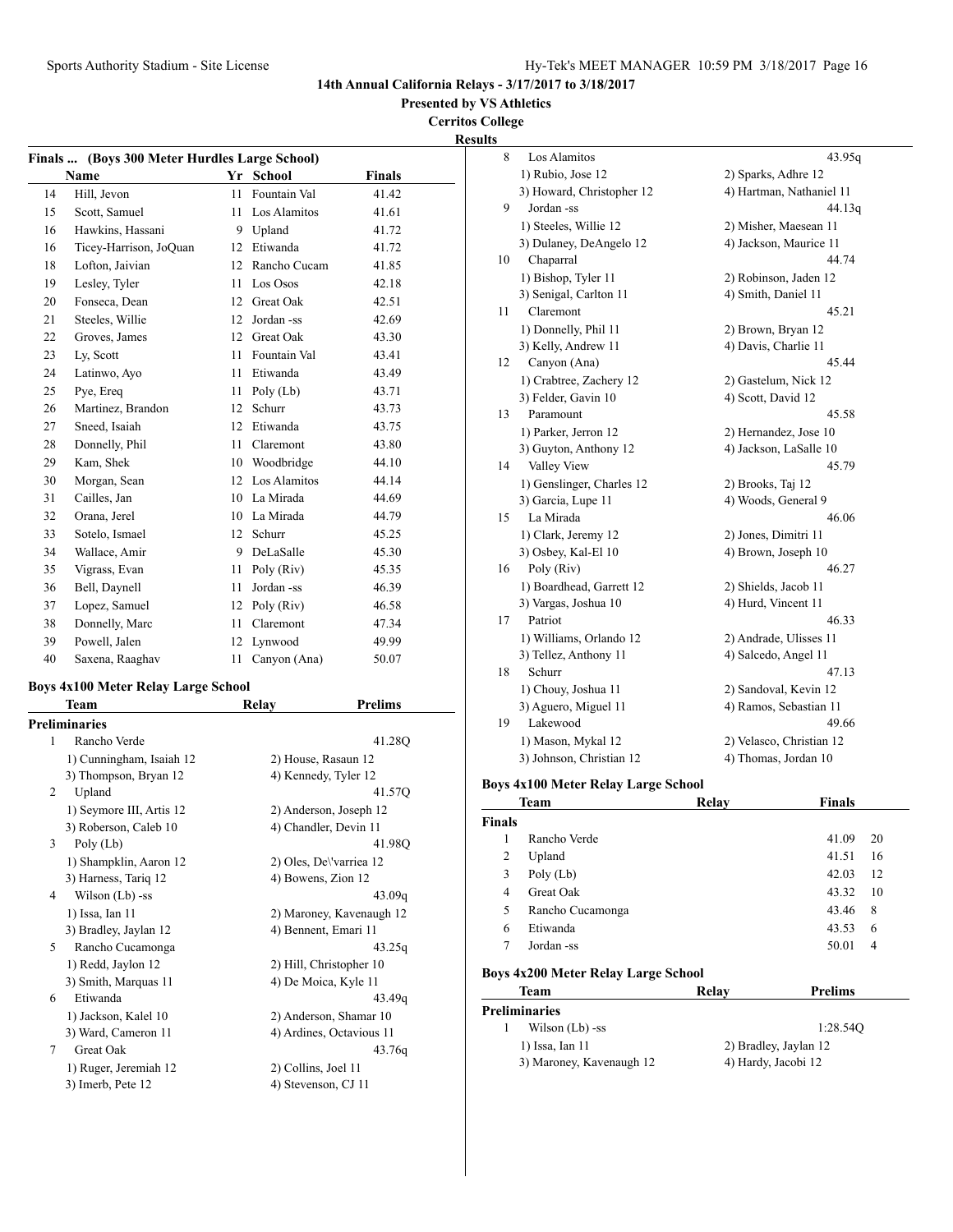### 14th Annual California Relays - 3/17/2017 to 3/18/2017

**Presented by VS Athletics**

**Cerritos College**

**Results**

#### Finals ... (Boys 300 Meter Hurdles Large School)

| | Name | Yr | School | Finals |
|---|---|---|---|---|
| 14 | Hill, Jevon | 11 | Fountain Val | 41.42 |
| 15 | Scott, Samuel | 11 | Los Alamitos | 41.61 |
| 16 | Hawkins, Hassani | 9 | Upland | 41.72 |
| 16 | Ticey-Harrison, JoQuan | 12 | Etiwanda | 41.72 |
| 18 | Lofton, Jaivian | 12 | Rancho Cucam | 41.85 |
| 19 | Lesley, Tyler | 11 | Los Osos | 42.18 |
| 20 | Fonseca, Dean | 12 | Great Oak | 42.51 |
| 21 | Steeles, Willie | 12 | Jordan -ss | 42.69 |
| 22 | Groves, James | 12 | Great Oak | 43.30 |
| 23 | Ly, Scott | 11 | Fountain Val | 43.41 |
| 24 | Latinwo, Ayo | 11 | Etiwanda | 43.49 |
| 25 | Pye, Ereq | 11 | Poly (Lb) | 43.71 |
| 26 | Martinez, Brandon | 12 | Schurr | 43.73 |
| 27 | Sneed, Isaiah | 12 | Etiwanda | 43.75 |
| 28 | Donnelly, Phil | 11 | Claremont | 43.80 |
| 29 | Kam, Shek | 10 | Woodbridge | 44.10 |
| 30 | Morgan, Sean | 12 | Los Alamitos | 44.14 |
| 31 | Cailles, Jan | 10 | La Mirada | 44.69 |
| 32 | Orana, Jerel | 10 | La Mirada | 44.79 |
| 33 | Sotelo, Ismael | 12 | Schurr | 45.25 |
| 34 | Wallace, Amir | 9 | DeLaSalle | 45.30 |
| 35 | Vigrass, Evan | 11 | Poly (Riv) | 45.35 |
| 36 | Bell, Daynell | 11 | Jordan -ss | 46.39 |
| 37 | Lopez, Samuel | 12 | Poly (Riv) | 46.58 |
| 38 | Donnelly, Marc | 11 | Claremont | 47.34 |
| 39 | Powell, Jalen | 12 | Lynwood | 49.99 |
| 40 | Saxena, Raaghav | 11 | Canyon (Ana) | 50.07 |

#### Boys 4x100 Meter Relay Large School

| | Team | Relay | Prelims |
|---|---|---|---|
| **Preliminaries** | | | |
| 1 | Rancho Verde | | 41.28Q |
| | 1) Cunningham, Isaiah 12 | 2) House, Rasaun 12 | |
| | 3) Thompson, Bryan 12 | 4) Kennedy, Tyler 12 | |
| 2 | Upland | | 41.57Q |
| | 1) Seymore III, Artis 12 | 2) Anderson, Joseph 12 | |
| | 3) Roberson, Caleb 10 | 4) Chandler, Devin 11 | |
| 3 | Poly (Lb) | | 41.98Q |
| | 1) Shampklin, Aaron 12 | 2) Oles, De\'varriea 12 | |
| | 3) Harness, Tariq 12 | 4) Bowens, Zion 12 | |
| 4 | Wilson (Lb) -ss | | 43.09q |
| | 1) Issa, Ian 11 | 2) Maroney, Kavenaugh 12 | |
| | 3) Bradley, Jaylan 12 | 4) Bennent, Emari 11 | |
| 5 | Rancho Cucamonga | | 43.25q |
| | 1) Redd, Jaylon 12 | 2) Hill, Christopher 10 | |
| | 3) Smith, Marquas 11 | 4) De Moica, Kyle 11 | |
| 6 | Etiwanda | | 43.49q |
| | 1) Jackson, Kalel 10 | 2) Anderson, Shamar 10 | |
| | 3) Ward, Cameron 11 | 4) Ardines, Octavious 11 | |
| 7 | Great Oak | | 43.76q |
| | 1) Ruger, Jeremiah 12 | 2) Collins, Joel 11 | |
| | 3) Imerb, Pete 12 | 4) Stevenson, CJ 11 | |
| 8 | Los Alamitos | | 43.95q |
| | 1) Rubio, Jose 12 | 2) Sparks, Adhre 12 | |
| | 3) Howard, Christopher 12 | 4) Hartman, Nathaniel 11 | |
| 9 | Jordan -ss | | 44.13q |
| | 1) Steeles, Willie 12 | 2) Misher, Maesean 11 | |
| | 3) Dulaney, DeAngelo 12 | 4) Jackson, Maurice 11 | |
| 10 | Chaparral | | 44.74 |
| | 1) Bishop, Tyler 11 | 2) Robinson, Jaden 12 | |
| | 3) Senigal, Carlton 11 | 4) Smith, Daniel 11 | |
| 11 | Claremont | | 45.21 |
| | 1) Donnelly, Phil 11 | 2) Brown, Bryan 12 | |
| | 3) Kelly, Andrew 11 | 4) Davis, Charlie 11 | |
| 12 | Canyon (Ana) | | 45.44 |
| | 1) Crabtree, Zachery 12 | 2) Gastelum, Nick 12 | |
| | 3) Felder, Gavin 10 | 4) Scott, David 12 | |
| 13 | Paramount | | 45.58 |
| | 1) Parker, Jerron 12 | 2) Hernandez, Jose 10 | |
| | 3) Guyton, Anthony 12 | 4) Jackson, LaSalle 10 | |
| 14 | Valley View | | 45.79 |
| | 1) Genslinger, Charles 12 | 2) Brooks, Taj 12 | |
| | 3) Garcia, Lupe 11 | 4) Woods, General 9 | |
| 15 | La Mirada | | 46.06 |
| | 1) Clark, Jeremy 12 | 2) Jones, Dimitri 11 | |
| | 3) Osbey, Kal-El 10 | 4) Brown, Joseph 10 | |
| 16 | Poly (Riv) | | 46.27 |
| | 1) Boardhead, Garrett 12 | 2) Shields, Jacob 11 | |
| | 3) Vargas, Joshua 10 | 4) Hurd, Vincent 11 | |
| 17 | Patriot | | 46.33 |
| | 1) Williams, Orlando 12 | 2) Andrade, Ulisses 11 | |
| | 3) Tellez, Anthony 11 | 4) Salcedo, Angel 11 | |
| 18 | Schurr | | 47.13 |
| | 1) Chouy, Joshua 11 | 2) Sandoval, Kevin 12 | |
| | 3) Aguero, Miguel 11 | 4) Ramos, Sebastian 11 | |
| 19 | Lakewood | | 49.66 |
| | 1) Mason, Mykal 12 | 2) Velasco, Christian 12 | |
| | 3) Johnson, Christian 12 | 4) Thomas, Jordan 10 | |

#### Boys 4x100 Meter Relay Large School

| | Team | Relay | Finals | |
|---|---|---|---|---|
| **Finals** | | | | |
| 1 | Rancho Verde | | 41.09 | 20 |
| 2 | Upland | | 41.51 | 16 |
| 3 | Poly (Lb) | | 42.03 | 12 |
| 4 | Great Oak | | 43.32 | 10 |
| 5 | Rancho Cucamonga | | 43.46 | 8 |
| 6 | Etiwanda | | 43.53 | 6 |
| 7 | Jordan -ss | | 50.01 | 4 |

#### Boys 4x200 Meter Relay Large School

| | Team | Relay | Prelims |
|---|---|---|---|
| **Preliminaries** | | | |
| 1 | Wilson (Lb) -ss | | 1:28.54Q |
| | 1) Issa, Ian 11 | 2) Bradley, Jaylan 12 | |
| | 3) Maroney, Kavenaugh 12 | 4) Hardy, Jacobi 12 | |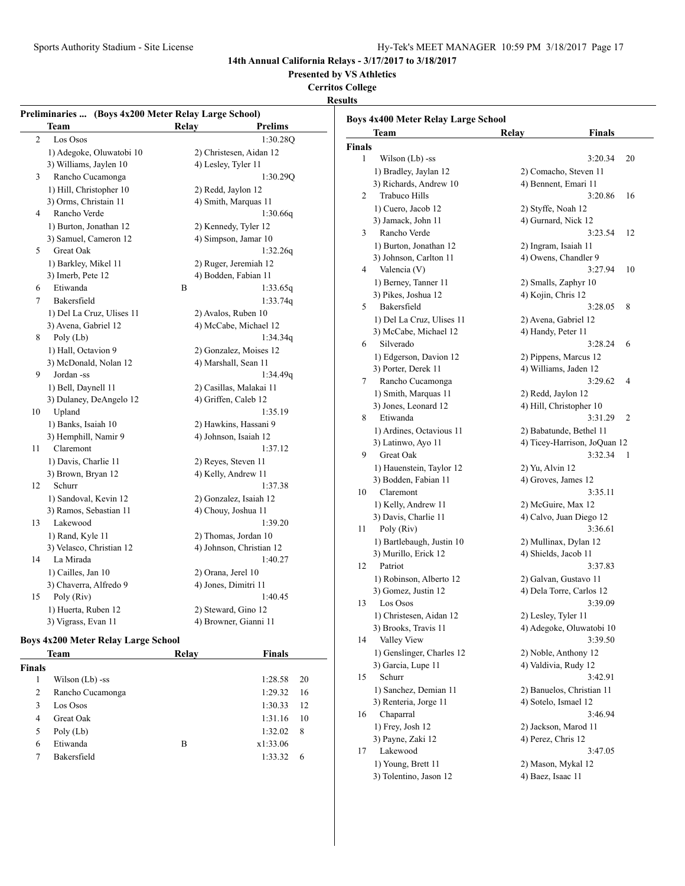14th Annual California Relays - 3/17/2017 to 3/18/2017

Presented by VS Athletics

Cerritos College

Results

## Preliminaries ... (Boys 4x200 Meter Relay Large School)

| | Team | Relay | Prelims |
|---|---|---|---|
| 2 | Los Osos | | 1:30.28Q |
| | 1) Adegoke, Oluwatobi 10 | 2) Christesen, Aidan 12 | |
| | 3) Williams, Jaylen 10 | 4) Lesley, Tyler 11 | |
| 3 | Rancho Cucamonga | | 1:30.29Q |
| | 1) Hill, Christopher 10 | 2) Redd, Jaylon 12 | |
| | 3) Orms, Christain 11 | 4) Smith, Marquas 11 | |
| 4 | Rancho Verde | | 1:30.66q |
| | 1) Burton, Jonathan 12 | 2) Kennedy, Tyler 12 | |
| | 3) Samuel, Cameron 12 | 4) Simpson, Jamar 10 | |
| 5 | Great Oak | | 1:32.26q |
| | 1) Barkley, Mikel 11 | 2) Ruger, Jeremiah 12 | |
| | 3) Imerb, Pete 12 | 4) Bodden, Fabian 11 | |
| 6 | Etiwanda | B | 1:33.65q |
| 7 | Bakersfield | | 1:33.74q |
| | 1) Del La Cruz, Ulises 11 | 2) Avalos, Ruben 10 | |
| | 3) Avena, Gabriel 12 | 4) McCabe, Michael 12 | |
| 8 | Poly (Lb) | | 1:34.34q |
| | 1) Hall, Octavion 9 | 2) Gonzalez, Moises 12 | |
| | 3) McDonald, Nolan 12 | 4) Marshall, Sean 11 | |
| 9 | Jordan -ss | | 1:34.49q |
| | 1) Bell, Daynell 11 | 2) Casillas, Malakai 11 | |
| | 3) Dulaney, DeAngelo 12 | 4) Griffen, Caleb 12 | |
| 10 | Upland | | 1:35.19 |
| | 1) Banks, Isaiah 10 | 2) Hawkins, Hassani 9 | |
| | 3) Hemphill, Namir 9 | 4) Johnson, Isaiah 12 | |
| 11 | Claremont | | 1:37.12 |
| | 1) Davis, Charlie 11 | 2) Reyes, Steven 11 | |
| | 3) Brown, Bryan 12 | 4) Kelly, Andrew 11 | |
| 12 | Schurr | | 1:37.38 |
| | 1) Sandoval, Kevin 12 | 2) Gonzalez, Isaiah 12 | |
| | 3) Ramos, Sebastian 11 | 4) Chouy, Joshua 11 | |
| 13 | Lakewood | | 1:39.20 |
| | 1) Rand, Kyle 11 | 2) Thomas, Jordan 10 | |
| | 3) Velasco, Christian 12 | 4) Johnson, Christian 12 | |
| 14 | La Mirada | | 1:40.27 |
| | 1) Cailles, Jan 10 | 2) Orana, Jerel 10 | |
| | 3) Chaverra, Alfredo 9 | 4) Jones, Dimitri 11 | |
| 15 | Poly (Riv) | | 1:40.45 |
| | 1) Huerta, Ruben 12 | 2) Steward, Gino 12 | |
| | 3) Vigrass, Evan 11 | 4) Browner, Gianni 11 | |

## Boys 4x200 Meter Relay Large School

| | Team | Relay | Finals | |
|---|---|---|---|---|
| **Finals** | | | | |
| 1 | Wilson (Lb) -ss | | 1:28.58 | 20 |
| 2 | Rancho Cucamonga | | 1:29.32 | 16 |
| 3 | Los Osos | | 1:30.33 | 12 |
| 4 | Great Oak | | 1:31.16 | 10 |
| 5 | Poly (Lb) | | 1:32.02 | 8 |
| 6 | Etiwanda | B | x1:33.06 | |
| 7 | Bakersfield | | 1:33.32 | 6 |

## Boys 4x400 Meter Relay Large School

| | Team | Relay | Finals | |
|---|---|---|---|---|
| **Finals** | | | | |
| 1 | Wilson (Lb) -ss | | 3:20.34 | 20 |
| | 1) Bradley, Jaylan 12 | 2) Comacho, Steven 11 | | |
| | 3) Richards, Andrew 10 | 4) Bennent, Emari 11 | | |
| 2 | Trabuco Hills | | 3:20.86 | 16 |
| | 1) Cuero, Jacob 12 | 2) Styffe, Noah 12 | | |
| | 3) Jamack, John 11 | 4) Gurnard, Nick 12 | | |
| 3 | Rancho Verde | | 3:23.54 | 12 |
| | 1) Burton, Jonathan 12 | 2) Ingram, Isaiah 11 | | |
| | 3) Johnson, Carlton 11 | 4) Owens, Chandler 9 | | |
| 4 | Valencia (V) | | 3:27.94 | 10 |
| | 1) Berney, Tanner 11 | 2) Smalls, Zaphyr 10 | | |
| | 3) Pikes, Joshua 12 | 4) Kojin, Chris 12 | | |
| 5 | Bakersfield | | 3:28.05 | 8 |
| | 1) Del La Cruz, Ulises 11 | 2) Avena, Gabriel 12 | | |
| | 3) McCabe, Michael 12 | 4) Handy, Peter 11 | | |
| 6 | Silverado | | 3:28.24 | 6 |
| | 1) Edgerson, Davion 12 | 2) Pippens, Marcus 12 | | |
| | 3) Porter, Derek 11 | 4) Williams, Jaden 12 | | |
| 7 | Rancho Cucamonga | | 3:29.62 | 4 |
| | 1) Smith, Marquas 11 | 2) Redd, Jaylon 12 | | |
| | 3) Jones, Leonard 12 | 4) Hill, Christopher 10 | | |
| 8 | Etiwanda | | 3:31.29 | 2 |
| | 1) Ardines, Octavious 11 | 2) Babatunde, Bethel 11 | | |
| | 3) Latinwo, Ayo 11 | 4) Ticey-Harrison, JoQuan 12 | | |
| 9 | Great Oak | | 3:32.34 | 1 |
| | 1) Hauenstein, Taylor 12 | 2) Yu, Alvin 12 | | |
| | 3) Bodden, Fabian 11 | 4) Groves, James 12 | | |
| 10 | Claremont | | 3:35.11 | |
| | 1) Kelly, Andrew 11 | 2) McGuire, Max 12 | | |
| | 3) Davis, Charlie 11 | 4) Calvo, Juan Diego 12 | | |
| 11 | Poly (Riv) | | 3:36.61 | |
| | 1) Bartlebaugh, Justin 10 | 2) Mullinax, Dylan 12 | | |
| | 3) Murillo, Erick 12 | 4) Shields, Jacob 11 | | |
| 12 | Patriot | | 3:37.83 | |
| | 1) Robinson, Alberto 12 | 2) Galvan, Gustavo 11 | | |
| | 3) Gomez, Justin 12 | 4) Dela Torre, Carlos 12 | | |
| 13 | Los Osos | | 3:39.09 | |
| | 1) Christesen, Aidan 12 | 2) Lesley, Tyler 11 | | |
| | 3) Brooks, Travis 11 | 4) Adegoke, Oluwatobi 10 | | |
| 14 | Valley View | | 3:39.50 | |
| | 1) Genslinger, Charles 12 | 2) Noble, Anthony 12 | | |
| | 3) Garcia, Lupe 11 | 4) Valdivia, Rudy 12 | | |
| 15 | Schurr | | 3:42.91 | |
| | 1) Sanchez, Demian 11 | 2) Banuelos, Christian 11 | | |
| | 3) Renteria, Jorge 11 | 4) Sotelo, Ismael 12 | | |
| 16 | Chaparral | | 3:46.94 | |
| | 1) Frey, Josh 12 | 2) Jackson, Marod 11 | | |
| | 3) Payne, Zaki 12 | 4) Perez, Chris 12 | | |
| 17 | Lakewood | | 3:47.05 | |
| | 1) Young, Brett 11 | 2) Mason, Mykal 12 | | |
| | 3) Tolentino, Jason 12 | 4) Baez, Isaac 11 | | |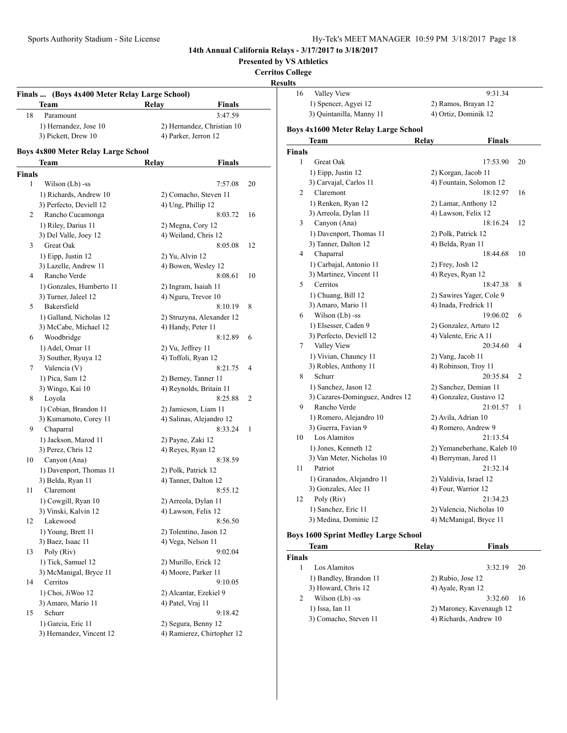14th Annual California Relays - 3/17/2017 to 3/18/2017

Presented by VS Athletics

Cerritos College

Results

## Finals ... (Boys 4x400 Meter Relay Large School)

| | Team | Relay | Finals | |
|---|---|---|---|---|
| 18 | Paramount | | 3:47.59 | |
| | 1) Hernandez, Jose 10 | 2) Hernandez, Christian 10 | | |
| | 3) Pickett, Drew 10 | 4) Parker, Jerron 12 | | |

## Boys 4x800 Meter Relay Large School

| | Team | Relay | Finals | |
|---|---|---|---|---|
| **Finals** | | | | |
| 1 | Wilson (Lb) -ss | | 7:57.08 | 20 |
| | 1) Richards, Andrew 10 | 2) Comacho, Steven 11 | | |
| | 3) Perfecto, Deviell 12 | 4) Ung, Phillip 12 | | |
| 2 | Rancho Cucamonga | | 8:03.72 | 16 |
| | 1) Riley, Darius 11 | 2) Megna, Cory 12 | | |
| | 3) Del Valle, Joey 12 | 4) Weiland, Chris 12 | | |
| 3 | Great Oak | | 8:05.08 | 12 |
| | 1) Eipp, Justin 12 | 2) Yu, Alvin 12 | | |
| | 3) Lazelle, Andrew 11 | 4) Bowen, Wesley 12 | | |
| 4 | Rancho Verde | | 8:08.61 | 10 |
| | 1) Gonzales, Humberto 11 | 2) Ingram, Isaiah 11 | | |
| | 3) Turner, Jaleel 12 | 4) Nguru, Trevor 10 | | |
| 5 | Bakersfield | | 8:10.19 | 8 |
| | 1) Galland, Nicholas 12 | 2) Struzyna, Alexander 12 | | |
| | 3) McCabe, Michael 12 | 4) Handy, Peter 11 | | |
| 6 | Woodbridge | | 8:12.89 | 6 |
| | 1) Adel, Omar 11 | 2) Vu, Jeffrey 11 | | |
| | 3) Souther, Ryuya 12 | 4) Toffoli, Ryan 12 | | |
| 7 | Valencia (V) | | 8:21.75 | 4 |
| | 1) Pica, Sam 12 | 2) Berney, Tanner 11 | | |
| | 3) Wingo, Kai 10 | 4) Reynolds, Britain 11 | | |
| 8 | Loyola | | 8:25.88 | 2 |
| | 1) Cobian, Brandon 11 | 2) Jamieson, Liam 11 | | |
| | 3) Kumamoto, Corey 11 | 4) Salinas, Alejandro 12 | | |
| 9 | Chaparral | | 8:33.24 | 1 |
| | 1) Jackson, Marod 11 | 2) Payne, Zaki 12 | | |
| | 3) Perez, Chris 12 | 4) Reyes, Ryan 12 | | |
| 10 | Canyon (Ana) | | 8:38.59 | |
| | 1) Davenport, Thomas 11 | 2) Polk, Patrick 12 | | |
| | 3) Belda, Ryan 11 | 4) Tanner, Dalton 12 | | |
| 11 | Claremont | | 8:55.12 | |
| | 1) Cowgill, Ryan 10 | 2) Arreola, Dylan 11 | | |
| | 3) Vinski, Kalvin 12 | 4) Lawson, Felix 12 | | |
| 12 | Lakewood | | 8:56.50 | |
| | 1) Young, Brett 11 | 2) Tolentino, Jason 12 | | |
| | 3) Baez, Isaac 11 | 4) Vega, Nelson 11 | | |
| 13 | Poly (Riv) | | 9:02.04 | |
| | 1) Tick, Samuel 12 | 2) Murillo, Erick 12 | | |
| | 3) McManigal, Bryce 11 | 4) Moore, Parker 11 | | |
| 14 | Cerritos | | 9:10.05 | |
| | 1) Choi, JiWoo 12 | 2) Alcantar, Ezekiel 9 | | |
| | 3) Amaro, Mario 11 | 4) Patel, Vraj 11 | | |
| 15 | Schurr | | 9:18.42 | |
| | 1) Garcia, Eric 11 | 2) Segura, Benny 12 | | |
| | 3) Hernandez, Vincent 12 | 4) Ramierez, Chirtopher 12 | | |
| 16 | Valley View | | 9:31.34 | |
| | 1) Spencer, Agyei 12 | 2) Ramos, Brayan 12 | | |
| | 3) Quintanilla, Manny 11 | 4) Ortiz, Dominik 12 | | |

## Boys 4x1600 Meter Relay Large School

| | Team | Relay | Finals | |
|---|---|---|---|---|
| **Finals** | | | | |
| 1 | Great Oak | | 17:53.90 | 20 |
| | 1) Eipp, Justin 12 | 2) Korgan, Jacob 11 | | |
| | 3) Carvajal, Carlos 11 | 4) Fountain, Solomon 12 | | |
| 2 | Claremont | | 18:12.97 | 16 |
| | 1) Renken, Ryan 12 | 2) Lamar, Anthony 12 | | |
| | 3) Arreola, Dylan 11 | 4) Lawson, Felix 12 | | |
| 3 | Canyon (Ana) | | 18:16.24 | 12 |
| | 1) Davenport, Thomas 11 | 2) Polk, Patrick 12 | | |
| | 3) Tanner, Dalton 12 | 4) Belda, Ryan 11 | | |
| 4 | Chaparral | | 18:44.68 | 10 |
| | 1) Carbajal, Antonio 11 | 2) Frey, Josh 12 | | |
| | 3) Martinez, Vincent 11 | 4) Reyes, Ryan 12 | | |
| 5 | Cerritos | | 18:47.38 | 8 |
| | 1) Chuang, Bill 12 | 2) Sawires Yager, Cole 9 | | |
| | 3) Amaro, Mario 11 | 4) Inada, Fredrick 11 | | |
| 6 | Wilson (Lb) -ss | | 19:06.02 | 6 |
| | 1) Elsesser, Caden 9 | 2) Gonzalez, Arturo 12 | | |
| | 3) Perfecto, Deviell 12 | 4) Valente, Eric A 11 | | |
| 7 | Valley View | | 20:34.60 | 4 |
| | 1) Vivian, Chauncy 11 | 2) Vang, Jacob 11 | | |
| | 3) Robles, Anthony 11 | 4) Robinson, Troy 11 | | |
| 8 | Schurr | | 20:35.84 | 2 |
| | 1) Sanchez, Jason 12 | 2) Sanchez, Demian 11 | | |
| | 3) Cazares-Dominguez, Andres 12 | 4) Gonzalez, Gustavo 12 | | |
| 9 | Rancho Verde | | 21:01.57 | 1 |
| | 1) Romero, Alejandro 10 | 2) Avila, Adrian 10 | | |
| | 3) Guerra, Favian 9 | 4) Romero, Andrew 9 | | |
| 10 | Los Alamitos | | 21:13.54 | |
| | 1) Jones, Kenneth 12 | 2) Yemaneberhane, Kaleb 10 | | |
| | 3) Van Meter, Nicholas 10 | 4) Berryman, Jared 11 | | |
| 11 | Patriot | | 21:32.14 | |
| | 1) Granados, Alejandro 11 | 2) Valdivia, Israel 12 | | |
| | 3) Gonzales, Alec 11 | 4) Four, Warrior 12 | | |
| 12 | Poly (Riv) | | 21:34.23 | |
| | 1) Sanchez, Eric 11 | 2) Valencia, Nicholas 10 | | |
| | 3) Medina, Dominic 12 | 4) McManigal, Bryce 11 | | |

## Boys 1600 Sprint Medley Large School

| | Team | Relay | Finals | |
|---|---|---|---|---|
| **Finals** | | | | |
| 1 | Los Alamitos | | 3:32.19 | 20 |
| | 1) Bandley, Brandon 11 | 2) Rubio, Jose 12 | | |
| | 3) Howard, Chris 12 | 4) Ayale, Ryan 12 | | |
| 2 | Wilson (Lb) -ss | | 3:32.60 | 16 |
| | 1) Issa, Ian 11 | 2) Maroney, Kavenaugh 12 | | |
| | 3) Comacho, Steven 11 | 4) Richards, Andrew 10 | | |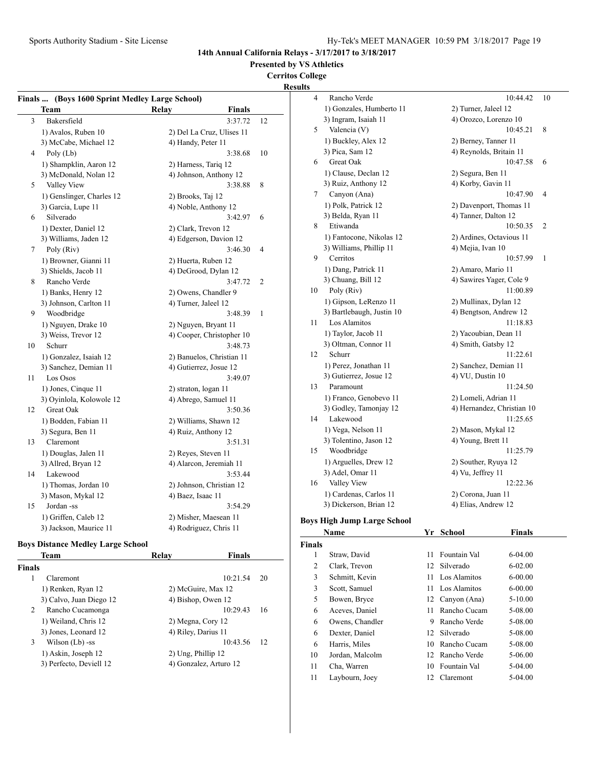**14th Annual California Relays - 3/17/2017 to 3/18/2017**

**Presented by VS Athletics**

**Cerritos College**

**Results**

### Finals ... (Boys 1600 Sprint Medley Large School)

| | Team | Relay | Finals | |
|---|---|---|---|---|
| 3 | Bakersfield | | 3:37.72 | 12 |
| | 1) Avalos, Ruben 10 | 2) Del La Cruz, Ulises 11 | | |
| | 3) McCabe, Michael 12 | 4) Handy, Peter 11 | | |
| 4 | Poly (Lb) | | 3:38.68 | 10 |
| | 1) Shampklin, Aaron 12 | 2) Harness, Tariq 12 | | |
| | 3) McDonald, Nolan 12 | 4) Johnson, Anthony 12 | | |
| 5 | Valley View | | 3:38.88 | 8 |
| | 1) Genslinger, Charles 12 | 2) Brooks, Taj 12 | | |
| | 3) Garcia, Lupe 11 | 4) Noble, Anthony 12 | | |
| 6 | Silverado | | 3:42.97 | 6 |
| | 1) Dexter, Daniel 12 | 2) Clark, Trevon 12 | | |
| | 3) Williams, Jaden 12 | 4) Edgerson, Davion 12 | | |
| 7 | Poly (Riv) | | 3:46.30 | 4 |
| | 1) Browner, Gianni 11 | 2) Huerta, Ruben 12 | | |
| | 3) Shields, Jacob 11 | 4) DeGrood, Dylan 12 | | |
| 8 | Rancho Verde | | 3:47.72 | 2 |
| | 1) Banks, Henry 12 | 2) Owens, Chandler 9 | | |
| | 3) Johnson, Carlton 11 | 4) Turner, Jaleel 12 | | |
| 9 | Woodbridge | | 3:48.39 | 1 |
| | 1) Nguyen, Drake 10 | 2) Nguyen, Bryant 11 | | |
| | 3) Weiss, Trevor 12 | 4) Cooper, Christopher 10 | | |
| 10 | Schurr | | 3:48.73 | |
| | 1) Gonzalez, Isaiah 12 | 2) Banuelos, Christian 11 | | |
| | 3) Sanchez, Demian 11 | 4) Gutierrez, Josue 12 | | |
| 11 | Los Osos | | 3:49.07 | |
| | 1) Jones, Cinque 11 | 2) straton, logan 11 | | |
| | 3) Oyinlola, Kolowole 12 | 4) Abrego, Samuel 11 | | |
| 12 | Great Oak | | 3:50.36 | |
| | 1) Bodden, Fabian 11 | 2) Williams, Shawn 12 | | |
| | 3) Segura, Ben 11 | 4) Ruiz, Anthony 12 | | |
| 13 | Claremont | | 3:51.31 | |
| | 1) Douglas, Jalen 11 | 2) Reyes, Steven 11 | | |
| | 3) Allred, Bryan 12 | 4) Alarcon, Jeremiah 11 | | |
| 14 | Lakewood | | 3:53.44 | |
| | 1) Thomas, Jordan 10 | 2) Johnson, Christian 12 | | |
| | 3) Mason, Mykal 12 | 4) Baez, Isaac 11 | | |
| 15 | Jordan -ss | | 3:54.29 | |
| | 1) Griffen, Caleb 12 | 2) Misher, Maesean 11 | | |
| | 3) Jackson, Maurice 11 | 4) Rodriguez, Chris 11 | | |

### Boys Distance Medley Large School

**Finals**

| | Team | Relay | Finals | |
|---|---|---|---|---|
| 1 | Claremont | | 10:21.54 | 20 |
| | 1) Renken, Ryan 12 | 2) McGuire, Max 12 | | |
| | 3) Calvo, Juan Diego 12 | 4) Bishop, Owen 12 | | |
| 2 | Rancho Cucamonga | | 10:29.43 | 16 |
| | 1) Weiland, Chris 12 | 2) Megna, Cory 12 | | |
| | 3) Jones, Leonard 12 | 4) Riley, Darius 11 | | |
| 3 | Wilson (Lb) -ss | | 10:43.56 | 12 |
| | 1) Askin, Joseph 12 | 2) Ung, Phillip 12 | | |
| | 3) Perfecto, Deviell 12 | 4) Gonzalez, Arturo 12 | | |
| 4 | Rancho Verde | | 10:44.42 | 10 |
| | 1) Gonzales, Humberto 11 | 2) Turner, Jaleel 12 | | |
| | 3) Ingram, Isaiah 11 | 4) Orozco, Lorenzo 10 | | |
| 5 | Valencia (V) | | 10:45.21 | 8 |
| | 1) Buckley, Alex 12 | 2) Berney, Tanner 11 | | |
| | 3) Pica, Sam 12 | 4) Reynolds, Britain 11 | | |
| 6 | Great Oak | | 10:47.58 | 6 |
| | 1) Clause, Declan 12 | 2) Segura, Ben 11 | | |
| | 3) Ruiz, Anthony 12 | 4) Korby, Gavin 11 | | |
| 7 | Canyon (Ana) | | 10:47.90 | 4 |
| | 1) Polk, Patrick 12 | 2) Davenport, Thomas 11 | | |
| | 3) Belda, Ryan 11 | 4) Tanner, Dalton 12 | | |
| 8 | Etiwanda | | 10:50.35 | 2 |
| | 1) Fantocone, Nikolas 12 | 2) Ardines, Octavious 11 | | |
| | 3) Williams, Phillip 11 | 4) Mejia, Ivan 10 | | |
| 9 | Cerritos | | 10:57.99 | 1 |
| | 1) Dang, Patrick 11 | 2) Amaro, Mario 11 | | |
| | 3) Chuang, Bill 12 | 4) Sawires Yager, Cole 9 | | |
| 10 | Poly (Riv) | | 11:00.89 | |
| | 1) Gipson, LeRenzo 11 | 2) Mullinax, Dylan 12 | | |
| | 3) Bartlebaugh, Justin 10 | 4) Bengtson, Andrew 12 | | |
| 11 | Los Alamitos | | 11:18.83 | |
| | 1) Taylor, Jacob 11 | 2) Yacoubian, Dean 11 | | |
| | 3) Oltman, Connor 11 | 4) Smith, Gatsby 12 | | |
| 12 | Schurr | | 11:22.61 | |
| | 1) Perez, Jonathan 11 | 2) Sanchez, Demian 11 | | |
| | 3) Gutierrez, Josue 12 | 4) VU, Dustin 10 | | |
| 13 | Paramount | | 11:24.50 | |
| | 1) Franco, Genobevo 11 | 2) Lomeli, Adrian 11 | | |
| | 3) Godley, Tamonjay 12 | 4) Hernandez, Christian 10 | | |
| 14 | Lakewood | | 11:25.65 | |
| | 1) Vega, Nelson 11 | 2) Mason, Mykal 12 | | |
| | 3) Tolentino, Jason 12 | 4) Young, Brett 11 | | |
| 15 | Woodbridge | | 11:25.79 | |
| | 1) Arguelles, Drew 12 | 2) Souther, Ryuya 12 | | |
| | 3) Adel, Omar 11 | 4) Vu, Jeffrey 11 | | |
| 16 | Valley View | | 12:22.36 | |
| | 1) Cardenas, Carlos 11 | 2) Corona, Juan 11 | | |
| | 3) Dickerson, Brian 12 | 4) Elias, Andrew 12 | | |

### Boys High Jump Large School

**Finals**

| | Name | Yr | School | Finals |
|---|---|---|---|---|
| 1 | Straw, David | 11 | Fountain Val | 6-04.00 |
| 2 | Clark, Trevon | 12 | Silverado | 6-02.00 |
| 3 | Schmitt, Kevin | 11 | Los Alamitos | 6-00.00 |
| 3 | Scott, Samuel | 11 | Los Alamitos | 6-00.00 |
| 5 | Bowen, Bryce | 12 | Canyon (Ana) | 5-10.00 |
| 6 | Aceves, Daniel | 11 | Rancho Cucam | 5-08.00 |
| 6 | Owens, Chandler | 9 | Rancho Verde | 5-08.00 |
| 6 | Dexter, Daniel | 12 | Silverado | 5-08.00 |
| 6 | Harris, Miles | 10 | Rancho Cucam | 5-08.00 |
| 10 | Jordan, Malcolm | 12 | Rancho Verde | 5-06.00 |
| 11 | Cha, Warren | 10 | Fountain Val | 5-04.00 |
| 11 | Laybourn, Joey | 12 | Claremont | 5-04.00 |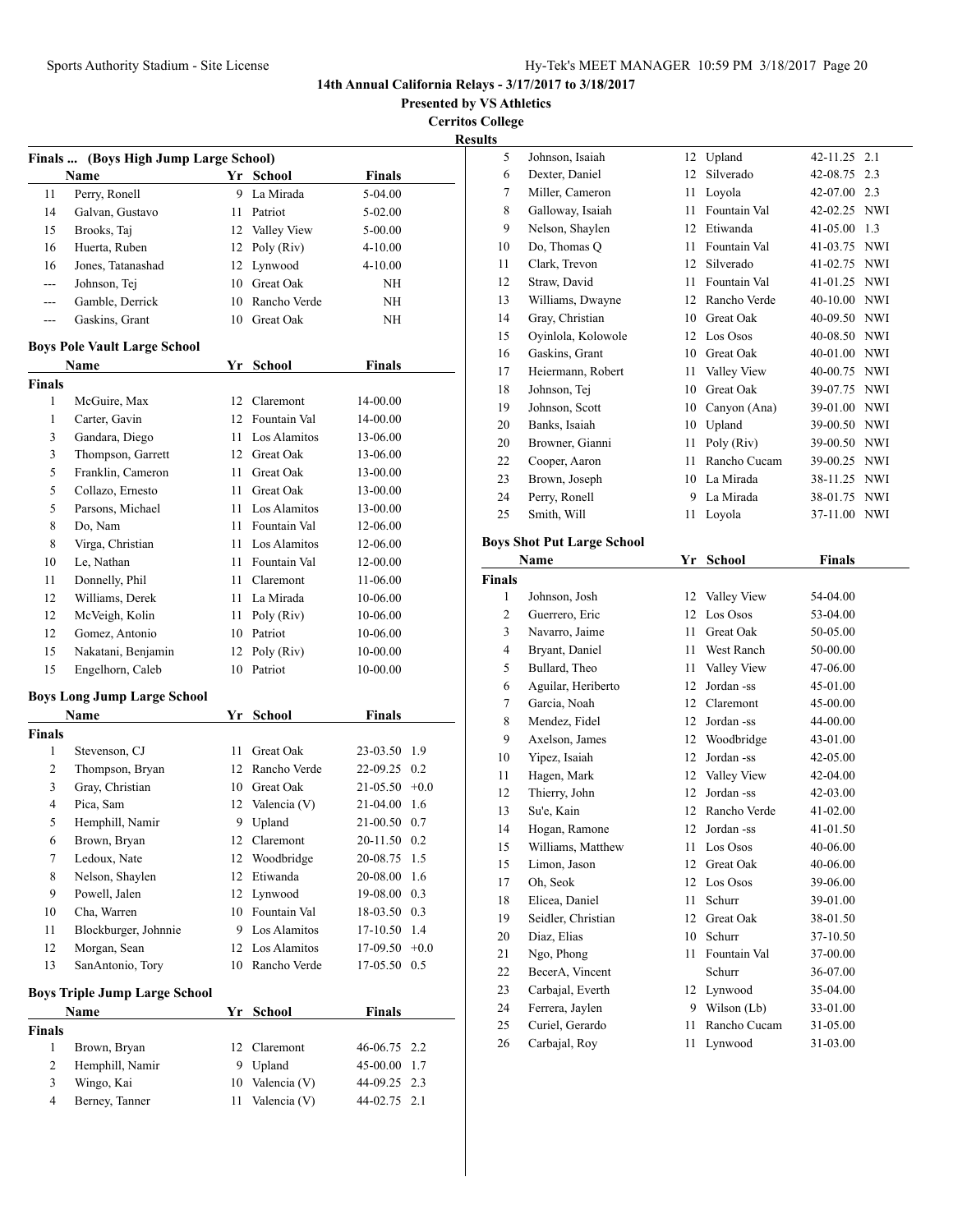**14th Annual California Relays - 3/17/2017 to 3/18/2017**

**Presented by VS Athletics**

**Cerritos College**

**Results**

### Finals ... (Boys High Jump Large School)

| | Name | Yr | School | Finals |
|---|---|---|---|---|
| 11 | Perry, Ronell | 9 | La Mirada | 5-04.00 |
| 14 | Galvan, Gustavo | 11 | Patriot | 5-02.00 |
| 15 | Brooks, Taj | 12 | Valley View | 5-00.00 |
| 16 | Huerta, Ruben | 12 | Poly (Riv) | 4-10.00 |
| 16 | Jones, Tatanashad | 12 | Lynwood | 4-10.00 |
| --- | Johnson, Tej | 10 | Great Oak | NH |
| --- | Gamble, Derrick | 10 | Rancho Verde | NH |
| --- | Gaskins, Grant | 10 | Great Oak | NH |

### Boys Pole Vault Large School

| | Name | Yr | School | Finals |
|---|---|---|---|---|
| **Finals** | | | | |
| 1 | McGuire, Max | 12 | Claremont | 14-00.00 |
| 1 | Carter, Gavin | 12 | Fountain Val | 14-00.00 |
| 3 | Gandara, Diego | 11 | Los Alamitos | 13-06.00 |
| 3 | Thompson, Garrett | 12 | Great Oak | 13-06.00 |
| 5 | Franklin, Cameron | 11 | Great Oak | 13-00.00 |
| 5 | Collazo, Ernesto | 11 | Great Oak | 13-00.00 |
| 5 | Parsons, Michael | 11 | Los Alamitos | 13-00.00 |
| 8 | Do, Nam | 11 | Fountain Val | 12-06.00 |
| 8 | Virga, Christian | 11 | Los Alamitos | 12-06.00 |
| 10 | Le, Nathan | 11 | Fountain Val | 12-00.00 |
| 11 | Donnelly, Phil | 11 | Claremont | 11-06.00 |
| 12 | Williams, Derek | 11 | La Mirada | 10-06.00 |
| 12 | McVeigh, Kolin | 11 | Poly (Riv) | 10-06.00 |
| 12 | Gomez, Antonio | 10 | Patriot | 10-06.00 |
| 15 | Nakatani, Benjamin | 12 | Poly (Riv) | 10-00.00 |
| 15 | Engelhorn, Caleb | 10 | Patriot | 10-00.00 |

### Boys Long Jump Large School

| | Name | Yr | School | Finals | |
|---|---|---|---|---|---|
| **Finals** | | | | | |
| 1 | Stevenson, CJ | 11 | Great Oak | 23-03.50 | 1.9 |
| 2 | Thompson, Bryan | 12 | Rancho Verde | 22-09.25 | 0.2 |
| 3 | Gray, Christian | 10 | Great Oak | 21-05.50 | +0.0 |
| 4 | Pica, Sam | 12 | Valencia (V) | 21-04.00 | 1.6 |
| 5 | Hemphill, Namir | 9 | Upland | 21-00.50 | 0.7 |
| 6 | Brown, Bryan | 12 | Claremont | 20-11.50 | 0.2 |
| 7 | Ledoux, Nate | 12 | Woodbridge | 20-08.75 | 1.5 |
| 8 | Nelson, Shaylen | 12 | Etiwanda | 20-08.00 | 1.6 |
| 9 | Powell, Jalen | 12 | Lynwood | 19-08.00 | 0.3 |
| 10 | Cha, Warren | 10 | Fountain Val | 18-03.50 | 0.3 |
| 11 | Blockburger, Johnnie | 9 | Los Alamitos | 17-10.50 | 1.4 |
| 12 | Morgan, Sean | 12 | Los Alamitos | 17-09.50 | +0.0 |
| 13 | SanAntonio, Tory | 10 | Rancho Verde | 17-05.50 | 0.5 |

### Boys Triple Jump Large School

| | Name | Yr | School | Finals | |
|---|---|---|---|---|---|
| **Finals** | | | | | |
| 1 | Brown, Bryan | 12 | Claremont | 46-06.75 | 2.2 |
| 2 | Hemphill, Namir | 9 | Upland | 45-00.00 | 1.7 |
| 3 | Wingo, Kai | 10 | Valencia (V) | 44-09.25 | 2.3 |
| 4 | Berney, Tanner | 11 | Valencia (V) | 44-02.75 | 2.1 |
| 5 | Johnson, Isaiah | 12 | Upland | 42-11.25 | 2.1 |
| 6 | Dexter, Daniel | 12 | Silverado | 42-08.75 | 2.3 |
| 7 | Miller, Cameron | 11 | Loyola | 42-07.00 | 2.3 |
| 8 | Galloway, Isaiah | 11 | Fountain Val | 42-02.25 | NWI |
| 9 | Nelson, Shaylen | 12 | Etiwanda | 41-05.00 | 1.3 |
| 10 | Do, Thomas Q | 11 | Fountain Val | 41-03.75 | NWI |
| 11 | Clark, Trevon | 12 | Silverado | 41-02.75 | NWI |
| 12 | Straw, David | 11 | Fountain Val | 41-01.25 | NWI |
| 13 | Williams, Dwayne | 12 | Rancho Verde | 40-10.00 | NWI |
| 14 | Gray, Christian | 10 | Great Oak | 40-09.50 | NWI |
| 15 | Oyinlola, Kolowole | 12 | Los Osos | 40-08.50 | NWI |
| 16 | Gaskins, Grant | 10 | Great Oak | 40-01.00 | NWI |
| 17 | Heiermann, Robert | 11 | Valley View | 40-00.75 | NWI |
| 18 | Johnson, Tej | 10 | Great Oak | 39-07.75 | NWI |
| 19 | Johnson, Scott | 10 | Canyon (Ana) | 39-01.00 | NWI |
| 20 | Banks, Isaiah | 10 | Upland | 39-00.50 | NWI |
| 20 | Browner, Gianni | 11 | Poly (Riv) | 39-00.50 | NWI |
| 22 | Cooper, Aaron | 11 | Rancho Cucam | 39-00.25 | NWI |
| 23 | Brown, Joseph | 10 | La Mirada | 38-11.25 | NWI |
| 24 | Perry, Ronell | 9 | La Mirada | 38-01.75 | NWI |
| 25 | Smith, Will | 11 | Loyola | 37-11.00 | NWI |

### Boys Shot Put Large School

| | Name | Yr | School | Finals |
|---|---|---|---|---|
| **Finals** | | | | |
| 1 | Johnson, Josh | 12 | Valley View | 54-04.00 |
| 2 | Guerrero, Eric | 12 | Los Osos | 53-04.00 |
| 3 | Navarro, Jaime | 11 | Great Oak | 50-05.00 |
| 4 | Bryant, Daniel | 11 | West Ranch | 50-00.00 |
| 5 | Bullard, Theo | 11 | Valley View | 47-06.00 |
| 6 | Aguilar, Heriberto | 12 | Jordan -ss | 45-01.00 |
| 7 | Garcia, Noah | 12 | Claremont | 45-00.00 |
| 8 | Mendez, Fidel | 12 | Jordan -ss | 44-00.00 |
| 9 | Axelson, James | 12 | Woodbridge | 43-01.00 |
| 10 | Yipez, Isaiah | 12 | Jordan -ss | 42-05.00 |
| 11 | Hagen, Mark | 12 | Valley View | 42-04.00 |
| 12 | Thierry, John | 12 | Jordan -ss | 42-03.00 |
| 13 | Su'e, Kain | 12 | Rancho Verde | 41-02.00 |
| 14 | Hogan, Ramone | 12 | Jordan -ss | 41-01.50 |
| 15 | Williams, Matthew | 11 | Los Osos | 40-06.00 |
| 15 | Limon, Jason | 12 | Great Oak | 40-06.00 |
| 17 | Oh, Seok | 12 | Los Osos | 39-06.00 |
| 18 | Elicea, Daniel | 11 | Schurr | 39-01.00 |
| 19 | Seidler, Christian | 12 | Great Oak | 38-01.50 |
| 20 | Diaz, Elias | 10 | Schurr | 37-10.50 |
| 21 | Ngo, Phong | 11 | Fountain Val | 37-00.00 |
| 22 | BecerA, Vincent | | Schurr | 36-07.00 |
| 23 | Carbajal, Everth | 12 | Lynwood | 35-04.00 |
| 24 | Ferrera, Jaylen | 9 | Wilson (Lb) | 33-01.00 |
| 25 | Curiel, Gerardo | 11 | Rancho Cucam | 31-05.00 |
| 26 | Carbajal, Roy | 11 | Lynwood | 31-03.00 |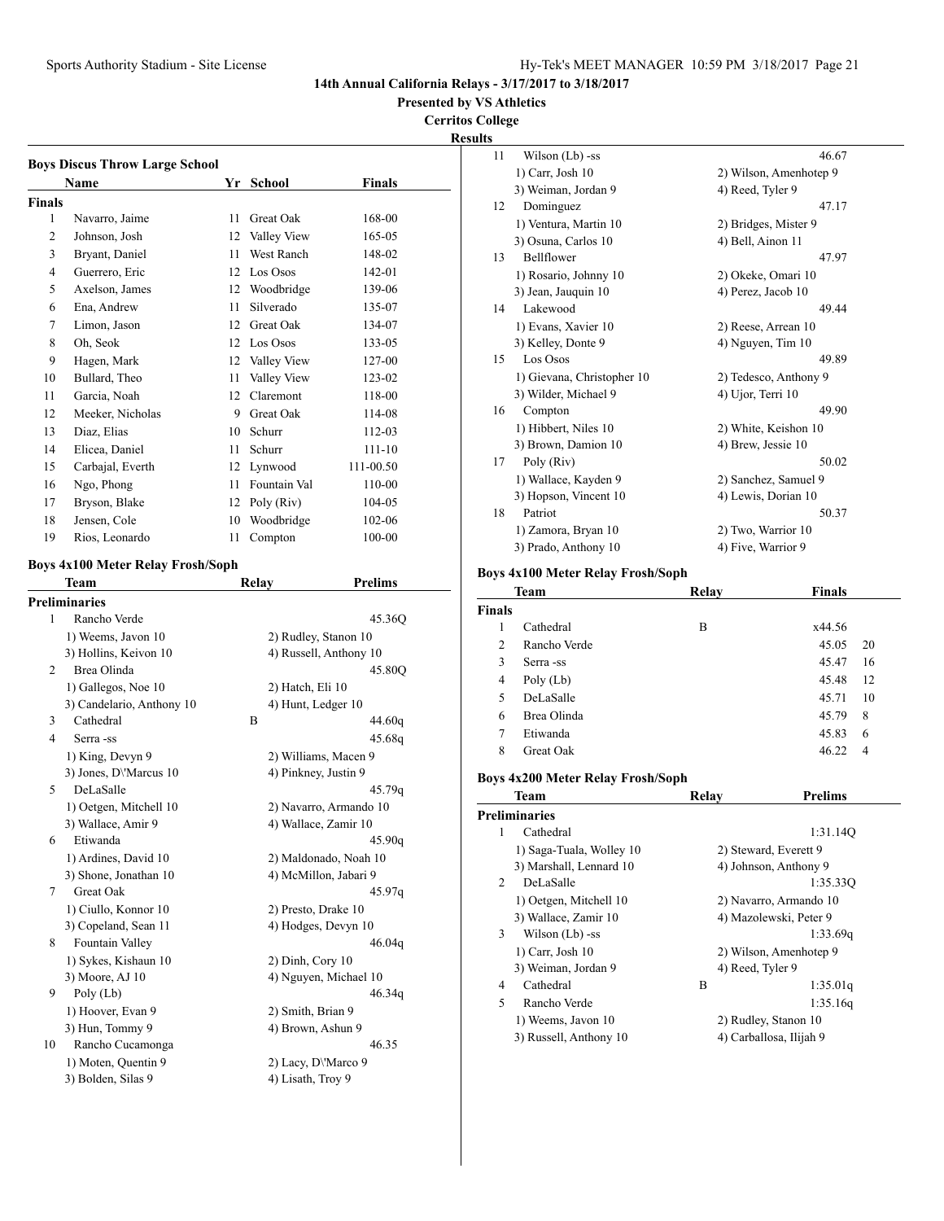14th Annual California Relays - 3/17/2017 to 3/18/2017

Presented by VS Athletics

Cerritos College

Results

### Boys Discus Throw Large School

| | Name | Yr | School | Finals |
|---|---|---|---|---|
| **Finals** | | | | |
| 1 | Navarro, Jaime | 11 | Great Oak | 168-00 |
| 2 | Johnson, Josh | 12 | Valley View | 165-05 |
| 3 | Bryant, Daniel | 11 | West Ranch | 148-02 |
| 4 | Guerrero, Eric | 12 | Los Osos | 142-01 |
| 5 | Axelson, James | 12 | Woodbridge | 139-06 |
| 6 | Ena, Andrew | 11 | Silverado | 135-07 |
| 7 | Limon, Jason | 12 | Great Oak | 134-07 |
| 8 | Oh, Seok | 12 | Los Osos | 133-05 |
| 9 | Hagen, Mark | 12 | Valley View | 127-00 |
| 10 | Bullard, Theo | 11 | Valley View | 123-02 |
| 11 | Garcia, Noah | 12 | Claremont | 118-00 |
| 12 | Meeker, Nicholas | 9 | Great Oak | 114-08 |
| 13 | Diaz, Elias | 10 | Schurr | 112-03 |
| 14 | Elicea, Daniel | 11 | Schurr | 111-10 |
| 15 | Carbajal, Everth | 12 | Lynwood | 111-00.50 |
| 16 | Ngo, Phong | 11 | Fountain Val | 110-00 |
| 17 | Bryson, Blake | 12 | Poly (Riv) | 104-05 |
| 18 | Jensen, Cole | 10 | Woodbridge | 102-06 |
| 19 | Rios, Leonardo | 11 | Compton | 100-00 |

### Boys 4x100 Meter Relay Frosh/Soph

| | Team | Relay | Prelims |
|---|---|---|---|
| **Preliminaries** | | | |
| 1 | Rancho Verde | | 45.36Q |
| | 1) Weems, Javon 10 | 2) Rudley, Stanon 10 | |
| | 3) Hollins, Keivon 10 | 4) Russell, Anthony 10 | |
| 2 | Brea Olinda | | 45.80Q |
| | 1) Gallegos, Noe 10 | 2) Hatch, Eli 10 | |
| | 3) Candelario, Anthony 10 | 4) Hunt, Ledger 10 | |
| 3 | Cathedral | B | 44.60q |
| 4 | Serra -ss | | 45.68q |
| | 1) King, Devyn 9 | 2) Williams, Macen 9 | |
| | 3) Jones, D\'Marcus 10 | 4) Pinkney, Justin 9 | |
| 5 | DeLaSalle | | 45.79q |
| | 1) Oetgen, Mitchell 10 | 2) Navarro, Armando 10 | |
| | 3) Wallace, Amir 9 | 4) Wallace, Zamir 10 | |
| 6 | Etiwanda | | 45.90q |
| | 1) Ardines, David 10 | 2) Maldonado, Noah 10 | |
| | 3) Shone, Jonathan 10 | 4) McMillon, Jabari 9 | |
| 7 | Great Oak | | 45.97q |
| | 1) Ciullo, Konnor 10 | 2) Presto, Drake 10 | |
| | 3) Copeland, Sean 11 | 4) Hodges, Devyn 10 | |
| 8 | Fountain Valley | | 46.04q |
| | 1) Sykes, Kishaun 10 | 2) Dinh, Cory 10 | |
| | 3) Moore, AJ 10 | 4) Nguyen, Michael 10 | |
| 9 | Poly (Lb) | | 46.34q |
| | 1) Hoover, Evan 9 | 2) Smith, Brian 9 | |
| | 3) Hun, Tommy 9 | 4) Brown, Ashun 9 | |
| 10 | Rancho Cucamonga | | 46.35 |
| | 1) Moten, Quentin 9 | 2) Lacy, D\'Marco 9 | |
| | 3) Bolden, Silas 9 | 4) Lisath, Troy 9 | |
| 11 | Wilson (Lb) -ss | | 46.67 |
| | 1) Carr, Josh 10 | 2) Wilson, Amenhotep 9 | |
| | 3) Weiman, Jordan 9 | 4) Reed, Tyler 9 | |
| 12 | Dominguez | | 47.17 |
| | 1) Ventura, Martin 10 | 2) Bridges, Mister 9 | |
| | 3) Osuna, Carlos 10 | 4) Bell, Ainon 11 | |
| 13 | Bellflower | | 47.97 |
| | 1) Rosario, Johnny 10 | 2) Okeke, Omari 10 | |
| | 3) Jean, Jauquin 10 | 4) Perez, Jacob 10 | |
| 14 | Lakewood | | 49.44 |
| | 1) Evans, Xavier 10 | 2) Reese, Arrean 10 | |
| | 3) Kelley, Donte 9 | 4) Nguyen, Tim 10 | |
| 15 | Los Osos | | 49.89 |
| | 1) Gievana, Christopher 10 | 2) Tedesco, Anthony 9 | |
| | 3) Wilder, Michael 9 | 4) Ujor, Terri 10 | |
| 16 | Compton | | 49.90 |
| | 1) Hibbert, Niles 10 | 2) White, Keishon 10 | |
| | 3) Brown, Damion 10 | 4) Brew, Jessie 10 | |
| 17 | Poly (Riv) | | 50.02 |
| | 1) Wallace, Kayden 9 | 2) Sanchez, Samuel 9 | |
| | 3) Hopson, Vincent 10 | 4) Lewis, Dorian 10 | |
| 18 | Patriot | | 50.37 |
| | 1) Zamora, Bryan 10 | 2) Two, Warrior 10 | |
| | 3) Prado, Anthony 10 | 4) Five, Warrior 9 | |

### Boys 4x100 Meter Relay Frosh/Soph

| | Team | Relay | Finals | |
|---|---|---|---|---|
| **Finals** | | | | |
| 1 | Cathedral | B | x44.56 | |
| 2 | Rancho Verde | | 45.05 | 20 |
| 3 | Serra -ss | | 45.47 | 16 |
| 4 | Poly (Lb) | | 45.48 | 12 |
| 5 | DeLaSalle | | 45.71 | 10 |
| 6 | Brea Olinda | | 45.79 | 8 |
| 7 | Etiwanda | | 45.83 | 6 |
| 8 | Great Oak | | 46.22 | 4 |

### Boys 4x200 Meter Relay Frosh/Soph

| | Team | Relay | Prelims |
|---|---|---|---|
| **Preliminaries** | | | |
| 1 | Cathedral | | 1:31.14Q |
| | 1) Saga-Tuala, Wolley 10 | 2) Steward, Everett 9 | |
| | 3) Marshall, Lennard 10 | 4) Johnson, Anthony 9 | |
| 2 | DeLaSalle | | 1:35.33Q |
| | 1) Oetgen, Mitchell 10 | 2) Navarro, Armando 10 | |
| | 3) Wallace, Zamir 10 | 4) Mazolewski, Peter 9 | |
| 3 | Wilson (Lb) -ss | | 1:33.69q |
| | 1) Carr, Josh 10 | 2) Wilson, Amenhotep 9 | |
| | 3) Weiman, Jordan 9 | 4) Reed, Tyler 9 | |
| 4 | Cathedral | B | 1:35.01q |
| 5 | Rancho Verde | | 1:35.16q |
| | 1) Weems, Javon 10 | 2) Rudley, Stanon 10 | |
| | 3) Russell, Anthony 10 | 4) Carballosa, Ilijah 9 | |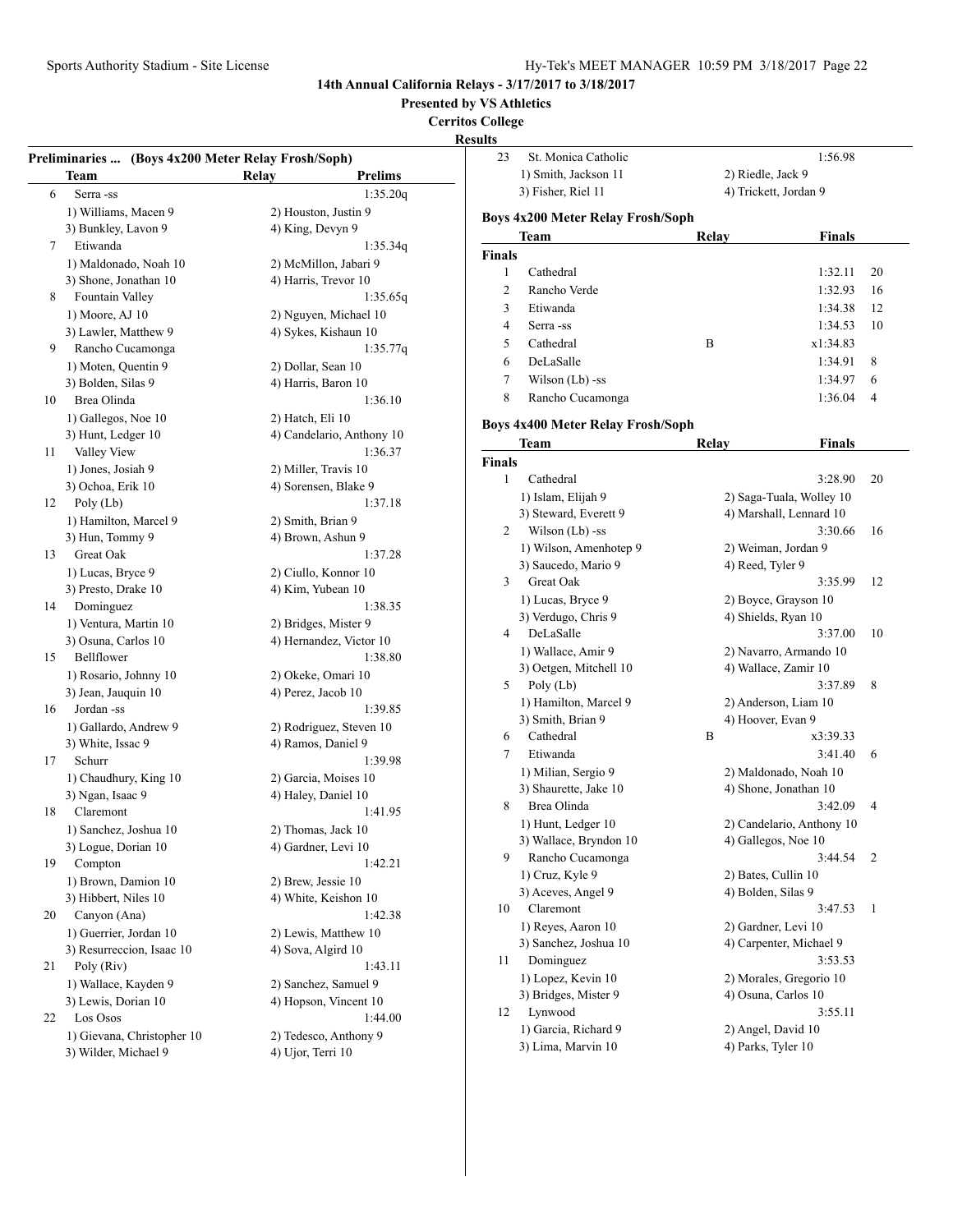## 14th Annual California Relays - 3/17/2017 to 3/18/2017

**Presented by VS Athletics**

**Cerritos College**

**Results**

### Preliminaries ... (Boys 4x200 Meter Relay Frosh/Soph)

| | Team | Relay | Prelims |
|---|---|---|---|
| 6 | Serra -ss | | 1:35.20q |
| | 1) Williams, Macen 9 | 2) Houston, Justin 9 | |
| | 3) Bunkley, Lavon 9 | 4) King, Devyn 9 | |
| 7 | Etiwanda | | 1:35.34q |
| | 1) Maldonado, Noah 10 | 2) McMillon, Jabari 9 | |
| | 3) Shone, Jonathan 10 | 4) Harris, Trevor 10 | |
| 8 | Fountain Valley | | 1:35.65q |
| | 1) Moore, AJ 10 | 2) Nguyen, Michael 10 | |
| | 3) Lawler, Matthew 9 | 4) Sykes, Kishaun 10 | |
| 9 | Rancho Cucamonga | | 1:35.77q |
| | 1) Moten, Quentin 9 | 2) Dollar, Sean 10 | |
| | 3) Bolden, Silas 9 | 4) Harris, Baron 10 | |
| 10 | Brea Olinda | | 1:36.10 |
| | 1) Gallegos, Noe 10 | 2) Hatch, Eli 10 | |
| | 3) Hunt, Ledger 10 | 4) Candelario, Anthony 10 | |
| 11 | Valley View | | 1:36.37 |
| | 1) Jones, Josiah 9 | 2) Miller, Travis 10 | |
| | 3) Ochoa, Erik 10 | 4) Sorensen, Blake 9 | |
| 12 | Poly (Lb) | | 1:37.18 |
| | 1) Hamilton, Marcel 9 | 2) Smith, Brian 9 | |
| | 3) Hun, Tommy 9 | 4) Brown, Ashun 9 | |
| 13 | Great Oak | | 1:37.28 |
| | 1) Lucas, Bryce 9 | 2) Ciullo, Konnor 10 | |
| | 3) Presto, Drake 10 | 4) Kim, Yubean 10 | |
| 14 | Dominguez | | 1:38.35 |
| | 1) Ventura, Martin 10 | 2) Bridges, Mister 9 | |
| | 3) Osuna, Carlos 10 | 4) Hernandez, Victor 10 | |
| 15 | Bellflower | | 1:38.80 |
| | 1) Rosario, Johnny 10 | 2) Okeke, Omari 10 | |
| | 3) Jean, Jauquin 10 | 4) Perez, Jacob 10 | |
| 16 | Jordan -ss | | 1:39.85 |
| | 1) Gallardo, Andrew 9 | 2) Rodriguez, Steven 10 | |
| | 3) White, Issac 9 | 4) Ramos, Daniel 9 | |
| 17 | Schurr | | 1:39.98 |
| | 1) Chaudhury, King 10 | 2) Garcia, Moises 10 | |
| | 3) Ngan, Isaac 9 | 4) Haley, Daniel 10 | |
| 18 | Claremont | | 1:41.95 |
| | 1) Sanchez, Joshua 10 | 2) Thomas, Jack 10 | |
| | 3) Logue, Dorian 10 | 4) Gardner, Levi 10 | |
| 19 | Compton | | 1:42.21 |
| | 1) Brown, Damion 10 | 2) Brew, Jessie 10 | |
| | 3) Hibbert, Niles 10 | 4) White, Keishon 10 | |
| 20 | Canyon (Ana) | | 1:42.38 |
| | 1) Guerrier, Jordan 10 | 2) Lewis, Matthew 10 | |
| | 3) Resurreccion, Isaac 10 | 4) Sova, Algird 10 | |
| 21 | Poly (Riv) | | 1:43.11 |
| | 1) Wallace, Kayden 9 | 2) Sanchez, Samuel 9 | |
| | 3) Lewis, Dorian 10 | 4) Hopson, Vincent 10 | |
| 22 | Los Osos | | 1:44.00 |
| | 1) Gievana, Christopher 10 | 2) Tedesco, Anthony 9 | |
| | 3) Wilder, Michael 9 | 4) Ujor, Terri 10 | |
| 23 | St. Monica Catholic | | 1:56.98 |
| | 1) Smith, Jackson 11 | 2) Riedle, Jack 9 | |
| | 3) Fisher, Riel 11 | 4) Trickett, Jordan 9 | |

### Boys 4x200 Meter Relay Frosh/Soph

| | Team | Relay | Finals | |
|---|---|---|---|---|
| **Finals** | | | | |
| 1 | Cathedral | | 1:32.11 | 20 |
| 2 | Rancho Verde | | 1:32.93 | 16 |
| 3 | Etiwanda | | 1:34.38 | 12 |
| 4 | Serra -ss | | 1:34.53 | 10 |
| 5 | Cathedral | B | x1:34.83 | |
| 6 | DeLaSalle | | 1:34.91 | 8 |
| 7 | Wilson (Lb) -ss | | 1:34.97 | 6 |
| 8 | Rancho Cucamonga | | 1:36.04 | 4 |

### Boys 4x400 Meter Relay Frosh/Soph

| | Team | Relay | Finals | |
|---|---|---|---|---|
| **Finals** | | | | |
| 1 | Cathedral | | 3:28.90 | 20 |
| | 1) Islam, Elijah 9 | 2) Saga-Tuala, Wolley 10 | | |
| | 3) Steward, Everett 9 | 4) Marshall, Lennard 10 | | |
| 2 | Wilson (Lb) -ss | | 3:30.66 | 16 |
| | 1) Wilson, Amenhotep 9 | 2) Weiman, Jordan 9 | | |
| | 3) Saucedo, Mario 9 | 4) Reed, Tyler 9 | | |
| 3 | Great Oak | | 3:35.99 | 12 |
| | 1) Lucas, Bryce 9 | 2) Boyce, Grayson 10 | | |
| | 3) Verdugo, Chris 9 | 4) Shields, Ryan 10 | | |
| 4 | DeLaSalle | | 3:37.00 | 10 |
| | 1) Wallace, Amir 9 | 2) Navarro, Armando 10 | | |
| | 3) Oetgen, Mitchell 10 | 4) Wallace, Zamir 10 | | |
| 5 | Poly (Lb) | | 3:37.89 | 8 |
| | 1) Hamilton, Marcel 9 | 2) Anderson, Liam 10 | | |
| | 3) Smith, Brian 9 | 4) Hoover, Evan 9 | | |
| 6 | Cathedral | B | x3:39.33 | |
| 7 | Etiwanda | | 3:41.40 | 6 |
| | 1) Milian, Sergio 9 | 2) Maldonado, Noah 10 | | |
| | 3) Shaurette, Jake 10 | 4) Shone, Jonathan 10 | | |
| 8 | Brea Olinda | | 3:42.09 | 4 |
| | 1) Hunt, Ledger 10 | 2) Candelario, Anthony 10 | | |
| | 3) Wallace, Bryndon 10 | 4) Gallegos, Noe 10 | | |
| 9 | Rancho Cucamonga | | 3:44.54 | 2 |
| | 1) Cruz, Kyle 9 | 2) Bates, Cullin 10 | | |
| | 3) Aceves, Angel 9 | 4) Bolden, Silas 9 | | |
| 10 | Claremont | | 3:47.53 | 1 |
| | 1) Reyes, Aaron 10 | 2) Gardner, Levi 10 | | |
| | 3) Sanchez, Joshua 10 | 4) Carpenter, Michael 9 | | |
| 11 | Dominguez | | 3:53.53 | |
| | 1) Lopez, Kevin 10 | 2) Morales, Gregorio 10 | | |
| | 3) Bridges, Mister 9 | 4) Osuna, Carlos 10 | | |
| 12 | Lynwood | | 3:55.11 | |
| | 1) Garcia, Richard 9 | 2) Angel, David 10 | | |
| | 3) Lima, Marvin 10 | 4) Parks, Tyler 10 | | |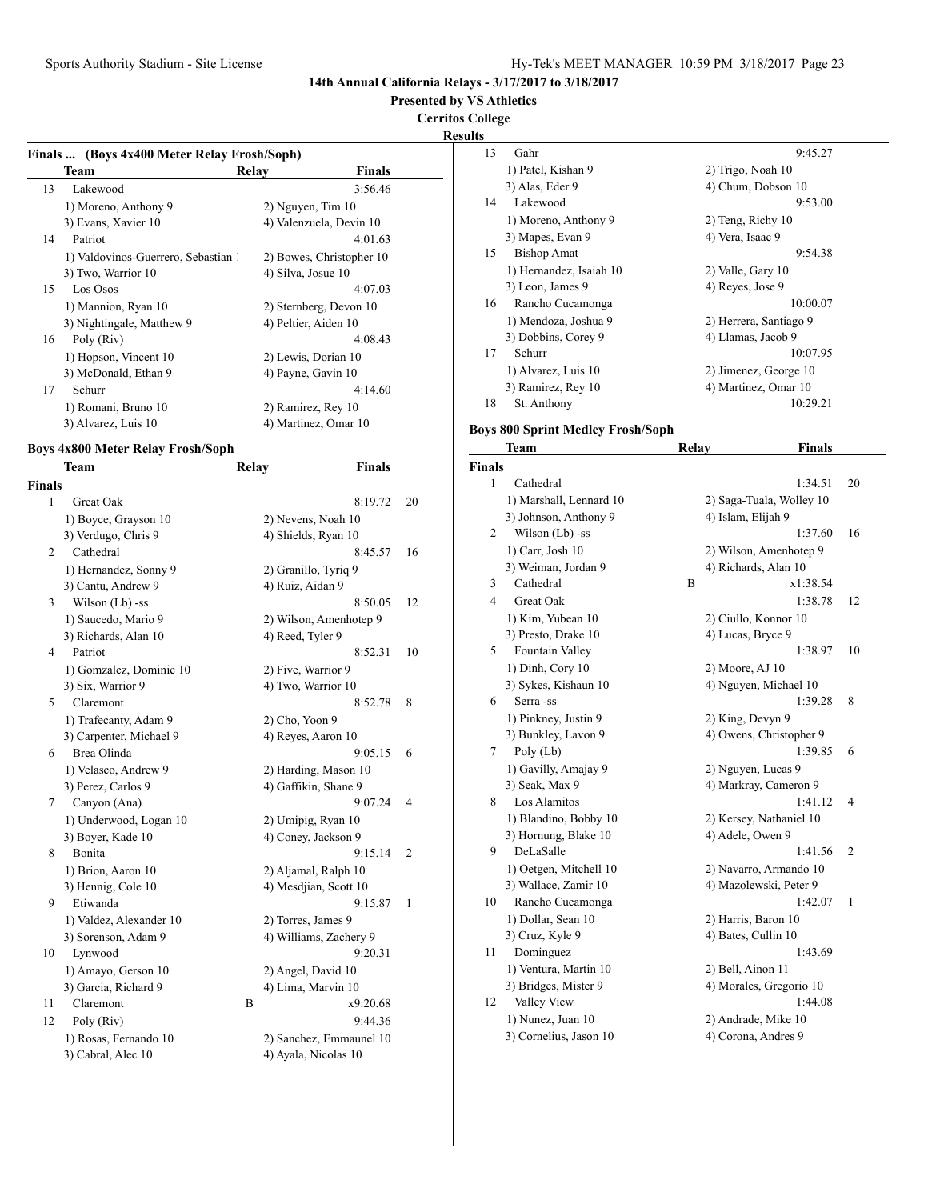14th Annual California Relays - 3/17/2017 to 3/18/2017

Presented by VS Athletics

Cerritos College

Results

### Finals ... (Boys 4x400 Meter Relay Frosh/Soph)

| | Team | Relay | Finals | |
|---|---|---|---|---|
| 13 | Lakewood | | 3:56.46 | |
| | 1) Moreno, Anthony 9 | 2) Nguyen, Tim 10 | | |
| | 3) Evans, Xavier 10 | 4) Valenzuela, Devin 10 | | |
| 14 | Patriot | | 4:01.63 | |
| | 1) Valdovinos-Guerrero, Sebastian | 2) Bowes, Christopher 10 | | |
| | 3) Two, Warrior 10 | 4) Silva, Josue 10 | | |
| 15 | Los Osos | | 4:07.03 | |
| | 1) Mannion, Ryan 10 | 2) Sternberg, Devon 10 | | |
| | 3) Nightingale, Matthew 9 | 4) Peltier, Aiden 10 | | |
| 16 | Poly (Riv) | | 4:08.43 | |
| | 1) Hopson, Vincent 10 | 2) Lewis, Dorian 10 | | |
| | 3) McDonald, Ethan 9 | 4) Payne, Gavin 10 | | |
| 17 | Schurr | | 4:14.60 | |
| | 1) Romani, Bruno 10 | 2) Ramirez, Rey 10 | | |
| | 3) Alvarez, Luis 10 | 4) Martinez, Omar 10 | | |

### Boys 4x800 Meter Relay Frosh/Soph

| | Team | Relay | Finals | |
|---|---|---|---|---|
| **Finals** | | | | |
| 1 | Great Oak | | 8:19.72 | 20 |
| | 1) Boyce, Grayson 10 | 2) Nevens, Noah 10 | | |
| | 3) Verdugo, Chris 9 | 4) Shields, Ryan 10 | | |
| 2 | Cathedral | | 8:45.57 | 16 |
| | 1) Hernandez, Sonny 9 | 2) Granillo, Tyriq 9 | | |
| | 3) Cantu, Andrew 9 | 4) Ruiz, Aidan 9 | | |
| 3 | Wilson (Lb) -ss | | 8:50.05 | 12 |
| | 1) Saucedo, Mario 9 | 2) Wilson, Amenhotep 9 | | |
| | 3) Richards, Alan 10 | 4) Reed, Tyler 9 | | |
| 4 | Patriot | | 8:52.31 | 10 |
| | 1) Gomzalez, Dominic 10 | 2) Five, Warrior 9 | | |
| | 3) Six, Warrior 9 | 4) Two, Warrior 10 | | |
| 5 | Claremont | | 8:52.78 | 8 |
| | 1) Trafecanty, Adam 9 | 2) Cho, Yoon 9 | | |
| | 3) Carpenter, Michael 9 | 4) Reyes, Aaron 10 | | |
| 6 | Brea Olinda | | 9:05.15 | 6 |
| | 1) Velasco, Andrew 9 | 2) Harding, Mason 10 | | |
| | 3) Perez, Carlos 9 | 4) Gaffikin, Shane 9 | | |
| 7 | Canyon (Ana) | | 9:07.24 | 4 |
| | 1) Underwood, Logan 10 | 2) Umipig, Ryan 10 | | |
| | 3) Boyer, Kade 10 | 4) Coney, Jackson 9 | | |
| 8 | Bonita | | 9:15.14 | 2 |
| | 1) Brion, Aaron 10 | 2) Aljamal, Ralph 10 | | |
| | 3) Hennig, Cole 10 | 4) Mesdjian, Scott 10 | | |
| 9 | Etiwanda | | 9:15.87 | 1 |
| | 1) Valdez, Alexander 10 | 2) Torres, James 9 | | |
| | 3) Sorenson, Adam 9 | 4) Williams, Zachery 9 | | |
| 10 | Lynwood | | 9:20.31 | |
| | 1) Amayo, Gerson 10 | 2) Angel, David 10 | | |
| | 3) Garcia, Richard 9 | 4) Lima, Marvin 10 | | |
| 11 | Claremont | B | x9:20.68 | |
| 12 | Poly (Riv) | | 9:44.36 | |
| | 1) Rosas, Fernando 10 | 2) Sanchez, Emmaunel 10 | | |
| | 3) Cabral, Alec 10 | 4) Ayala, Nicolas 10 | | |
| 13 | Gahr | | 9:45.27 | |
| | 1) Patel, Kishan 9 | 2) Trigo, Noah 10 | | |
| | 3) Alas, Eder 9 | 4) Chum, Dobson 10 | | |
| 14 | Lakewood | | 9:53.00 | |
| | 1) Moreno, Anthony 9 | 2) Teng, Richy 10 | | |
| | 3) Mapes, Evan 9 | 4) Vera, Isaac 9 | | |
| 15 | Bishop Amat | | 9:54.38 | |
| | 1) Hernandez, Isaiah 10 | 2) Valle, Gary 10 | | |
| | 3) Leon, James 9 | 4) Reyes, Jose 9 | | |
| 16 | Rancho Cucamonga | | 10:00.07 | |
| | 1) Mendoza, Joshua 9 | 2) Herrera, Santiago 9 | | |
| | 3) Dobbins, Corey 9 | 4) Llamas, Jacob 9 | | |
| 17 | Schurr | | 10:07.95 | |
| | 1) Alvarez, Luis 10 | 2) Jimenez, George 10 | | |
| | 3) Ramirez, Rey 10 | 4) Martinez, Omar 10 | | |
| 18 | St. Anthony | | 10:29.21 | |

### Boys 800 Sprint Medley Frosh/Soph

| | Team | Relay | Finals | |
|---|---|---|---|---|
| **Finals** | | | | |
| 1 | Cathedral | | 1:34.51 | 20 |
| | 1) Marshall, Lennard 10 | 2) Saga-Tuala, Wolley 10 | | |
| | 3) Johnson, Anthony 9 | 4) Islam, Elijah 9 | | |
| 2 | Wilson (Lb) -ss | | 1:37.60 | 16 |
| | 1) Carr, Josh 10 | 2) Wilson, Amenhotep 9 | | |
| | 3) Weiman, Jordan 9 | 4) Richards, Alan 10 | | |
| 3 | Cathedral | B | x1:38.54 | |
| 4 | Great Oak | | 1:38.78 | 12 |
| | 1) Kim, Yubean 10 | 2) Ciullo, Konnor 10 | | |
| | 3) Presto, Drake 10 | 4) Lucas, Bryce 9 | | |
| 5 | Fountain Valley | | 1:38.97 | 10 |
| | 1) Dinh, Cory 10 | 2) Moore, AJ 10 | | |
| | 3) Sykes, Kishaun 10 | 4) Nguyen, Michael 10 | | |
| 6 | Serra -ss | | 1:39.28 | 8 |
| | 1) Pinkney, Justin 9 | 2) King, Devyn 9 | | |
| | 3) Bunkley, Lavon 9 | 4) Owens, Christopher 9 | | |
| 7 | Poly (Lb) | | 1:39.85 | 6 |
| | 1) Gavilly, Amajay 9 | 2) Nguyen, Lucas 9 | | |
| | 3) Seak, Max 9 | 4) Markray, Cameron 9 | | |
| 8 | Los Alamitos | | 1:41.12 | 4 |
| | 1) Blandino, Bobby 10 | 2) Kersey, Nathaniel 10 | | |
| | 3) Hornung, Blake 10 | 4) Adele, Owen 9 | | |
| 9 | DeLaSalle | | 1:41.56 | 2 |
| | 1) Oetgen, Mitchell 10 | 2) Navarro, Armando 10 | | |
| | 3) Wallace, Zamir 10 | 4) Mazolewski, Peter 9 | | |
| 10 | Rancho Cucamonga | | 1:42.07 | 1 |
| | 1) Dollar, Sean 10 | 2) Harris, Baron 10 | | |
| | 3) Cruz, Kyle 9 | 4) Bates, Cullin 10 | | |
| 11 | Dominguez | | 1:43.69 | |
| | 1) Ventura, Martin 10 | 2) Bell, Ainon 11 | | |
| | 3) Bridges, Mister 9 | 4) Morales, Gregorio 10 | | |
| 12 | Valley View | | 1:44.08 | |
| | 1) Nunez, Juan 10 | 2) Andrade, Mike 10 | | |
| | 3) Cornelius, Jason 10 | 4) Corona, Andres 9 | | |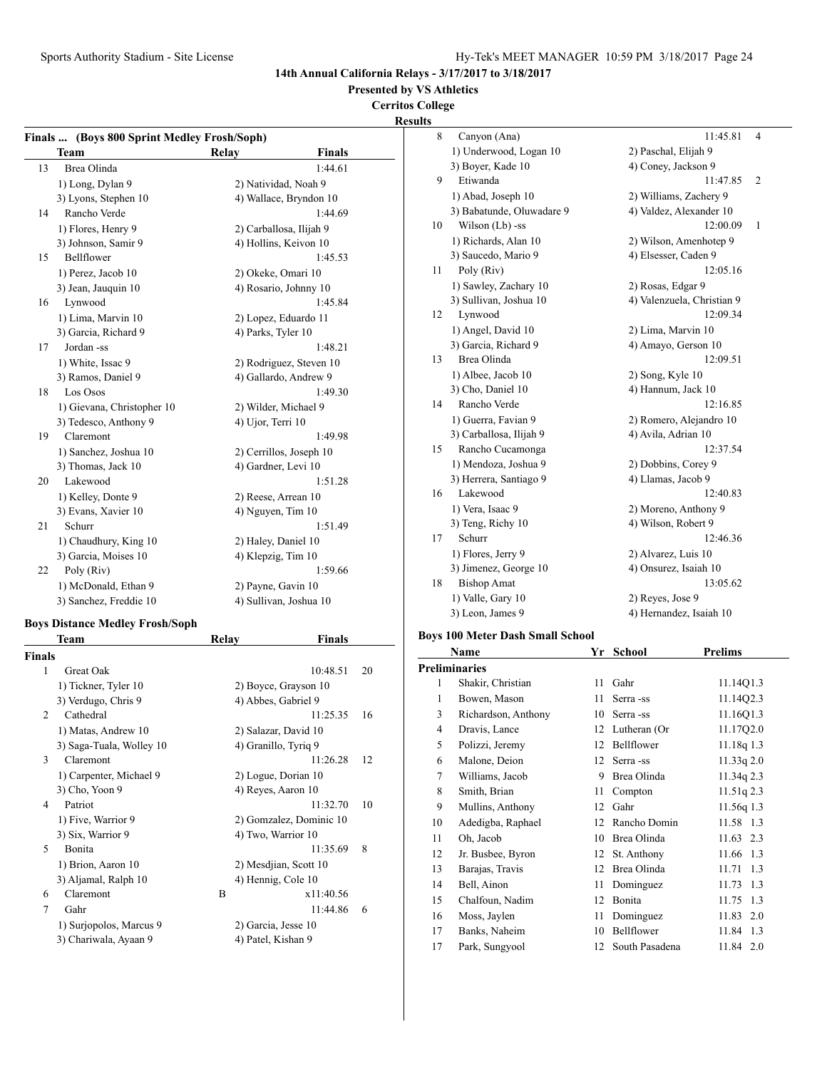14th Annual California Relays - 3/17/2017 to 3/18/2017

Presented by VS Athletics

Cerritos College

Results

## Finals ... (Boys 800 Sprint Medley Frosh/Soph)

| | Team | Relay | Finals | |
|---|---|---|---|---|
| 13 | Brea Olinda | | 1:44.61 | |
| | 1) Long, Dylan 9 | 2) Natividad, Noah 9 | | |
| | 3) Lyons, Stephen 10 | 4) Wallace, Bryndon 10 | | |
| 14 | Rancho Verde | | 1:44.69 | |
| | 1) Flores, Henry 9 | 2) Carballosa, Ilijah 9 | | |
| | 3) Johnson, Samir 9 | 4) Hollins, Keivon 10 | | |
| 15 | Bellflower | | 1:45.53 | |
| | 1) Perez, Jacob 10 | 2) Okeke, Omari 10 | | |
| | 3) Jean, Jauquin 10 | 4) Rosario, Johnny 10 | | |
| 16 | Lynwood | | 1:45.84 | |
| | 1) Lima, Marvin 10 | 2) Lopez, Eduardo 11 | | |
| | 3) Garcia, Richard 9 | 4) Parks, Tyler 10 | | |
| 17 | Jordan -ss | | 1:48.21 | |
| | 1) White, Issac 9 | 2) Rodriguez, Steven 10 | | |
| | 3) Ramos, Daniel 9 | 4) Gallardo, Andrew 9 | | |
| 18 | Los Osos | | 1:49.30 | |
| | 1) Gievana, Christopher 10 | 2) Wilder, Michael 9 | | |
| | 3) Tedesco, Anthony 9 | 4) Ujor, Terri 10 | | |
| 19 | Claremont | | 1:49.98 | |
| | 1) Sanchez, Joshua 10 | 2) Cerrillos, Joseph 10 | | |
| | 3) Thomas, Jack 10 | 4) Gardner, Levi 10 | | |
| 20 | Lakewood | | 1:51.28 | |
| | 1) Kelley, Donte 9 | 2) Reese, Arrean 10 | | |
| | 3) Evans, Xavier 10 | 4) Nguyen, Tim 10 | | |
| 21 | Schurr | | 1:51.49 | |
| | 1) Chaudhury, King 10 | 2) Haley, Daniel 10 | | |
| | 3) Garcia, Moises 10 | 4) Klepzig, Tim 10 | | |
| 22 | Poly (Riv) | | 1:59.66 | |
| | 1) McDonald, Ethan 9 | 2) Payne, Gavin 10 | | |
| | 3) Sanchez, Freddie 10 | 4) Sullivan, Joshua 10 | | |

## Boys Distance Medley Frosh/Soph

| | Team | Relay | Finals | Points |
|---|---|---|---|---|
| **Finals** | | | | |
| 1 | Great Oak | | 10:48.51 | 20 |
| | 1) Tickner, Tyler 10 | 2) Boyce, Grayson 10 | | |
| | 3) Verdugo, Chris 9 | 4) Abbes, Gabriel 9 | | |
| 2 | Cathedral | | 11:25.35 | 16 |
| | 1) Matas, Andrew 10 | 2) Salazar, David 10 | | |
| | 3) Saga-Tuala, Wolley 10 | 4) Granillo, Tyriq 9 | | |
| 3 | Claremont | | 11:26.28 | 12 |
| | 1) Carpenter, Michael 9 | 2) Logue, Dorian 10 | | |
| | 3) Cho, Yoon 9 | 4) Reyes, Aaron 10 | | |
| 4 | Patriot | | 11:32.70 | 10 |
| | 1) Five, Warrior 9 | 2) Gomzalez, Dominic 10 | | |
| | 3) Six, Warrior 9 | 4) Two, Warrior 10 | | |
| 5 | Bonita | | 11:35.69 | 8 |
| | 1) Brion, Aaron 10 | 2) Mesdjian, Scott 10 | | |
| | 3) Aljamal, Ralph 10 | 4) Hennig, Cole 10 | | |
| 6 | Claremont | B | x11:40.56 | |
| 7 | Gahr | | 11:44.86 | 6 |
| | 1) Surjopolos, Marcus 9 | 2) Garcia, Jesse 10 | | |
| | 3) Chariwala, Ayaan 9 | 4) Patel, Kishan 9 | | |
| 8 | Canyon (Ana) | | 11:45.81 | 4 |
| | 1) Underwood, Logan 10 | 2) Paschal, Elijah 9 | | |
| | 3) Boyer, Kade 10 | 4) Coney, Jackson 9 | | |
| 9 | Etiwanda | | 11:47.85 | 2 |
| | 1) Abad, Joseph 10 | 2) Williams, Zachery 9 | | |
| | 3) Babatunde, Oluwadare 9 | 4) Valdez, Alexander 10 | | |
| 10 | Wilson (Lb) -ss | | 12:00.09 | 1 |
| | 1) Richards, Alan 10 | 2) Wilson, Amenhotep 9 | | |
| | 3) Saucedo, Mario 9 | 4) Elsesser, Caden 9 | | |
| 11 | Poly (Riv) | | 12:05.16 | |
| | 1) Sawley, Zachary 10 | 2) Rosas, Edgar 9 | | |
| | 3) Sullivan, Joshua 10 | 4) Valenzuela, Christian 9 | | |
| 12 | Lynwood | | 12:09.34 | |
| | 1) Angel, David 10 | 2) Lima, Marvin 10 | | |
| | 3) Garcia, Richard 9 | 4) Amayo, Gerson 10 | | |
| 13 | Brea Olinda | | 12:09.51 | |
| | 1) Albee, Jacob 10 | 2) Song, Kyle 10 | | |
| | 3) Cho, Daniel 10 | 4) Hannum, Jack 10 | | |
| 14 | Rancho Verde | | 12:16.85 | |
| | 1) Guerra, Favian 9 | 2) Romero, Alejandro 10 | | |
| | 3) Carballosa, Ilijah 9 | 4) Avila, Adrian 10 | | |
| 15 | Rancho Cucamonga | | 12:37.54 | |
| | 1) Mendoza, Joshua 9 | 2) Dobbins, Corey 9 | | |
| | 3) Herrera, Santiago 9 | 4) Llamas, Jacob 9 | | |
| 16 | Lakewood | | 12:40.83 | |
| | 1) Vera, Isaac 9 | 2) Moreno, Anthony 9 | | |
| | 3) Teng, Richy 10 | 4) Wilson, Robert 9 | | |
| 17 | Schurr | | 12:46.36 | |
| | 1) Flores, Jerry 9 | 2) Alvarez, Luis 10 | | |
| | 3) Jimenez, George 10 | 4) Onsurez, Isaiah 10 | | |
| 18 | Bishop Amat | | 13:05.62 | |
| | 1) Valle, Gary 10 | 2) Reyes, Jose 9 | | |
| | 3) Leon, James 9 | 4) Hernandez, Isaiah 10 | | |

## Boys 100 Meter Dash Small School

| | Name | Yr | School | Prelims | Wind |
|---|---|---|---|---|---|
| **Preliminaries** | | | | | |
| 1 | Shakir, Christian | 11 | Gahr | 11.14Q | 1.3 |
| 1 | Bowen, Mason | 11 | Serra -ss | 11.14Q | 2.3 |
| 3 | Richardson, Anthony | 10 | Serra -ss | 11.16Q | 1.3 |
| 4 | Dravis, Lance | 12 | Lutheran (Or | 11.17Q | 2.0 |
| 5 | Polizzi, Jeremy | 12 | Bellflower | 11.18q | 1.3 |
| 6 | Malone, Deion | 12 | Serra -ss | 11.33q | 2.0 |
| 7 | Williams, Jacob | 9 | Brea Olinda | 11.34q | 2.3 |
| 8 | Smith, Brian | 11 | Compton | 11.51q | 2.3 |
| 9 | Mullins, Anthony | 12 | Gahr | 11.56q | 1.3 |
| 10 | Adedigba, Raphael | 12 | Rancho Domin | 11.58 | 1.3 |
| 11 | Oh, Jacob | 10 | Brea Olinda | 11.63 | 2.3 |
| 12 | Jr. Busbee, Byron | 12 | St. Anthony | 11.66 | 1.3 |
| 13 | Barajas, Travis | 12 | Brea Olinda | 11.71 | 1.3 |
| 14 | Bell, Ainon | 11 | Dominguez | 11.73 | 1.3 |
| 15 | Chalfoun, Nadim | 12 | Bonita | 11.75 | 1.3 |
| 16 | Moss, Jaylen | 11 | Dominguez | 11.83 | 2.0 |
| 17 | Banks, Naheim | 10 | Bellflower | 11.84 | 1.3 |
| 17 | Park, Sungyool | 12 | South Pasadena | 11.84 | 2.0 |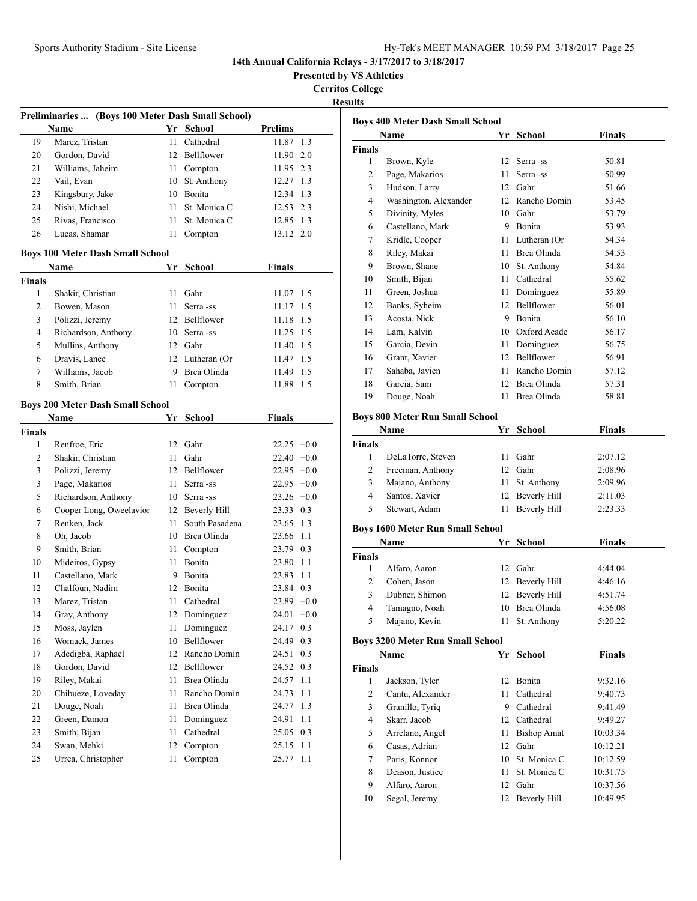**14th Annual California Relays - 3/17/2017 to 3/18/2017**

**Presented by VS Athletics**

**Cerritos College**

**Results**

### Preliminaries ... (Boys 100 Meter Dash Small School)

| | Name | Yr | School | Prelims | |
|---|---|---|---|---|---|
| 19 | Marez, Tristan | 11 | Cathedral | 11.87 | 1.3 |
| 20 | Gordon, David | 12 | Bellflower | 11.90 | 2.0 |
| 21 | Williams, Jaheim | 11 | Compton | 11.95 | 2.3 |
| 22 | Vail, Evan | 10 | St. Anthony | 12.27 | 1.3 |
| 23 | Kingsbury, Jake | 10 | Bonita | 12.34 | 1.3 |
| 24 | Nishi, Michael | 11 | St. Monica C | 12.53 | 2.3 |
| 25 | Rivas, Francisco | 11 | St. Monica C | 12.85 | 1.3 |
| 26 | Lucas, Shamar | 11 | Compton | 13.12 | 2.0 |

### Boys 100 Meter Dash Small School

| | Name | Yr | School | Finals | |
|---|---|---|---|---|---|
| **Finals** | | | | | |
| 1 | Shakir, Christian | 11 | Gahr | 11.07 | 1.5 |
| 2 | Bowen, Mason | 11 | Serra -ss | 11.17 | 1.5 |
| 3 | Polizzi, Jeremy | 12 | Bellflower | 11.18 | 1.5 |
| 4 | Richardson, Anthony | 10 | Serra -ss | 11.25 | 1.5 |
| 5 | Mullins, Anthony | 12 | Gahr | 11.40 | 1.5 |
| 6 | Dravis, Lance | 12 | Lutheran (Or | 11.47 | 1.5 |
| 7 | Williams, Jacob | 9 | Brea Olinda | 11.49 | 1.5 |
| 8 | Smith, Brian | 11 | Compton | 11.88 | 1.5 |

### Boys 200 Meter Dash Small School

| | Name | Yr | School | Finals | |
|---|---|---|---|---|---|
| **Finals** | | | | | |
| 1 | Renfroe, Eric | 12 | Gahr | 22.25 | +0.0 |
| 2 | Shakir, Christian | 11 | Gahr | 22.40 | +0.0 |
| 3 | Polizzi, Jeremy | 12 | Bellflower | 22.95 | +0.0 |
| 3 | Page, Makarios | 11 | Serra -ss | 22.95 | +0.0 |
| 5 | Richardson, Anthony | 10 | Serra -ss | 23.26 | +0.0 |
| 6 | Cooper Long, Oweelavior | 12 | Beverly Hill | 23.33 | 0.3 |
| 7 | Renken, Jack | 11 | South Pasadena | 23.65 | 1.3 |
| 8 | Oh, Jacob | 10 | Brea Olinda | 23.66 | 1.1 |
| 9 | Smith, Brian | 11 | Compton | 23.79 | 0.3 |
| 10 | Mideiros, Gypsy | 11 | Bonita | 23.80 | 1.1 |
| 11 | Castellano, Mark | 9 | Bonita | 23.83 | 1.1 |
| 12 | Chalfoun, Nadim | 12 | Bonita | 23.84 | 0.3 |
| 13 | Marez, Tristan | 11 | Cathedral | 23.89 | +0.0 |
| 14 | Gray, Anthony | 12 | Dominguez | 24.01 | +0.0 |
| 15 | Moss, Jaylen | 11 | Dominguez | 24.17 | 0.3 |
| 16 | Womack, James | 10 | Bellflower | 24.49 | 0.3 |
| 17 | Adedigba, Raphael | 12 | Rancho Domin | 24.51 | 0.3 |
| 18 | Gordon, David | 12 | Bellflower | 24.52 | 0.3 |
| 19 | Riley, Makai | 11 | Brea Olinda | 24.57 | 1.1 |
| 20 | Chibueze, Loveday | 11 | Rancho Domin | 24.73 | 1.1 |
| 21 | Douge, Noah | 11 | Brea Olinda | 24.77 | 1.3 |
| 22 | Green, Damon | 11 | Dominguez | 24.91 | 1.1 |
| 23 | Smith, Bijan | 11 | Cathedral | 25.05 | 0.3 |
| 24 | Swan, Mehki | 12 | Compton | 25.15 | 1.1 |
| 25 | Urrea, Christopher | 11 | Compton | 25.77 | 1.1 |

### Boys 400 Meter Dash Small School

| | Name | Yr | School | Finals |
|---|---|---|---|---|
| **Finals** | | | | |
| 1 | Brown, Kyle | 12 | Serra -ss | 50.81 |
| 2 | Page, Makarios | 11 | Serra -ss | 50.99 |
| 3 | Hudson, Larry | 12 | Gahr | 51.66 |
| 4 | Washington, Alexander | 12 | Rancho Domin | 53.45 |
| 5 | Divinity, Myles | 10 | Gahr | 53.79 |
| 6 | Castellano, Mark | 9 | Bonita | 53.93 |
| 7 | Kridle, Cooper | 11 | Lutheran (Or | 54.34 |
| 8 | Riley, Makai | 11 | Brea Olinda | 54.53 |
| 9 | Brown, Shane | 10 | St. Anthony | 54.84 |
| 10 | Smith, Bijan | 11 | Cathedral | 55.62 |
| 11 | Green, Joshua | 11 | Dominguez | 55.89 |
| 12 | Banks, Syheim | 12 | Bellflower | 56.01 |
| 13 | Acosta, Nick | 9 | Bonita | 56.10 |
| 14 | Lam, Kalvin | 10 | Oxford Acade | 56.17 |
| 15 | Garcia, Devin | 11 | Dominguez | 56.75 |
| 16 | Grant, Xavier | 12 | Bellflower | 56.91 |
| 17 | Sahaba, Javien | 11 | Rancho Domin | 57.12 |
| 18 | Garcia, Sam | 12 | Brea Olinda | 57.31 |
| 19 | Douge, Noah | 11 | Brea Olinda | 58.81 |

### Boys 800 Meter Run Small School

| | Name | Yr | School | Finals |
|---|---|---|---|---|
| **Finals** | | | | |
| 1 | DeLaTorre, Steven | 11 | Gahr | 2:07.12 |
| 2 | Freeman, Anthony | 12 | Gahr | 2:08.96 |
| 3 | Majano, Anthony | 11 | St. Anthony | 2:09.96 |
| 4 | Santos, Xavier | 12 | Beverly Hill | 2:11.03 |
| 5 | Stewart, Adam | 11 | Beverly Hill | 2:23.33 |

### Boys 1600 Meter Run Small School

| | Name | Yr | School | Finals |
|---|---|---|---|---|
| **Finals** | | | | |
| 1 | Alfaro, Aaron | 12 | Gahr | 4:44.04 |
| 2 | Cohen, Jason | 12 | Beverly Hill | 4:46.16 |
| 3 | Dubner, Shimon | 12 | Beverly Hill | 4:51.74 |
| 4 | Tamagno, Noah | 10 | Brea Olinda | 4:56.08 |
| 5 | Majano, Kevin | 11 | St. Anthony | 5:20.22 |

### Boys 3200 Meter Run Small School

| | Name | Yr | School | Finals |
|---|---|---|---|---|
| **Finals** | | | | |
| 1 | Jackson, Tyler | 12 | Bonita | 9:32.16 |
| 2 | Cantu, Alexander | 11 | Cathedral | 9:40.73 |
| 3 | Granillo, Tyriq | 9 | Cathedral | 9:41.49 |
| 4 | Skarr, Jacob | 12 | Cathedral | 9:49.27 |
| 5 | Arrelano, Angel | 11 | Bishop Amat | 10:03.34 |
| 6 | Casas, Adrian | 12 | Gahr | 10:12.21 |
| 7 | Paris, Konnor | 10 | St. Monica C | 10:12.59 |
| 8 | Deason, Justice | 11 | St. Monica C | 10:31.75 |
| 9 | Alfaro, Aaron | 12 | Gahr | 10:37.56 |
| 10 | Segal, Jeremy | 12 | Beverly Hill | 10:49.95 |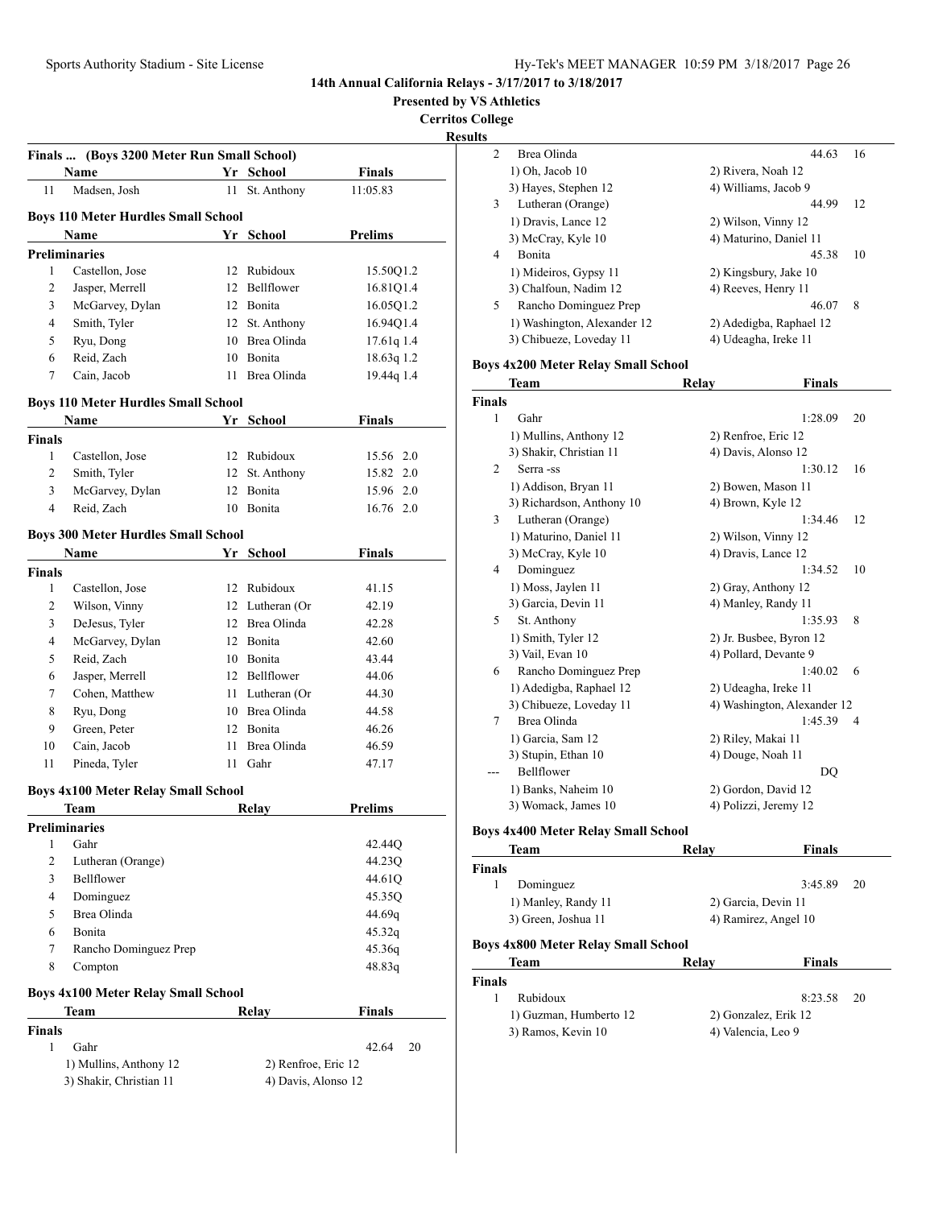14th Annual California Relays - 3/17/2017 to 3/18/2017

Presented by VS Athletics

Cerritos College

Results

### Finals ... (Boys 3200 Meter Run Small School)

| | Name | Yr | School | Finals |
|---|---|---|---|---|
| 11 | Madsen, Josh | 11 | St. Anthony | 11:05.83 |

### Boys 110 Meter Hurdles Small School

| | Name | Yr | School | Prelims |
|---|---|---|---|---|
| **Preliminaries** | | | | |
| 1 | Castellon, Jose | 12 | Rubidoux | 15.50Q1.2 |
| 2 | Jasper, Merrell | 12 | Bellflower | 16.81Q1.4 |
| 3 | McGarvey, Dylan | 12 | Bonita | 16.05Q1.2 |
| 4 | Smith, Tyler | 12 | St. Anthony | 16.94Q1.4 |
| 5 | Ryu, Dong | 10 | Brea Olinda | 17.61q 1.4 |
| 6 | Reid, Zach | 10 | Bonita | 18.63q 1.2 |
| 7 | Cain, Jacob | 11 | Brea Olinda | 19.44q 1.4 |

### Boys 110 Meter Hurdles Small School

| | Name | Yr | School | Finals |
|---|---|---|---|---|
| **Finals** | | | | |
| 1 | Castellon, Jose | 12 | Rubidoux | 15.56 2.0 |
| 2 | Smith, Tyler | 12 | St. Anthony | 15.82 2.0 |
| 3 | McGarvey, Dylan | 12 | Bonita | 15.96 2.0 |
| 4 | Reid, Zach | 10 | Bonita | 16.76 2.0 |

### Boys 300 Meter Hurdles Small School

| | Name | Yr | School | Finals |
|---|---|---|---|---|
| **Finals** | | | | |
| 1 | Castellon, Jose | 12 | Rubidoux | 41.15 |
| 2 | Wilson, Vinny | 12 | Lutheran (Or | 42.19 |
| 3 | DeJesus, Tyler | 12 | Brea Olinda | 42.28 |
| 4 | McGarvey, Dylan | 12 | Bonita | 42.60 |
| 5 | Reid, Zach | 10 | Bonita | 43.44 |
| 6 | Jasper, Merrell | 12 | Bellflower | 44.06 |
| 7 | Cohen, Matthew | 11 | Lutheran (Or | 44.30 |
| 8 | Ryu, Dong | 10 | Brea Olinda | 44.58 |
| 9 | Green, Peter | 12 | Bonita | 46.26 |
| 10 | Cain, Jacob | 11 | Brea Olinda | 46.59 |
| 11 | Pineda, Tyler | 11 | Gahr | 47.17 |

### Boys 4x100 Meter Relay Small School

| | Team | Relay | Prelims |
|---|---|---|---|
| **Preliminaries** | | | |
| 1 | Gahr | | 42.44Q |
| 2 | Lutheran (Orange) | | 44.23Q |
| 3 | Bellflower | | 44.61Q |
| 4 | Dominguez | | 45.35Q |
| 5 | Brea Olinda | | 44.69q |
| 6 | Bonita | | 45.32q |
| 7 | Rancho Dominguez Prep | | 45.36q |
| 8 | Compton | | 48.83q |

### Boys 4x100 Meter Relay Small School

| | Team | Relay | Finals | |
|---|---|---|---|---|
| **Finals** | | | | |
| 1 | Gahr | | 42.64 | 20 |
| | 1) Mullins, Anthony 12 | 2) Renfroe, Eric 12 | | |
| | 3) Shakir, Christian 11 | 4) Davis, Alonso 12 | | |
| 2 | Brea Olinda | | 44.63 | 16 |
| | 1) Oh, Jacob 10 | 2) Rivera, Noah 12 | | |
| | 3) Hayes, Stephen 12 | 4) Williams, Jacob 9 | | |
| 3 | Lutheran (Orange) | | 44.99 | 12 |
| | 1) Dravis, Lance 12 | 2) Wilson, Vinny 12 | | |
| | 3) McCray, Kyle 10 | 4) Maturino, Daniel 11 | | |
| 4 | Bonita | | 45.38 | 10 |
| | 1) Mideiros, Gypsy 11 | 2) Kingsbury, Jake 10 | | |
| | 3) Chalfoun, Nadim 12 | 4) Reeves, Henry 11 | | |
| 5 | Rancho Dominguez Prep | | 46.07 | 8 |
| | 1) Washington, Alexander 12 | 2) Adedigba, Raphael 12 | | |
| | 3) Chibueze, Loveday 11 | 4) Udeagha, Ireke 11 | | |

### Boys 4x200 Meter Relay Small School

| | Team | Relay | Finals | |
|---|---|---|---|---|
| **Finals** | | | | |
| 1 | Gahr | | 1:28.09 | 20 |
| | 1) Mullins, Anthony 12 | 2) Renfroe, Eric 12 | | |
| | 3) Shakir, Christian 11 | 4) Davis, Alonso 12 | | |
| 2 | Serra -ss | | 1:30.12 | 16 |
| | 1) Addison, Bryan 11 | 2) Bowen, Mason 11 | | |
| | 3) Richardson, Anthony 10 | 4) Brown, Kyle 12 | | |
| 3 | Lutheran (Orange) | | 1:34.46 | 12 |
| | 1) Maturino, Daniel 11 | 2) Wilson, Vinny 12 | | |
| | 3) McCray, Kyle 10 | 4) Dravis, Lance 12 | | |
| 4 | Dominguez | | 1:34.52 | 10 |
| | 1) Moss, Jaylen 11 | 2) Gray, Anthony 12 | | |
| | 3) Garcia, Devin 11 | 4) Manley, Randy 11 | | |
| 5 | St. Anthony | | 1:35.93 | 8 |
| | 1) Smith, Tyler 12 | 2) Jr. Busbee, Byron 12 | | |
| | 3) Vail, Evan 10 | 4) Pollard, Devante 9 | | |
| 6 | Rancho Dominguez Prep | | 1:40.02 | 6 |
| | 1) Adedigba, Raphael 12 | 2) Udeagha, Ireke 11 | | |
| | 3) Chibueze, Loveday 11 | 4) Washington, Alexander 12 | | |
| 7 | Brea Olinda | | 1:45.39 | 4 |
| | 1) Garcia, Sam 12 | 2) Riley, Makai 11 | | |
| | 3) Stupin, Ethan 10 | 4) Douge, Noah 11 | | |
| --- | Bellflower | | DQ | |
| | 1) Banks, Naheim 10 | 2) Gordon, David 12 | | |
| | 3) Womack, James 10 | 4) Polizzi, Jeremy 12 | | |

### Boys 4x400 Meter Relay Small School

| | Team | Relay | Finals | |
|---|---|---|---|---|
| **Finals** | | | | |
| 1 | Dominguez | | 3:45.89 | 20 |
| | 1) Manley, Randy 11 | 2) Garcia, Devin 11 | | |
| | 3) Green, Joshua 11 | 4) Ramirez, Angel 10 | | |

### Boys 4x800 Meter Relay Small School

| | Team | Relay | Finals | |
|---|---|---|---|---|
| **Finals** | | | | |
| 1 | Rubidoux | | 8:23.58 | 20 |
| | 1) Guzman, Humberto 12 | 2) Gonzalez, Erik 12 | | |
| | 3) Ramos, Kevin 10 | 4) Valencia, Leo 9 | | |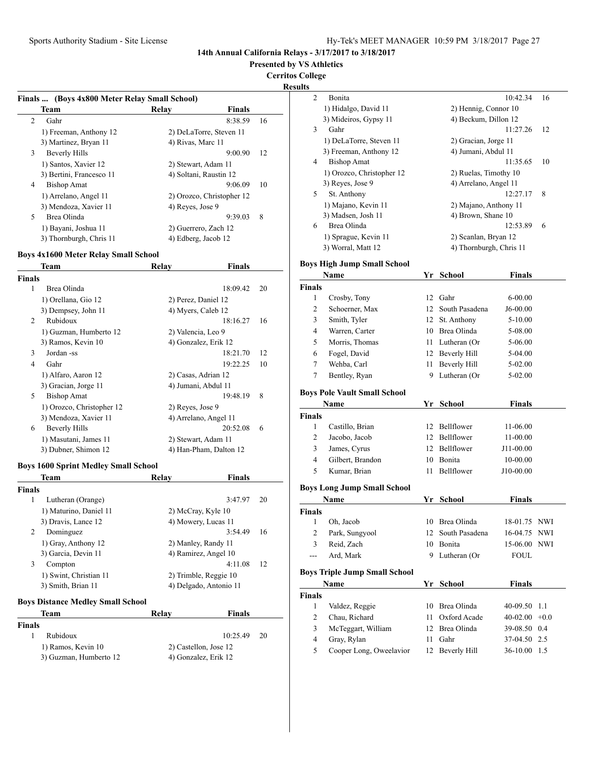14th Annual California Relays - 3/17/2017 to 3/18/2017

Presented by VS Athletics

Cerritos College

Results

### Finals ... (Boys 4x800 Meter Relay Small School)

| | Team | Relay | Finals | |
|---|---|---|---|---|
| 2 | Gahr | | 8:38.59 | 16 |
| | 1) Freeman, Anthony 12 | 2) DeLaTorre, Steven 11 | | |
| | 3) Martinez, Bryan 11 | 4) Rivas, Marc 11 | | |
| 3 | Beverly Hills | | 9:00.90 | 12 |
| | 1) Santos, Xavier 12 | 2) Stewart, Adam 11 | | |
| | 3) Bertini, Francesco 11 | 4) Soltani, Raustin 12 | | |
| 4 | Bishop Amat | | 9:06.09 | 10 |
| | 1) Arrelano, Angel 11 | 2) Orozco, Christopher 12 | | |
| | 3) Mendoza, Xavier 11 | 4) Reyes, Jose 9 | | |
| 5 | Brea Olinda | | 9:39.03 | 8 |
| | 1) Bayani, Joshua 11 | 2) Guerrero, Zach 12 | | |
| | 3) Thornburgh, Chris 11 | 4) Edberg, Jacob 12 | | |

### Boys 4x1600 Meter Relay Small School

| | Team | Relay | Finals | |
|---|---|---|---|---|
| **Finals** | | | | |
| 1 | Brea Olinda | | 18:09.42 | 20 |
| | 1) Orellana, Gio 12 | 2) Perez, Daniel 12 | | |
| | 3) Dempsey, John 11 | 4) Myers, Caleb 12 | | |
| 2 | Rubidoux | | 18:16.27 | 16 |
| | 1) Guzman, Humberto 12 | 2) Valencia, Leo 9 | | |
| | 3) Ramos, Kevin 10 | 4) Gonzalez, Erik 12 | | |
| 3 | Jordan -ss | | 18:21.70 | 12 |
| 4 | Gahr | | 19:22.25 | 10 |
| | 1) Alfaro, Aaron 12 | 2) Casas, Adrian 12 | | |
| | 3) Gracian, Jorge 11 | 4) Jumani, Abdul 11 | | |
| 5 | Bishop Amat | | 19:48.19 | 8 |
| | 1) Orozco, Christopher 12 | 2) Reyes, Jose 9 | | |
| | 3) Mendoza, Xavier 11 | 4) Arrelano, Angel 11 | | |
| 6 | Beverly Hills | | 20:52.08 | 6 |
| | 1) Masutani, James 11 | 2) Stewart, Adam 11 | | |
| | 3) Dubner, Shimon 12 | 4) Han-Pham, Dalton 12 | | |

### Boys 1600 Sprint Medley Small School

| | Team | Relay | Finals | |
|---|---|---|---|---|
| **Finals** | | | | |
| 1 | Lutheran (Orange) | | 3:47.97 | 20 |
| | 1) Maturino, Daniel 11 | 2) McCray, Kyle 10 | | |
| | 3) Dravis, Lance 12 | 4) Mowery, Lucas 11 | | |
| 2 | Dominguez | | 3:54.49 | 16 |
| | 1) Gray, Anthony 12 | 2) Manley, Randy 11 | | |
| | 3) Garcia, Devin 11 | 4) Ramirez, Angel 10 | | |
| 3 | Compton | | 4:11.08 | 12 |
| | 1) Swint, Christian 11 | 2) Trimble, Reggie 10 | | |
| | 3) Smith, Brian 11 | 4) Delgado, Antonio 11 | | |

### Boys Distance Medley Small School

| | Team | Relay | Finals | |
|---|---|---|---|---|
| **Finals** | | | | |
| 1 | Rubidoux | | 10:25.49 | 20 |
| | 1) Ramos, Kevin 10 | 2) Castellon, Jose 12 | | |
| | 3) Guzman, Humberto 12 | 4) Gonzalez, Erik 12 | | |
| 2 | Bonita | | 10:42.34 | 16 |
| | 1) Hidalgo, David 11 | 2) Hennig, Connor 10 | | |
| | 3) Mideiros, Gypsy 11 | 4) Beckum, Dillon 12 | | |
| 3 | Gahr | | 11:27.26 | 12 |
| | 1) DeLaTorre, Steven 11 | 2) Gracian, Jorge 11 | | |
| | 3) Freeman, Anthony 12 | 4) Jumani, Abdul 11 | | |
| 4 | Bishop Amat | | 11:35.65 | 10 |
| | 1) Orozco, Christopher 12 | 2) Ruelas, Timothy 10 | | |
| | 3) Reyes, Jose 9 | 4) Arrelano, Angel 11 | | |
| 5 | St. Anthony | | 12:27.17 | 8 |
| | 1) Majano, Kevin 11 | 2) Majano, Anthony 11 | | |
| | 3) Madsen, Josh 11 | 4) Brown, Shane 10 | | |
| 6 | Brea Olinda | | 12:53.89 | 6 |
| | 1) Sprague, Kevin 11 | 2) Scanlan, Bryan 12 | | |
| | 3) Worral, Matt 12 | 4) Thornburgh, Chris 11 | | |

### Boys High Jump Small School

| | Name | Yr | School | Finals |
|---|---|---|---|---|
| **Finals** | | | | |
| 1 | Crosby, Tony | 12 | Gahr | 6-00.00 |
| 2 | Schoerner, Max | 12 | South Pasadena | J6-00.00 |
| 3 | Smith, Tyler | 12 | St. Anthony | 5-10.00 |
| 4 | Warren, Carter | 10 | Brea Olinda | 5-08.00 |
| 5 | Morris, Thomas | 11 | Lutheran (Or | 5-06.00 |
| 6 | Fogel, David | 12 | Beverly Hill | 5-04.00 |
| 7 | Wehba, Carl | 11 | Beverly Hill | 5-02.00 |
| 7 | Bentley, Ryan | 9 | Lutheran (Or | 5-02.00 |

### Boys Pole Vault Small School

| | Name | Yr | School | Finals |
|---|---|---|---|---|
| **Finals** | | | | |
| 1 | Castillo, Brian | 12 | Bellflower | 11-06.00 |
| 2 | Jacobo, Jacob | 12 | Bellflower | 11-00.00 |
| 3 | James, Cyrus | 12 | Bellflower | J11-00.00 |
| 4 | Gilbert, Brandon | 10 | Bonita | 10-00.00 |
| 5 | Kumar, Brian | 11 | Bellflower | J10-00.00 |

### Boys Long Jump Small School

| | Name | Yr | School | Finals | |
|---|---|---|---|---|---|
| **Finals** | | | | | |
| 1 | Oh, Jacob | 10 | Brea Olinda | 18-01.75 | NWI |
| 2 | Park, Sungyool | 12 | South Pasadena | 16-04.75 | NWI |
| 3 | Reid, Zach | 10 | Bonita | 15-06.00 | NWI |
| --- | Ard, Mark | 9 | Lutheran (Or | FOUL | |

### Boys Triple Jump Small School

| | Name | Yr | School | Finals | |
|---|---|---|---|---|---|
| **Finals** | | | | | |
| 1 | Valdez, Reggie | 10 | Brea Olinda | 40-09.50 | 1.1 |
| 2 | Chau, Richard | 11 | Oxford Acade | 40-02.00 | +0.0 |
| 3 | McTeggart, William | 12 | Brea Olinda | 39-08.50 | 0.4 |
| 4 | Gray, Rylan | 11 | Gahr | 37-04.50 | 2.5 |
| 5 | Cooper Long, Oweelavior | 12 | Beverly Hill | 36-10.00 | 1.5 |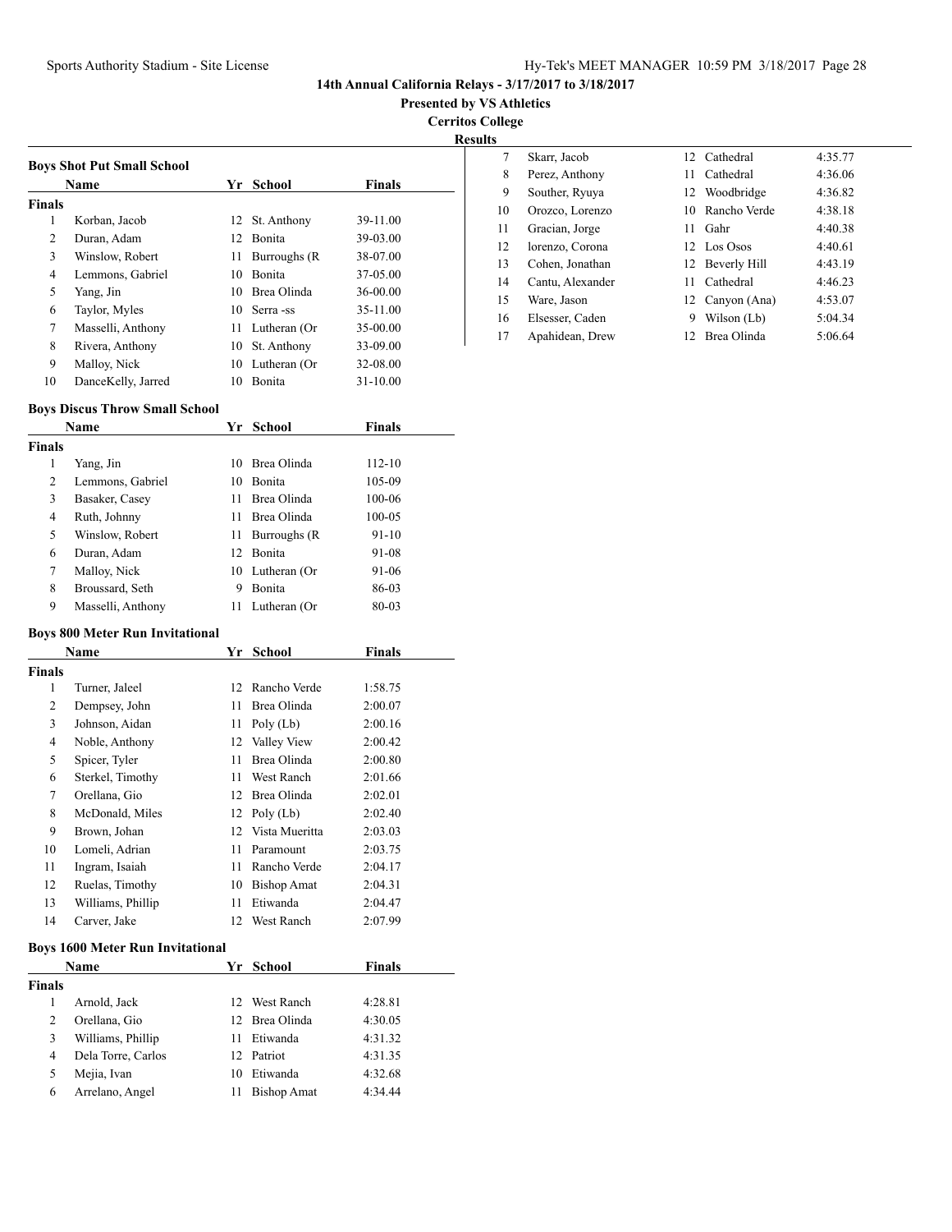**14th Annual California Relays - 3/17/2017 to 3/18/2017**

**Presented by VS Athletics**

**Cerritos College**

**Results**

### Boys Shot Put Small School

| | Name | Yr | School | Finals |
|---|---|---|---|---|
| **Finals** | | | | |
| 1 | Korban, Jacob | 12 | St. Anthony | 39-11.00 |
| 2 | Duran, Adam | 12 | Bonita | 39-03.00 |
| 3 | Winslow, Robert | 11 | Burroughs (R | 38-07.00 |
| 4 | Lemmons, Gabriel | 10 | Bonita | 37-05.00 |
| 5 | Yang, Jin | 10 | Brea Olinda | 36-00.00 |
| 6 | Taylor, Myles | 10 | Serra -ss | 35-11.00 |
| 7 | Masselli, Anthony | 11 | Lutheran (Or | 35-00.00 |
| 8 | Rivera, Anthony | 10 | St. Anthony | 33-09.00 |
| 9 | Malloy, Nick | 10 | Lutheran (Or | 32-08.00 |
| 10 | DanceKelly, Jarred | 10 | Bonita | 31-10.00 |

### Boys Discus Throw Small School

| | Name | Yr | School | Finals |
|---|---|---|---|---|
| **Finals** | | | | |
| 1 | Yang, Jin | 10 | Brea Olinda | 112-10 |
| 2 | Lemmons, Gabriel | 10 | Bonita | 105-09 |
| 3 | Basaker, Casey | 11 | Brea Olinda | 100-06 |
| 4 | Ruth, Johnny | 11 | Brea Olinda | 100-05 |
| 5 | Winslow, Robert | 11 | Burroughs (R | 91-10 |
| 6 | Duran, Adam | 12 | Bonita | 91-08 |
| 7 | Malloy, Nick | 10 | Lutheran (Or | 91-06 |
| 8 | Broussard, Seth | 9 | Bonita | 86-03 |
| 9 | Masselli, Anthony | 11 | Lutheran (Or | 80-03 |

### Boys 800 Meter Run Invitational

| | Name | Yr | School | Finals |
|---|---|---|---|---|
| **Finals** | | | | |
| 1 | Turner, Jaleel | 12 | Rancho Verde | 1:58.75 |
| 2 | Dempsey, John | 11 | Brea Olinda | 2:00.07 |
| 3 | Johnson, Aidan | 11 | Poly (Lb) | 2:00.16 |
| 4 | Noble, Anthony | 12 | Valley View | 2:00.42 |
| 5 | Spicer, Tyler | 11 | Brea Olinda | 2:00.80 |
| 6 | Sterkel, Timothy | 11 | West Ranch | 2:01.66 |
| 7 | Orellana, Gio | 12 | Brea Olinda | 2:02.01 |
| 8 | McDonald, Miles | 12 | Poly (Lb) | 2:02.40 |
| 9 | Brown, Johan | 12 | Vista Mueritta | 2:03.03 |
| 10 | Lomeli, Adrian | 11 | Paramount | 2:03.75 |
| 11 | Ingram, Isaiah | 11 | Rancho Verde | 2:04.17 |
| 12 | Ruelas, Timothy | 10 | Bishop Amat | 2:04.31 |
| 13 | Williams, Phillip | 11 | Etiwanda | 2:04.47 |
| 14 | Carver, Jake | 12 | West Ranch | 2:07.99 |

### Boys 1600 Meter Run Invitational

| | Name | Yr | School | Finals |
|---|---|---|---|---|
| **Finals** | | | | |
| 1 | Arnold, Jack | 12 | West Ranch | 4:28.81 |
| 2 | Orellana, Gio | 12 | Brea Olinda | 4:30.05 |
| 3 | Williams, Phillip | 11 | Etiwanda | 4:31.32 |
| 4 | Dela Torre, Carlos | 12 | Patriot | 4:31.35 |
| 5 | Mejia, Ivan | 10 | Etiwanda | 4:32.68 |
| 6 | Arrelano, Angel | 11 | Bishop Amat | 4:34.44 |
| 7 | Skarr, Jacob | 12 | Cathedral | 4:35.77 |
| 8 | Perez, Anthony | 11 | Cathedral | 4:36.06 |
| 9 | Souther, Ryuya | 12 | Woodbridge | 4:36.82 |
| 10 | Orozco, Lorenzo | 10 | Rancho Verde | 4:38.18 |
| 11 | Gracian, Jorge | 11 | Gahr | 4:40.38 |
| 12 | lorenzo, Corona | 12 | Los Osos | 4:40.61 |
| 13 | Cohen, Jonathan | 12 | Beverly Hill | 4:43.19 |
| 14 | Cantu, Alexander | 11 | Cathedral | 4:46.23 |
| 15 | Ware, Jason | 12 | Canyon (Ana) | 4:53.07 |
| 16 | Elsesser, Caden | 9 | Wilson (Lb) | 5:04.34 |
| 17 | Apahidean, Drew | 12 | Brea Olinda | 5:06.64 |